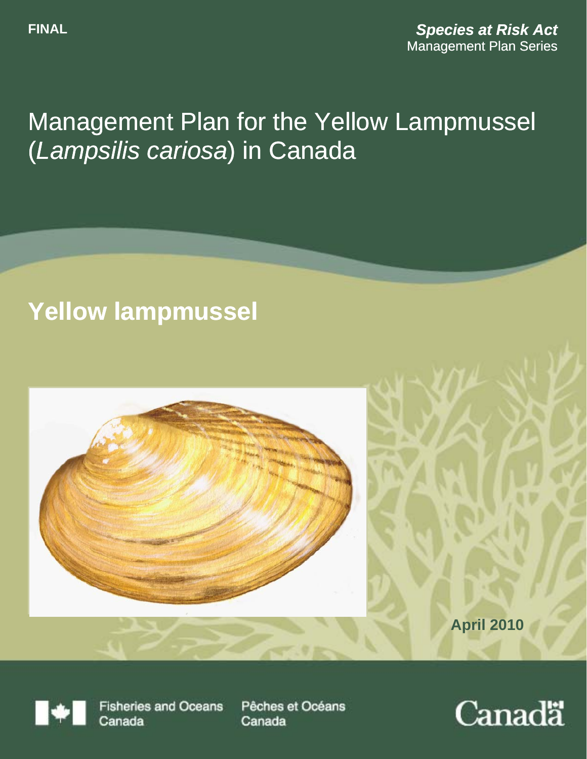**FINAL**

***Species at Risk Act***
Management Plan Series

# Management Plan for the Yellow Lampmussel (*Lampsilis cariosa*) in Canada

## Yellow lampmussel

**April 2010**

Fisheries and Oceans Canada    Pêches et Océans Canada

Canada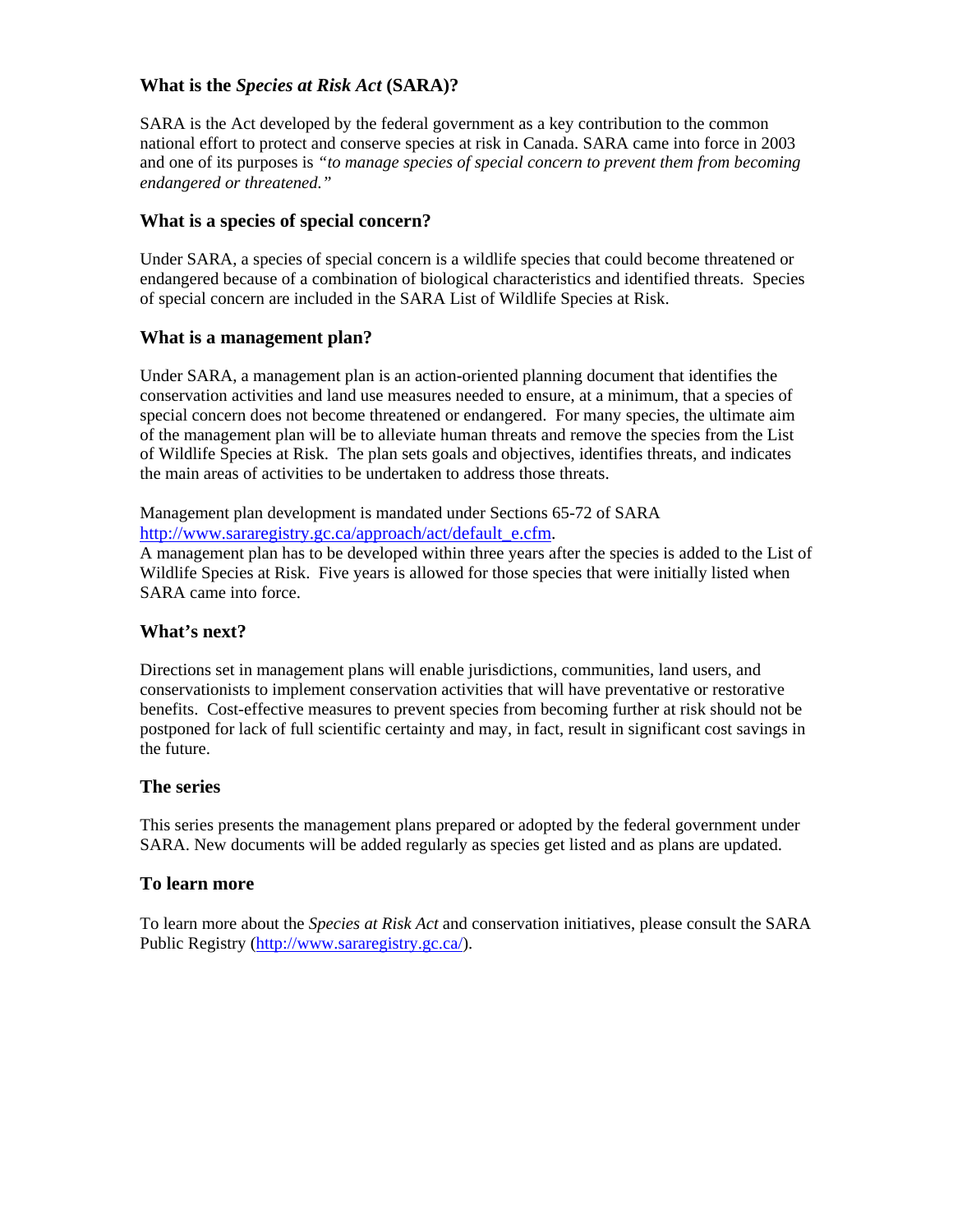## What is the *Species at Risk Act* (SARA)?

SARA is the Act developed by the federal government as a key contribution to the common national effort to protect and conserve species at risk in Canada. SARA came into force in 2003 and one of its purposes is *"to manage species of special concern to prevent them from becoming endangered or threatened."*

## What is a species of special concern?

Under SARA, a species of special concern is a wildlife species that could become threatened or endangered because of a combination of biological characteristics and identified threats. Species of special concern are included in the SARA List of Wildlife Species at Risk.

## What is a management plan?

Under SARA, a management plan is an action-oriented planning document that identifies the conservation activities and land use measures needed to ensure, at a minimum, that a species of special concern does not become threatened or endangered. For many species, the ultimate aim of the management plan will be to alleviate human threats and remove the species from the List of Wildlife Species at Risk. The plan sets goals and objectives, identifies threats, and indicates the main areas of activities to be undertaken to address those threats.

Management plan development is mandated under Sections 65-72 of SARA http://www.sararegistry.gc.ca/approach/act/default_e.cfm.
A management plan has to be developed within three years after the species is added to the List of Wildlife Species at Risk. Five years is allowed for those species that were initially listed when SARA came into force.

## What's next?

Directions set in management plans will enable jurisdictions, communities, land users, and conservationists to implement conservation activities that will have preventative or restorative benefits. Cost-effective measures to prevent species from becoming further at risk should not be postponed for lack of full scientific certainty and may, in fact, result in significant cost savings in the future.

## The series

This series presents the management plans prepared or adopted by the federal government under SARA. New documents will be added regularly as species get listed and as plans are updated.

## To learn more

To learn more about the *Species at Risk Act* and conservation initiatives, please consult the SARA Public Registry (http://www.sararegistry.gc.ca/).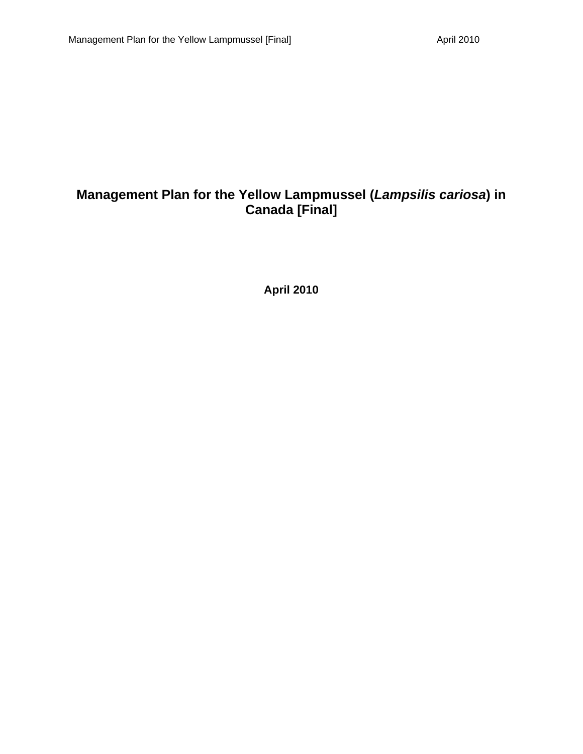# Management Plan for the Yellow Lampmussel (*Lampsilis cariosa*) in Canada [Final]

**April 2010**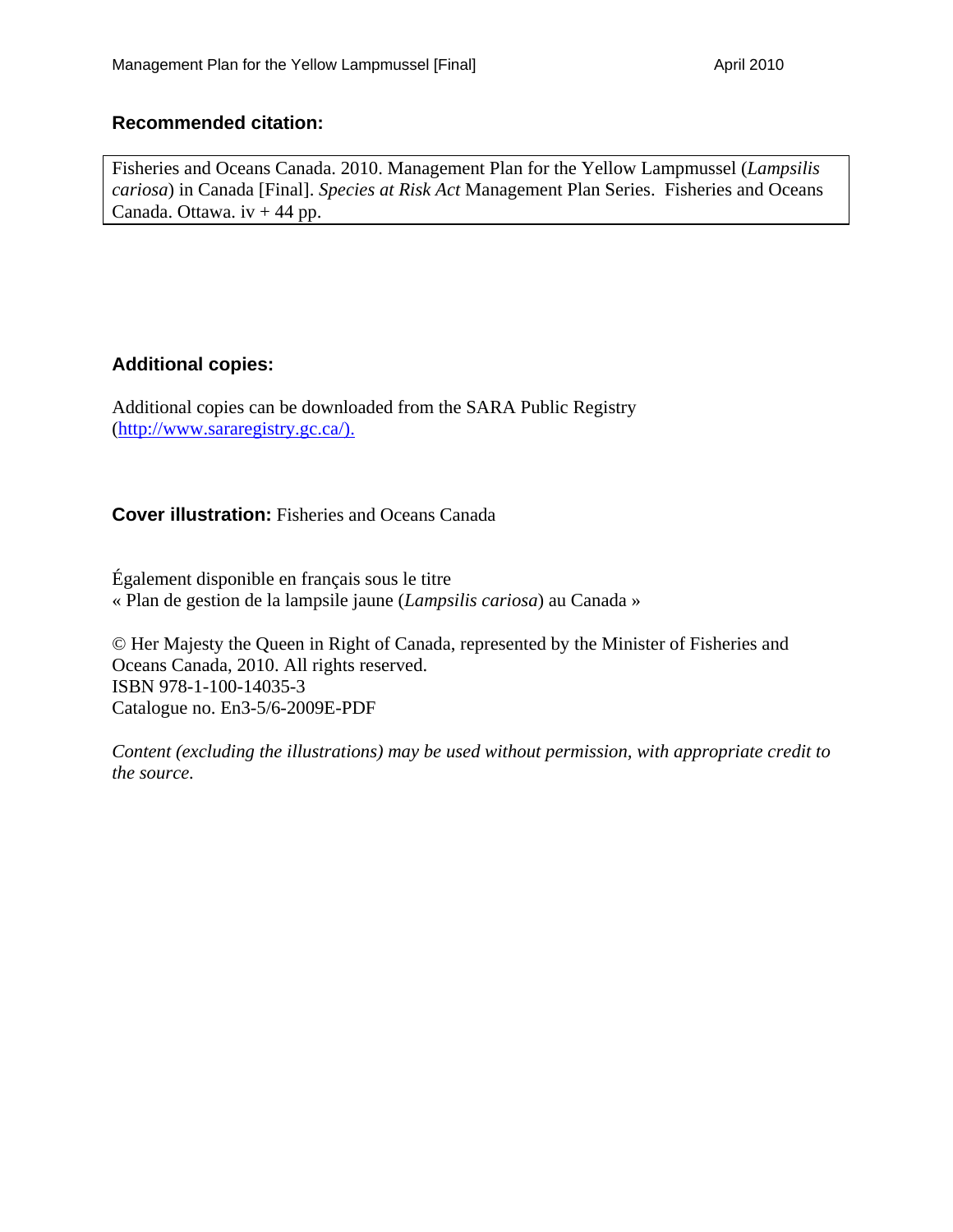**Recommended citation:**

Fisheries and Oceans Canada. 2010. Management Plan for the Yellow Lampmussel (*Lampsilis cariosa*) in Canada [Final]. *Species at Risk Act* Management Plan Series. Fisheries and Oceans Canada. Ottawa. iv + 44 pp.

**Additional copies:**

Additional copies can be downloaded from the SARA Public Registry (http://www.sararegistry.gc.ca/).

**Cover illustration:** Fisheries and Oceans Canada

Également disponible en français sous le titre
« Plan de gestion de la lampsile jaune (*Lampsilis cariosa*) au Canada »

© Her Majesty the Queen in Right of Canada, represented by the Minister of Fisheries and Oceans Canada, 2010. All rights reserved.
ISBN 978-1-100-14035-3
Catalogue no. En3-5/6-2009E-PDF

*Content (excluding the illustrations) may be used without permission, with appropriate credit to the source.*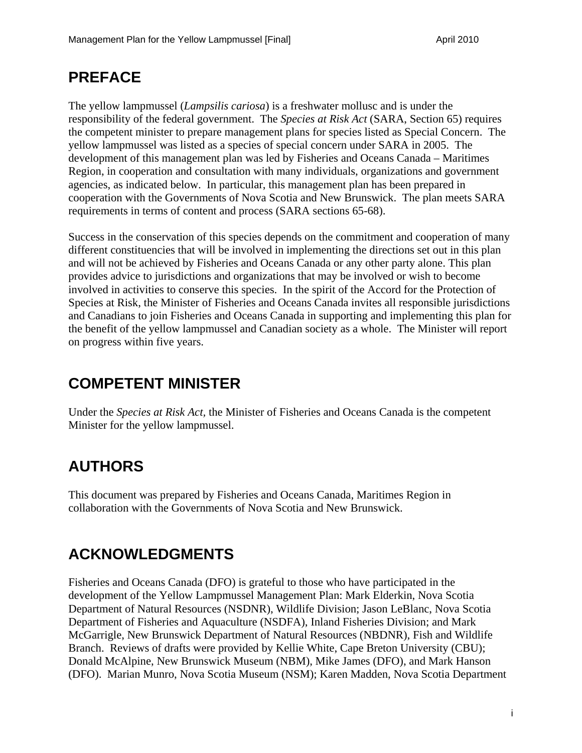# PREFACE

The yellow lampmussel (*Lampsilis cariosa*) is a freshwater mollusc and is under the responsibility of the federal government. The *Species at Risk Act* (SARA, Section 65) requires the competent minister to prepare management plans for species listed as Special Concern. The yellow lampmussel was listed as a species of special concern under SARA in 2005. The development of this management plan was led by Fisheries and Oceans Canada – Maritimes Region, in cooperation and consultation with many individuals, organizations and government agencies, as indicated below. In particular, this management plan has been prepared in cooperation with the Governments of Nova Scotia and New Brunswick. The plan meets SARA requirements in terms of content and process (SARA sections 65-68).

Success in the conservation of this species depends on the commitment and cooperation of many different constituencies that will be involved in implementing the directions set out in this plan and will not be achieved by Fisheries and Oceans Canada or any other party alone. This plan provides advice to jurisdictions and organizations that may be involved or wish to become involved in activities to conserve this species. In the spirit of the Accord for the Protection of Species at Risk, the Minister of Fisheries and Oceans Canada invites all responsible jurisdictions and Canadians to join Fisheries and Oceans Canada in supporting and implementing this plan for the benefit of the yellow lampmussel and Canadian society as a whole. The Minister will report on progress within five years.

# COMPETENT MINISTER

Under the *Species at Risk Act*, the Minister of Fisheries and Oceans Canada is the competent Minister for the yellow lampmussel.

# AUTHORS

This document was prepared by Fisheries and Oceans Canada, Maritimes Region in collaboration with the Governments of Nova Scotia and New Brunswick.

# ACKNOWLEDGMENTS

Fisheries and Oceans Canada (DFO) is grateful to those who have participated in the development of the Yellow Lampmussel Management Plan: Mark Elderkin, Nova Scotia Department of Natural Resources (NSDNR), Wildlife Division; Jason LeBlanc, Nova Scotia Department of Fisheries and Aquaculture (NSDFA), Inland Fisheries Division; and Mark McGarrigle, New Brunswick Department of Natural Resources (NBDNR), Fish and Wildlife Branch. Reviews of drafts were provided by Kellie White, Cape Breton University (CBU); Donald McAlpine, New Brunswick Museum (NBM), Mike James (DFO), and Mark Hanson (DFO). Marian Munro, Nova Scotia Museum (NSM); Karen Madden, Nova Scotia Department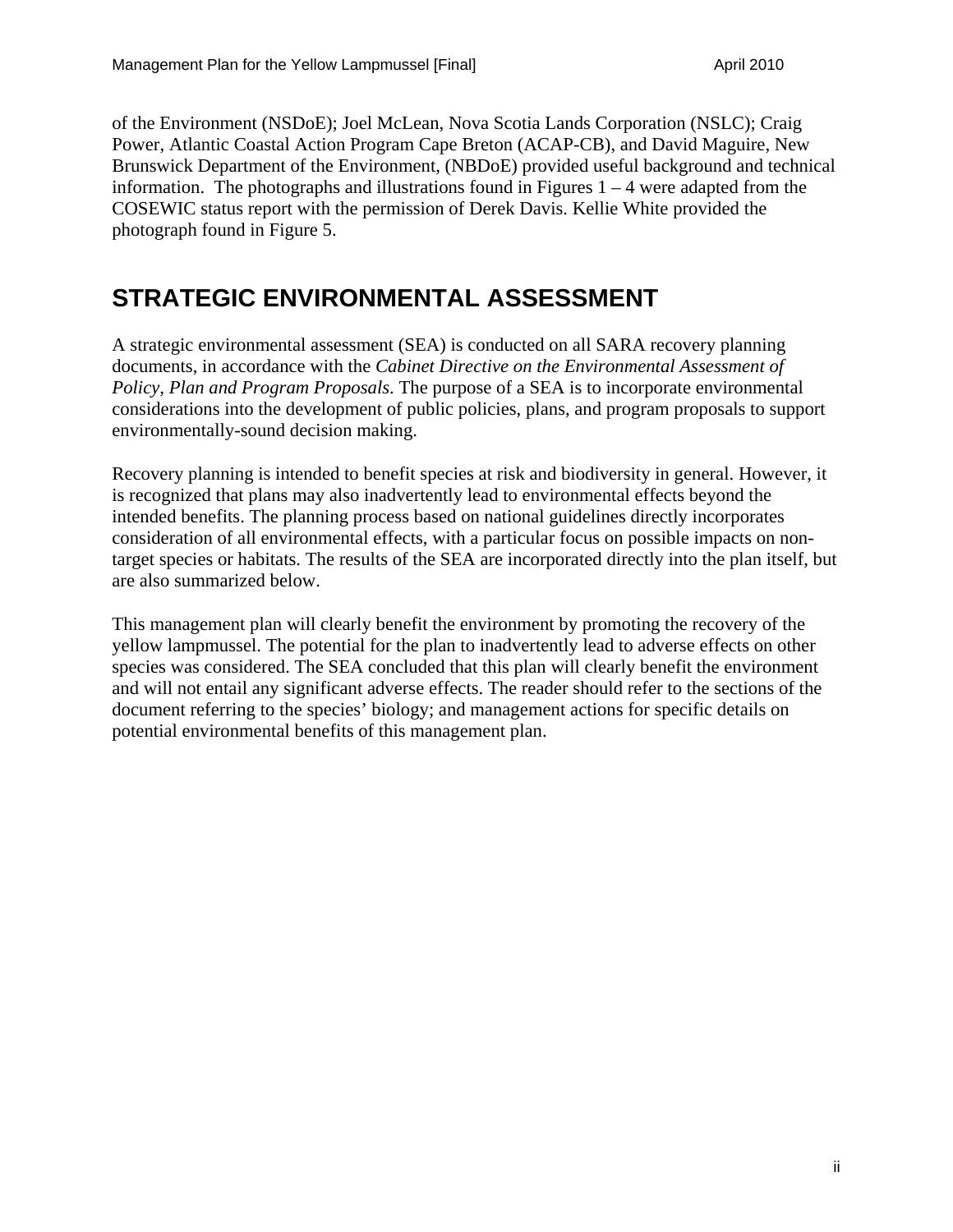of the Environment (NSDoE); Joel McLean, Nova Scotia Lands Corporation (NSLC); Craig Power, Atlantic Coastal Action Program Cape Breton (ACAP-CB), and David Maguire, New Brunswick Department of the Environment, (NBDoE) provided useful background and technical information. The photographs and illustrations found in Figures 1 – 4 were adapted from the COSEWIC status report with the permission of Derek Davis. Kellie White provided the photograph found in Figure 5.

# STRATEGIC ENVIRONMENTAL ASSESSMENT

A strategic environmental assessment (SEA) is conducted on all SARA recovery planning documents, in accordance with the *Cabinet Directive on the Environmental Assessment of Policy, Plan and Program Proposals*. The purpose of a SEA is to incorporate environmental considerations into the development of public policies, plans, and program proposals to support environmentally-sound decision making.

Recovery planning is intended to benefit species at risk and biodiversity in general. However, it is recognized that plans may also inadvertently lead to environmental effects beyond the intended benefits. The planning process based on national guidelines directly incorporates consideration of all environmental effects, with a particular focus on possible impacts on non-target species or habitats. The results of the SEA are incorporated directly into the plan itself, but are also summarized below.

This management plan will clearly benefit the environment by promoting the recovery of the yellow lampmussel. The potential for the plan to inadvertently lead to adverse effects on other species was considered. The SEA concluded that this plan will clearly benefit the environment and will not entail any significant adverse effects. The reader should refer to the sections of the document referring to the species' biology; and management actions for specific details on potential environmental benefits of this management plan.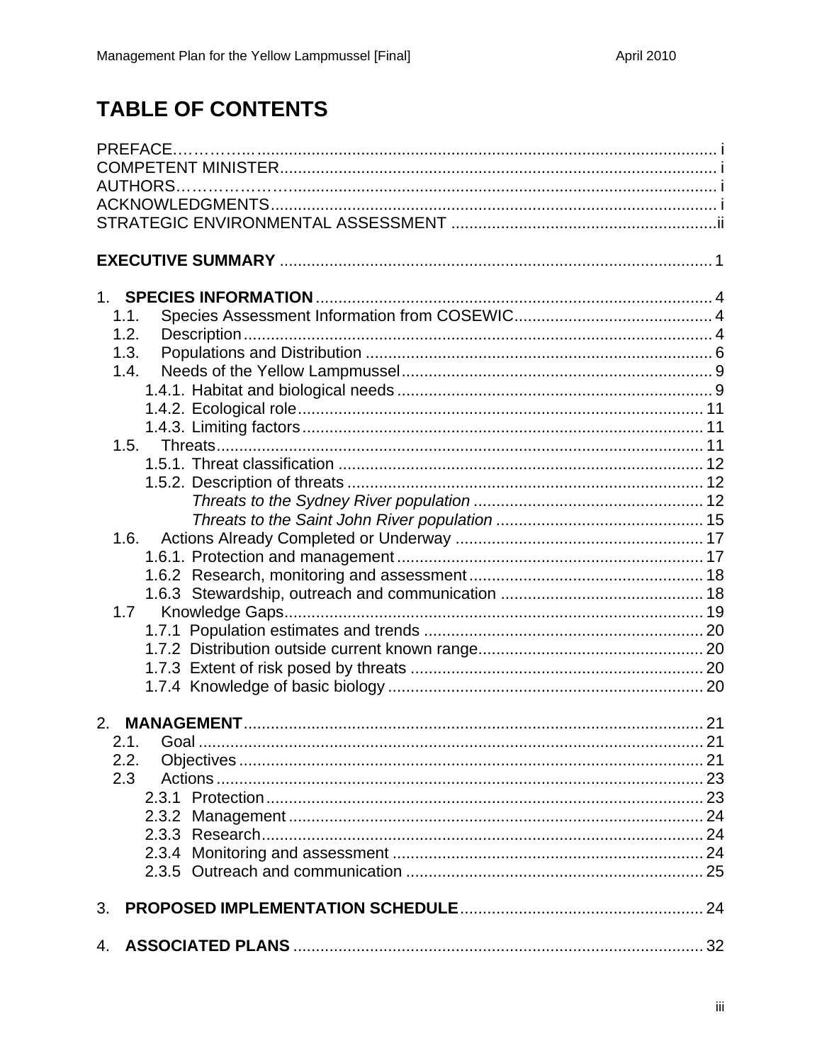# TABLE OF CONTENTS

PREFACE ..... i
COMPETENT MINISTER ..... i
AUTHORS ..... i
ACKNOWLEDGMENTS ..... i
STRATEGIC ENVIRONMENTAL ASSESSMENT ..... ii

**EXECUTIVE SUMMARY** ..... 1

1. **SPECIES INFORMATION** ..... 4
   - 1.1. Species Assessment Information from COSEWIC ..... 4
   - 1.2. Description ..... 4
   - 1.3. Populations and Distribution ..... 6
   - 1.4. Needs of the Yellow Lampmussel ..... 9
     - 1.4.1. Habitat and biological needs ..... 9
     - 1.4.2. Ecological role ..... 11
     - 1.4.3. Limiting factors ..... 11
   - 1.5. Threats ..... 11
     - 1.5.1. Threat classification ..... 12
     - 1.5.2. Description of threats ..... 12
       - *Threats to the Sydney River population* ..... 12
       - *Threats to the Saint John River population* ..... 15
   - 1.6. Actions Already Completed or Underway ..... 17
     - 1.6.1. Protection and management ..... 17
     - 1.6.2 Research, monitoring and assessment ..... 18
     - 1.6.3 Stewardship, outreach and communication ..... 18
   - 1.7 Knowledge Gaps ..... 19
     - 1.7.1 Population estimates and trends ..... 20
     - 1.7.2 Distribution outside current known range ..... 20
     - 1.7.3 Extent of risk posed by threats ..... 20
     - 1.7.4 Knowledge of basic biology ..... 20

2. **MANAGEMENT** ..... 21
   - 2.1. Goal ..... 21
   - 2.2. Objectives ..... 21
   - 2.3 Actions ..... 23
     - 2.3.1 Protection ..... 23
     - 2.3.2 Management ..... 24
     - 2.3.3 Research ..... 24
     - 2.3.4 Monitoring and assessment ..... 24
     - 2.3.5 Outreach and communication ..... 25

3. **PROPOSED IMPLEMENTATION SCHEDULE** ..... 24

4. **ASSOCIATED PLANS** ..... 32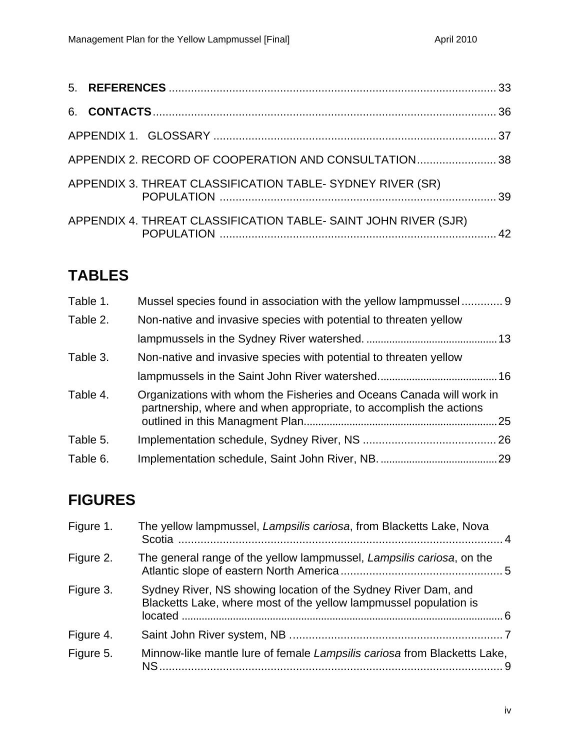5. **REFERENCES** .................................................................................................. 33

6. **CONTACTS** ........................................................................................................ 36

APPENDIX 1. GLOSSARY ........................................................................................ 37

APPENDIX 2. RECORD OF COOPERATION AND CONSULTATION ......................... 38

APPENDIX 3. THREAT CLASSIFICATION TABLE- SYDNEY RIVER (SR) POPULATION ........................................................................................ 39

APPENDIX 4. THREAT CLASSIFICATION TABLE- SAINT JOHN RIVER (SJR) POPULATION ........................................................................................ 42

# TABLES

Table 1. Mussel species found in association with the yellow lampmussel ............. 9

Table 2. Non-native and invasive species with potential to threaten yellow lampmussels in the Sydney River watershed. .............................................. 13

Table 3. Non-native and invasive species with potential to threaten yellow lampmussels in the Saint John River watershed. ......................................... 16

Table 4. Organizations with whom the Fisheries and Oceans Canada will work in partnership, where and when appropriate, to accomplish the actions outlined in this Managment Plan .................................................................... 25

Table 5. Implementation schedule, Sydney River, NS .......................................... 26

Table 6. Implementation schedule, Saint John River, NB. ......................................... 29

# FIGURES

Figure 1. The yellow lampmussel, *Lampsilis cariosa*, from Blacketts Lake, Nova Scotia ..................................................................................................... 4

Figure 2. The general range of the yellow lampmussel, *Lampsilis cariosa*, on the Atlantic slope of eastern North America ................................................... 5

Figure 3. Sydney River, NS showing location of the Sydney River Dam, and Blacketts Lake, where most of the yellow lampmussel population is located ................................................................................................................ 6

Figure 4. Saint John River system, NB ................................................................... 7

Figure 5. Minnow-like mantle lure of female *Lampsilis cariosa* from Blacketts Lake, NS ............................................................................................................ 9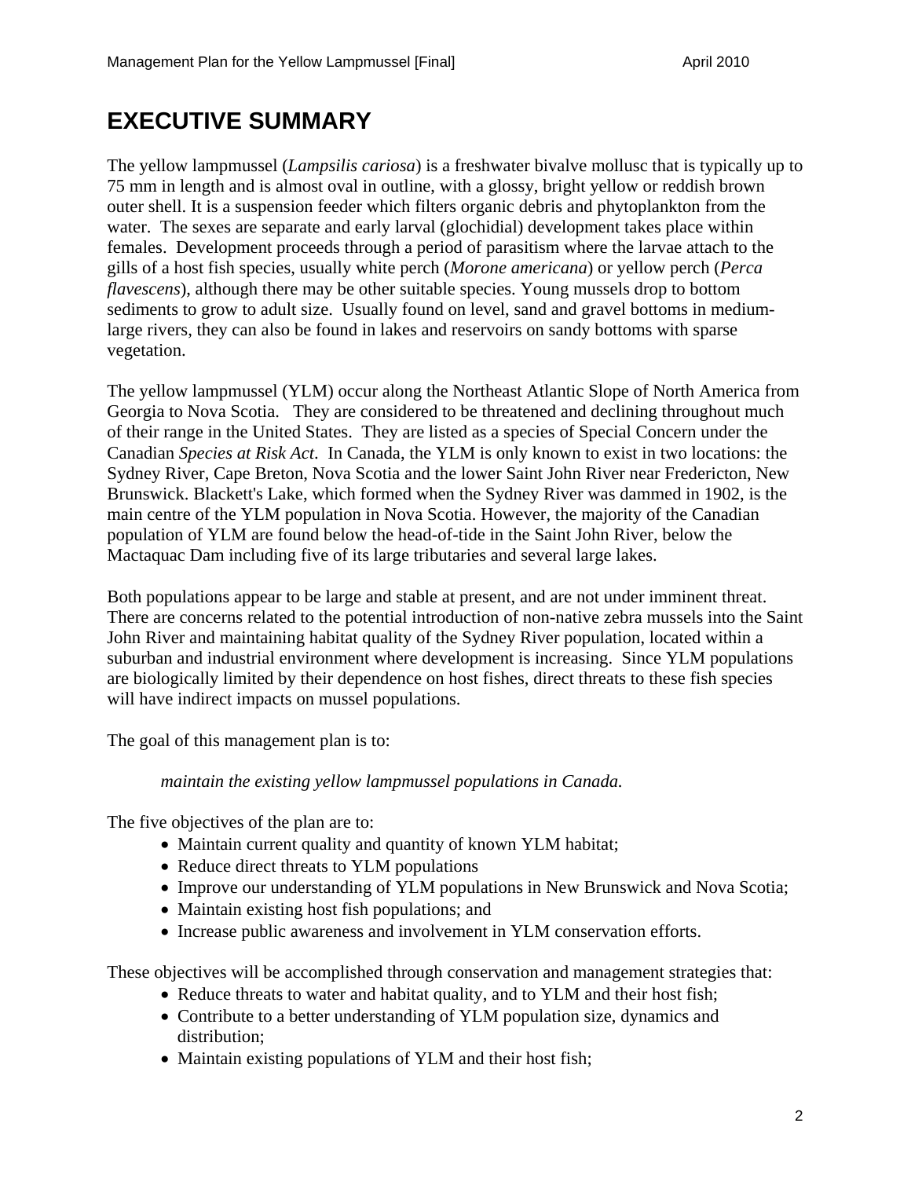# EXECUTIVE SUMMARY

The yellow lampmussel (*Lampsilis cariosa*) is a freshwater bivalve mollusc that is typically up to 75 mm in length and is almost oval in outline, with a glossy, bright yellow or reddish brown outer shell. It is a suspension feeder which filters organic debris and phytoplankton from the water. The sexes are separate and early larval (glochidial) development takes place within females. Development proceeds through a period of parasitism where the larvae attach to the gills of a host fish species, usually white perch (*Morone americana*) or yellow perch (*Perca flavescens*), although there may be other suitable species. Young mussels drop to bottom sediments to grow to adult size. Usually found on level, sand and gravel bottoms in medium-large rivers, they can also be found in lakes and reservoirs on sandy bottoms with sparse vegetation.

The yellow lampmussel (YLM) occur along the Northeast Atlantic Slope of North America from Georgia to Nova Scotia. They are considered to be threatened and declining throughout much of their range in the United States. They are listed as a species of Special Concern under the Canadian *Species at Risk Act*. In Canada, the YLM is only known to exist in two locations: the Sydney River, Cape Breton, Nova Scotia and the lower Saint John River near Fredericton, New Brunswick. Blackett's Lake, which formed when the Sydney River was dammed in 1902, is the main centre of the YLM population in Nova Scotia. However, the majority of the Canadian population of YLM are found below the head-of-tide in the Saint John River, below the Mactaquac Dam including five of its large tributaries and several large lakes.

Both populations appear to be large and stable at present, and are not under imminent threat. There are concerns related to the potential introduction of non-native zebra mussels into the Saint John River and maintaining habitat quality of the Sydney River population, located within a suburban and industrial environment where development is increasing. Since YLM populations are biologically limited by their dependence on host fishes, direct threats to these fish species will have indirect impacts on mussel populations.

The goal of this management plan is to:

*maintain the existing yellow lampmussel populations in Canada.*

The five objectives of the plan are to:

- Maintain current quality and quantity of known YLM habitat;
- Reduce direct threats to YLM populations
- Improve our understanding of YLM populations in New Brunswick and Nova Scotia;
- Maintain existing host fish populations; and
- Increase public awareness and involvement in YLM conservation efforts.

These objectives will be accomplished through conservation and management strategies that:

- Reduce threats to water and habitat quality, and to YLM and their host fish;
- Contribute to a better understanding of YLM population size, dynamics and distribution;
- Maintain existing populations of YLM and their host fish;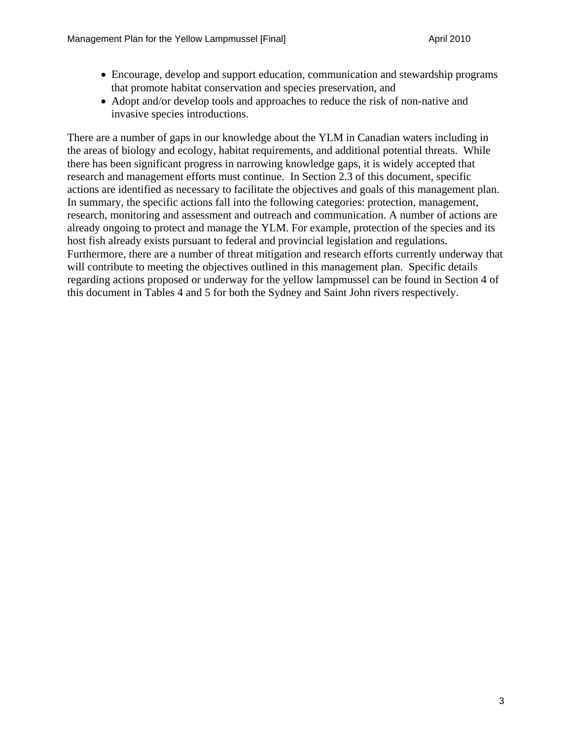- Encourage, develop and support education, communication and stewardship programs that promote habitat conservation and species preservation, and
- Adopt and/or develop tools and approaches to reduce the risk of non-native and invasive species introductions.

There are a number of gaps in our knowledge about the YLM in Canadian waters including in the areas of biology and ecology, habitat requirements, and additional potential threats. While there has been significant progress in narrowing knowledge gaps, it is widely accepted that research and management efforts must continue. In Section 2.3 of this document, specific actions are identified as necessary to facilitate the objectives and goals of this management plan. In summary, the specific actions fall into the following categories: protection, management, research, monitoring and assessment and outreach and communication. A number of actions are already ongoing to protect and manage the YLM. For example, protection of the species and its host fish already exists pursuant to federal and provincial legislation and regulations. Furthermore, there are a number of threat mitigation and research efforts currently underway that will contribute to meeting the objectives outlined in this management plan. Specific details regarding actions proposed or underway for the yellow lampmussel can be found in Section 4 of this document in Tables 4 and 5 for both the Sydney and Saint John rivers respectively.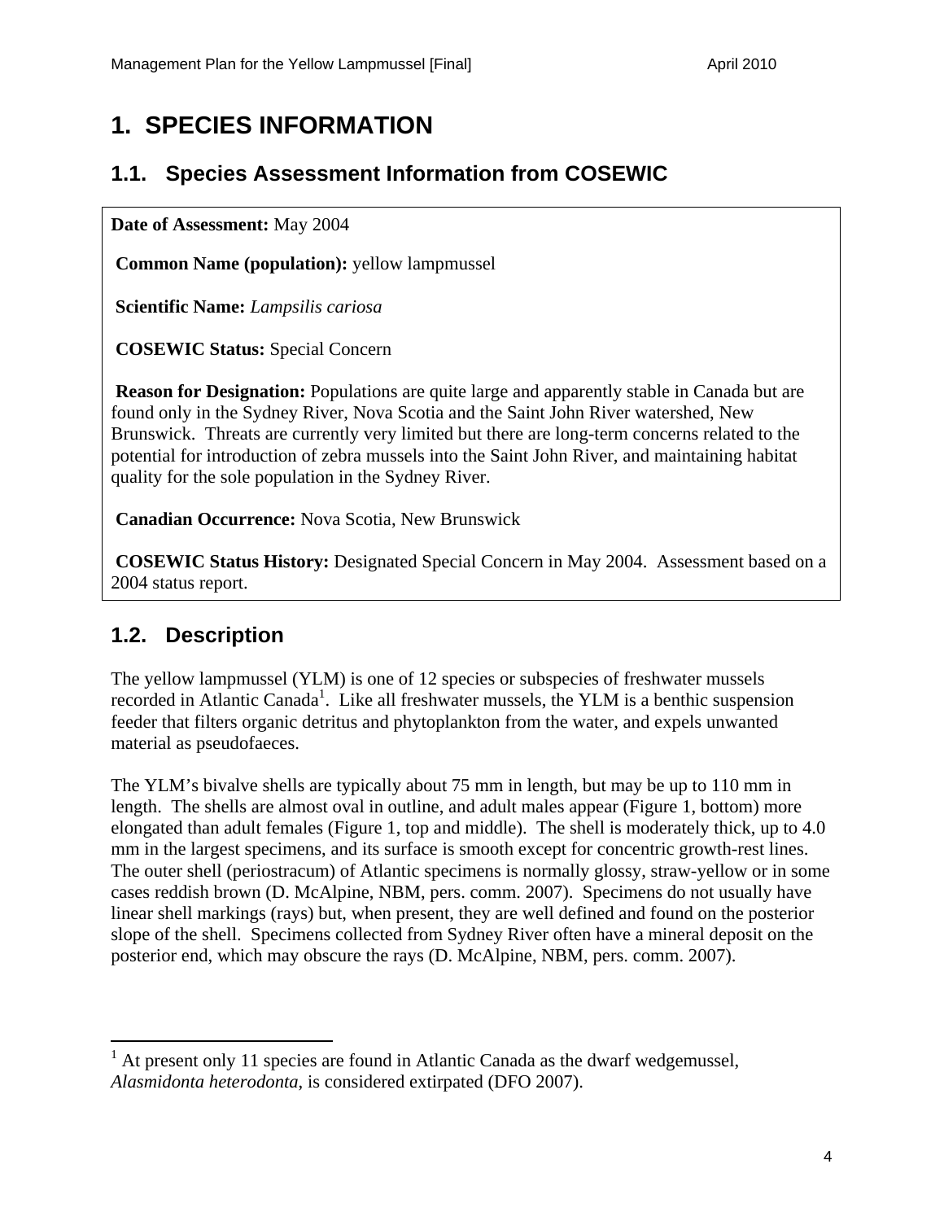# 1. SPECIES INFORMATION

## 1.1. Species Assessment Information from COSEWIC

**Date of Assessment:** May 2004

**Common Name (population):** yellow lampmussel

**Scientific Name:** *Lampsilis cariosa*

**COSEWIC Status:** Special Concern

**Reason for Designation:** Populations are quite large and apparently stable in Canada but are found only in the Sydney River, Nova Scotia and the Saint John River watershed, New Brunswick. Threats are currently very limited but there are long-term concerns related to the potential for introduction of zebra mussels into the Saint John River, and maintaining habitat quality for the sole population in the Sydney River.

**Canadian Occurrence:** Nova Scotia, New Brunswick

**COSEWIC Status History:** Designated Special Concern in May 2004. Assessment based on a 2004 status report.

## 1.2. Description

The yellow lampmussel (YLM) is one of 12 species or subspecies of freshwater mussels recorded in Atlantic Canada[1]. Like all freshwater mussels, the YLM is a benthic suspension feeder that filters organic detritus and phytoplankton from the water, and expels unwanted material as pseudofaeces.

The YLM's bivalve shells are typically about 75 mm in length, but may be up to 110 mm in length. The shells are almost oval in outline, and adult males appear (Figure 1, bottom) more elongated than adult females (Figure 1, top and middle). The shell is moderately thick, up to 4.0 mm in the largest specimens, and its surface is smooth except for concentric growth-rest lines. The outer shell (periostracum) of Atlantic specimens is normally glossy, straw-yellow or in some cases reddish brown (D. McAlpine, NBM, pers. comm. 2007). Specimens do not usually have linear shell markings (rays) but, when present, they are well defined and found on the posterior slope of the shell. Specimens collected from Sydney River often have a mineral deposit on the posterior end, which may obscure the rays (D. McAlpine, NBM, pers. comm. 2007).

[1] At present only 11 species are found in Atlantic Canada as the dwarf wedgemussel, *Alasmidonta heterodonta*, is considered extirpated (DFO 2007).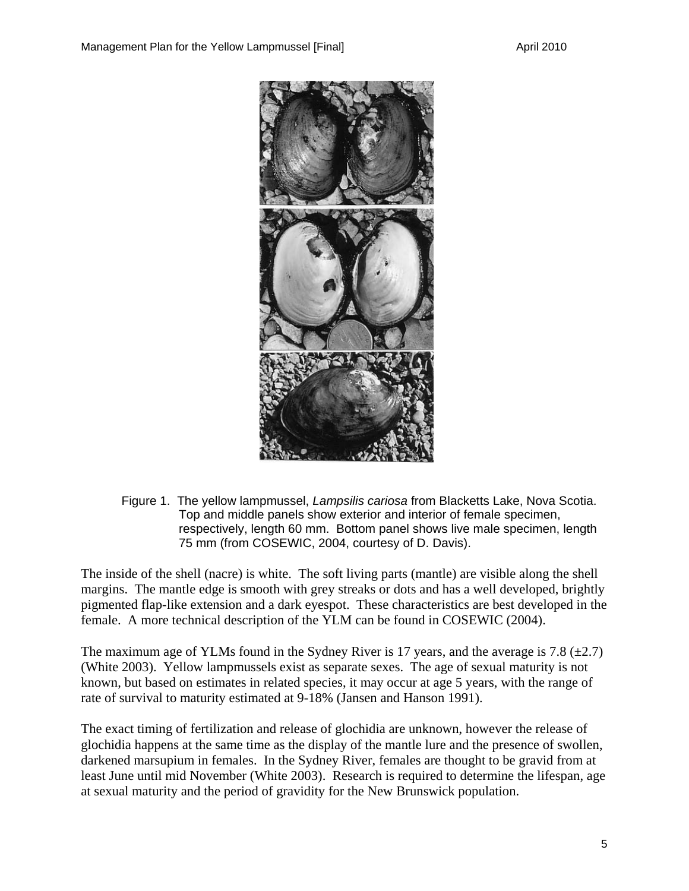Figure 1. The yellow lampmussel, *Lampsilis cariosa* from Blacketts Lake, Nova Scotia. Top and middle panels show exterior and interior of female specimen, respectively, length 60 mm. Bottom panel shows live male specimen, length 75 mm (from COSEWIC, 2004, courtesy of D. Davis).

The inside of the shell (nacre) is white. The soft living parts (mantle) are visible along the shell margins. The mantle edge is smooth with grey streaks or dots and has a well developed, brightly pigmented flap-like extension and a dark eyespot. These characteristics are best developed in the female. A more technical description of the YLM can be found in COSEWIC (2004).

The maximum age of YLMs found in the Sydney River is 17 years, and the average is 7.8 ($\pm$2.7) (White 2003). Yellow lampmussels exist as separate sexes. The age of sexual maturity is not known, but based on estimates in related species, it may occur at age 5 years, with the range of rate of survival to maturity estimated at 9-18% (Jansen and Hanson 1991).

The exact timing of fertilization and release of glochidia are unknown, however the release of glochidia happens at the same time as the display of the mantle lure and the presence of swollen, darkened marsupium in females. In the Sydney River, females are thought to be gravid from at least June until mid November (White 2003). Research is required to determine the lifespan, age at sexual maturity and the period of gravidity for the New Brunswick population.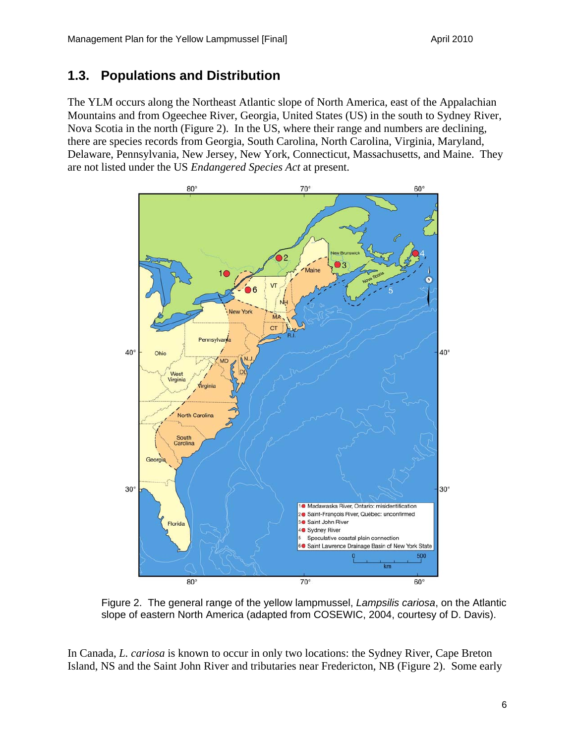## 1.3. Populations and Distribution

The YLM occurs along the Northeast Atlantic slope of North America, east of the Appalachian Mountains and from Ogeechee River, Georgia, United States (US) in the south to Sydney River, Nova Scotia in the north (Figure 2). In the US, where their range and numbers are declining, there are species records from Georgia, South Carolina, North Carolina, Virginia, Maryland, Delaware, Pennsylvania, New Jersey, New York, Connecticut, Massachusetts, and Maine. They are not listed under the US *Endangered Species Act* at present.

Figure 2. The general range of the yellow lampmussel, *Lampsilis cariosa*, on the Atlantic slope of eastern North America (adapted from COSEWIC, 2004, courtesy of D. Davis).

In Canada, *L. cariosa* is known to occur in only two locations: the Sydney River, Cape Breton Island, NS and the Saint John River and tributaries near Fredericton, NB (Figure 2). Some early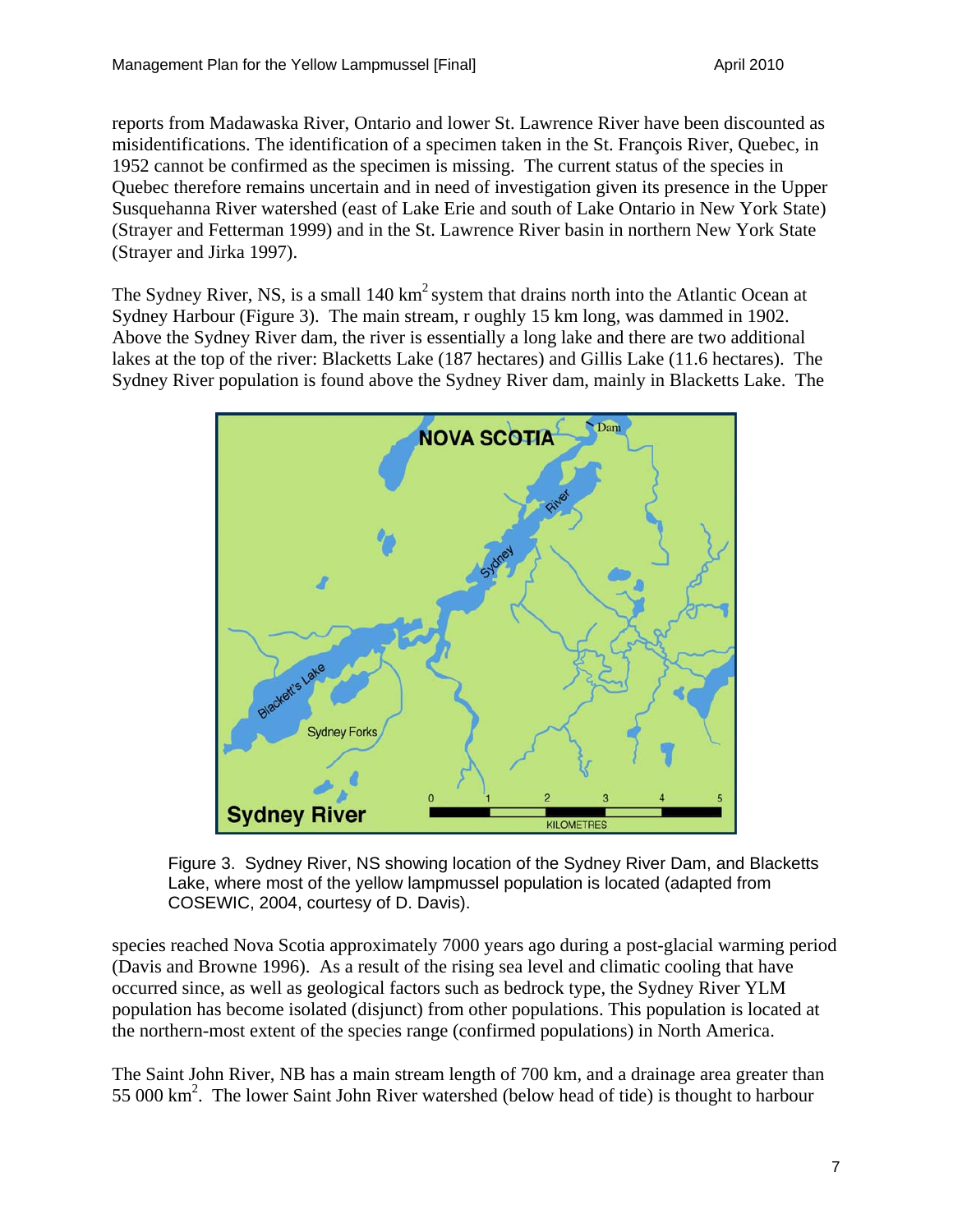reports from Madawaska River, Ontario and lower St. Lawrence River have been discounted as misidentifications. The identification of a specimen taken in the St. François River, Quebec, in 1952 cannot be confirmed as the specimen is missing. The current status of the species in Quebec therefore remains uncertain and in need of investigation given its presence in the Upper Susquehanna River watershed (east of Lake Erie and south of Lake Ontario in New York State) (Strayer and Fetterman 1999) and in the St. Lawrence River basin in northern New York State (Strayer and Jirka 1997).

The Sydney River, NS, is a small 140 km$^2$ system that drains north into the Atlantic Ocean at Sydney Harbour (Figure 3). The main stream, r oughly 15 km long, was dammed in 1902. Above the Sydney River dam, the river is essentially a long lake and there are two additional lakes at the top of the river: Blacketts Lake (187 hectares) and Gillis Lake (11.6 hectares). The Sydney River population is found above the Sydney River dam, mainly in Blacketts Lake. The species reached Nova Scotia approximately 7000 years ago during a post-glacial warming period (Davis and Browne 1996). As a result of the rising sea level and climatic cooling that have occurred since, as well as geological factors such as bedrock type, the Sydney River YLM population has become isolated (disjunct) from other populations. This population is located at the northern-most extent of the species range (confirmed populations) in North America.

Figure 3. Sydney River, NS showing location of the Sydney River Dam, and Blacketts Lake, where most of the yellow lampmussel population is located (adapted from COSEWIC, 2004, courtesy of D. Davis).

The Saint John River, NB has a main stream length of 700 km, and a drainage area greater than 55 000 km$^2$. The lower Saint John River watershed (below head of tide) is thought to harbour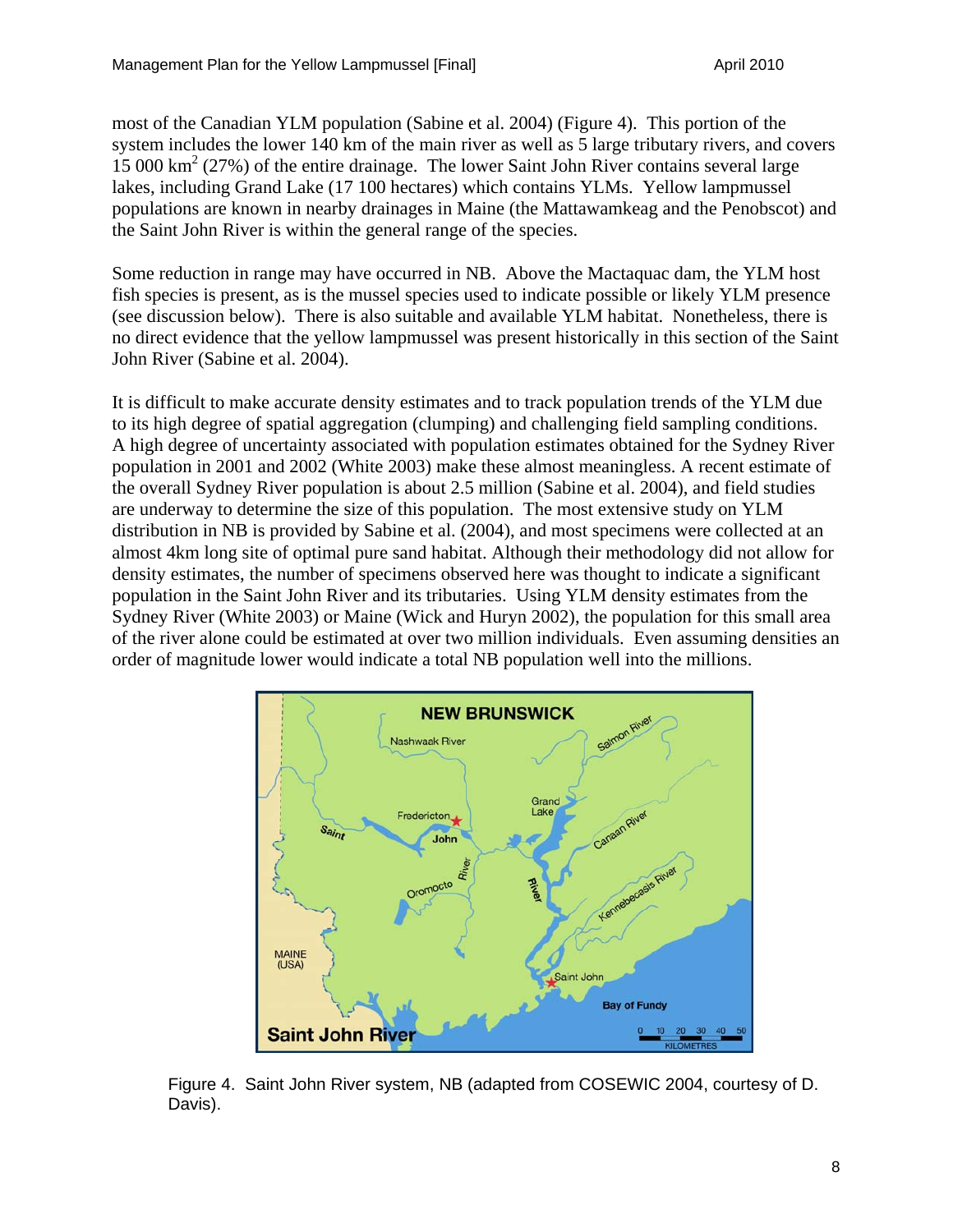most of the Canadian YLM population (Sabine et al. 2004) (Figure 4). This portion of the system includes the lower 140 km of the main river as well as 5 large tributary rivers, and covers 15 000 km$^2$ (27%) of the entire drainage. The lower Saint John River contains several large lakes, including Grand Lake (17 100 hectares) which contains YLMs. Yellow lampmussel populations are known in nearby drainages in Maine (the Mattawamkeag and the Penobscot) and the Saint John River is within the general range of the species.

Some reduction in range may have occurred in NB. Above the Mactaquac dam, the YLM host fish species is present, as is the mussel species used to indicate possible or likely YLM presence (see discussion below). There is also suitable and available YLM habitat. Nonetheless, there is no direct evidence that the yellow lampmussel was present historically in this section of the Saint John River (Sabine et al. 2004).

It is difficult to make accurate density estimates and to track population trends of the YLM due to its high degree of spatial aggregation (clumping) and challenging field sampling conditions. A high degree of uncertainty associated with population estimates obtained for the Sydney River population in 2001 and 2002 (White 2003) make these almost meaningless. A recent estimate of the overall Sydney River population is about 2.5 million (Sabine et al. 2004), and field studies are underway to determine the size of this population. The most extensive study on YLM distribution in NB is provided by Sabine et al. (2004), and most specimens were collected at an almost 4km long site of optimal pure sand habitat. Although their methodology did not allow for density estimates, the number of specimens observed here was thought to indicate a significant population in the Saint John River and its tributaries. Using YLM density estimates from the Sydney River (White 2003) or Maine (Wick and Huryn 2002), the population for this small area of the river alone could be estimated at over two million individuals. Even assuming densities an order of magnitude lower would indicate a total NB population well into the millions.

Figure 4. Saint John River system, NB (adapted from COSEWIC 2004, courtesy of D. Davis).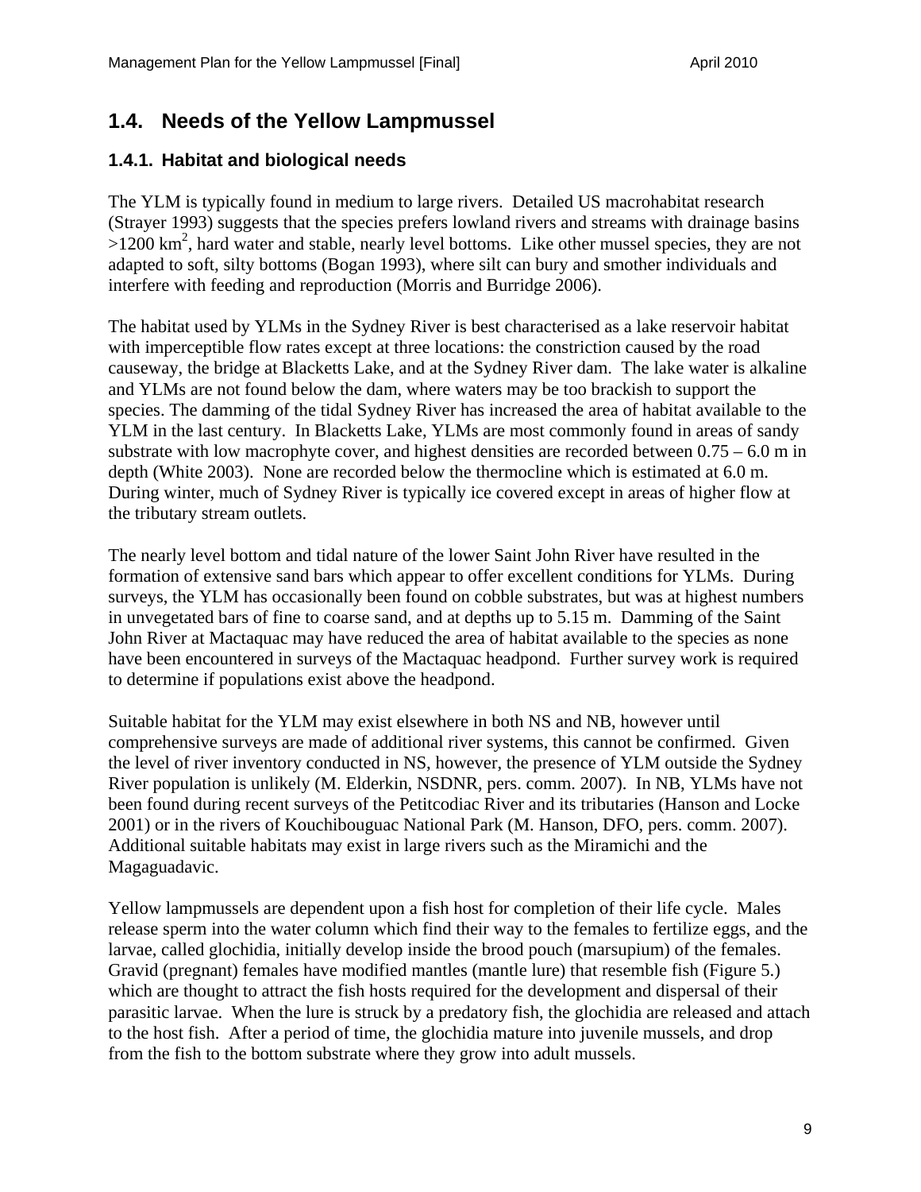## 1.4. Needs of the Yellow Lampmussel

### 1.4.1. Habitat and biological needs

The YLM is typically found in medium to large rivers. Detailed US macrohabitat research (Strayer 1993) suggests that the species prefers lowland rivers and streams with drainage basins >1200 $km^2$, hard water and stable, nearly level bottoms. Like other mussel species, they are not adapted to soft, silty bottoms (Bogan 1993), where silt can bury and smother individuals and interfere with feeding and reproduction (Morris and Burridge 2006).

The habitat used by YLMs in the Sydney River is best characterised as a lake reservoir habitat with imperceptible flow rates except at three locations: the constriction caused by the road causeway, the bridge at Blacketts Lake, and at the Sydney River dam. The lake water is alkaline and YLMs are not found below the dam, where waters may be too brackish to support the species. The damming of the tidal Sydney River has increased the area of habitat available to the YLM in the last century. In Blacketts Lake, YLMs are most commonly found in areas of sandy substrate with low macrophyte cover, and highest densities are recorded between 0.75 – 6.0 m in depth (White 2003). None are recorded below the thermocline which is estimated at 6.0 m. During winter, much of Sydney River is typically ice covered except in areas of higher flow at the tributary stream outlets.

The nearly level bottom and tidal nature of the lower Saint John River have resulted in the formation of extensive sand bars which appear to offer excellent conditions for YLMs. During surveys, the YLM has occasionally been found on cobble substrates, but was at highest numbers in unvegetated bars of fine to coarse sand, and at depths up to 5.15 m. Damming of the Saint John River at Mactaquac may have reduced the area of habitat available to the species as none have been encountered in surveys of the Mactaquac headpond. Further survey work is required to determine if populations exist above the headpond.

Suitable habitat for the YLM may exist elsewhere in both NS and NB, however until comprehensive surveys are made of additional river systems, this cannot be confirmed. Given the level of river inventory conducted in NS, however, the presence of YLM outside the Sydney River population is unlikely (M. Elderkin, NSDNR, pers. comm. 2007). In NB, YLMs have not been found during recent surveys of the Petitcodiac River and its tributaries (Hanson and Locke 2001) or in the rivers of Kouchibouguac National Park (M. Hanson, DFO, pers. comm. 2007). Additional suitable habitats may exist in large rivers such as the Miramichi and the Magaguadavic.

Yellow lampmussels are dependent upon a fish host for completion of their life cycle. Males release sperm into the water column which find their way to the females to fertilize eggs, and the larvae, called glochidia, initially develop inside the brood pouch (marsupium) of the females. Gravid (pregnant) females have modified mantles (mantle lure) that resemble fish (Figure 5.) which are thought to attract the fish hosts required for the development and dispersal of their parasitic larvae. When the lure is struck by a predatory fish, the glochidia are released and attach to the host fish. After a period of time, the glochidia mature into juvenile mussels, and drop from the fish to the bottom substrate where they grow into adult mussels.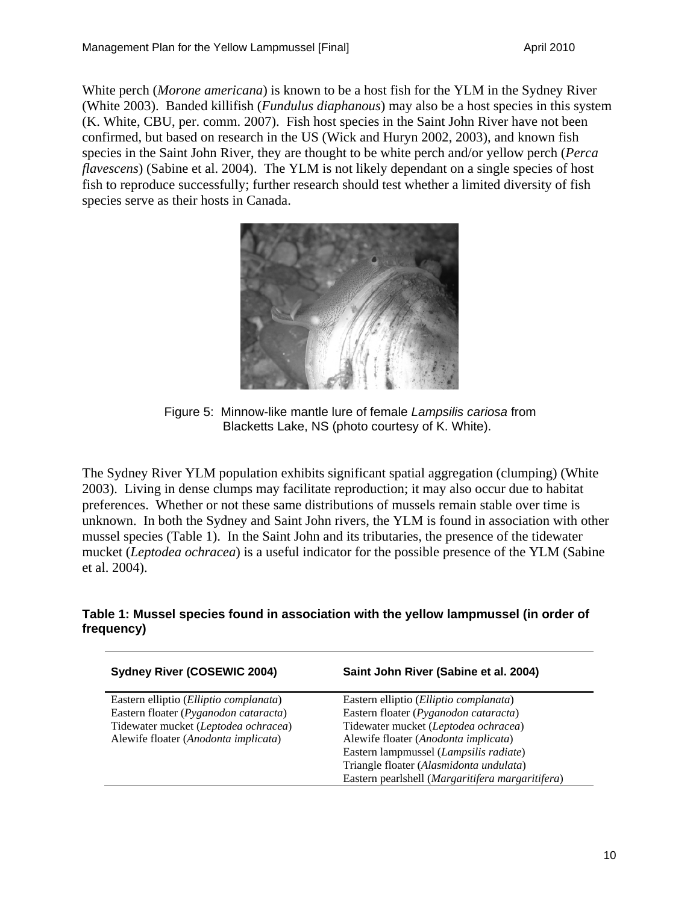White perch (*Morone americana*) is known to be a host fish for the YLM in the Sydney River (White 2003). Banded killifish (*Fundulus diaphanous*) may also be a host species in this system (K. White, CBU, per. comm. 2007). Fish host species in the Saint John River have not been confirmed, but based on research in the US (Wick and Huryn 2002, 2003), and known fish species in the Saint John River, they are thought to be white perch and/or yellow perch (*Perca flavescens*) (Sabine et al. 2004). The YLM is not likely dependant on a single species of host fish to reproduce successfully; further research should test whether a limited diversity of fish species serve as their hosts in Canada.

Figure 5: Minnow-like mantle lure of female *Lampsilis cariosa* from Blacketts Lake, NS (photo courtesy of K. White).

The Sydney River YLM population exhibits significant spatial aggregation (clumping) (White 2003). Living in dense clumps may facilitate reproduction; it may also occur due to habitat preferences. Whether or not these same distributions of mussels remain stable over time is unknown. In both the Sydney and Saint John rivers, the YLM is found in association with other mussel species (Table 1). In the Saint John and its tributaries, the presence of the tidewater mucket (*Leptodea ochracea*) is a useful indicator for the possible presence of the YLM (Sabine et al. 2004).

**Table 1: Mussel species found in association with the yellow lampmussel (in order of frequency)**

| Sydney River (COSEWIC 2004) | Saint John River (Sabine et al. 2004) |
|---|---|
| Eastern elliptio (*Elliptio complanata*) | Eastern elliptio (*Elliptio complanata*) |
| Eastern floater (*Pyganodon cataracta*) | Eastern floater (*Pyganodon cataracta*) |
| Tidewater mucket (*Leptodea ochracea*) | Tidewater mucket (*Leptodea ochracea*) |
| Alewife floater (*Anodonta implicata*) | Alewife floater (*Anodonta implicata*) |
| | Eastern lampmussel (*Lampsilis radiate*) |
| | Triangle floater (*Alasmidonta undulata*) |
| | Eastern pearlshell (*Margaritifera margaritifera*) |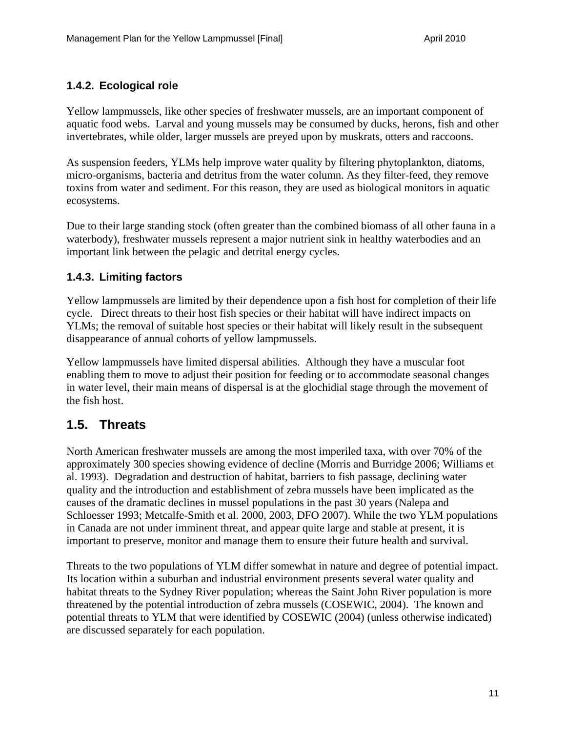### 1.4.2. Ecological role

Yellow lampmussels, like other species of freshwater mussels, are an important component of aquatic food webs. Larval and young mussels may be consumed by ducks, herons, fish and other invertebrates, while older, larger mussels are preyed upon by muskrats, otters and raccoons.

As suspension feeders, YLMs help improve water quality by filtering phytoplankton, diatoms, micro-organisms, bacteria and detritus from the water column. As they filter-feed, they remove toxins from water and sediment. For this reason, they are used as biological monitors in aquatic ecosystems.

Due to their large standing stock (often greater than the combined biomass of all other fauna in a waterbody), freshwater mussels represent a major nutrient sink in healthy waterbodies and an important link between the pelagic and detrital energy cycles.

### 1.4.3. Limiting factors

Yellow lampmussels are limited by their dependence upon a fish host for completion of their life cycle. Direct threats to their host fish species or their habitat will have indirect impacts on YLMs; the removal of suitable host species or their habitat will likely result in the subsequent disappearance of annual cohorts of yellow lampmussels.

Yellow lampmussels have limited dispersal abilities. Although they have a muscular foot enabling them to move to adjust their position for feeding or to accommodate seasonal changes in water level, their main means of dispersal is at the glochidial stage through the movement of the fish host.

## 1.5. Threats

North American freshwater mussels are among the most imperiled taxa, with over 70% of the approximately 300 species showing evidence of decline (Morris and Burridge 2006; Williams et al. 1993). Degradation and destruction of habitat, barriers to fish passage, declining water quality and the introduction and establishment of zebra mussels have been implicated as the causes of the dramatic declines in mussel populations in the past 30 years (Nalepa and Schloesser 1993; Metcalfe-Smith et al. 2000, 2003, DFO 2007). While the two YLM populations in Canada are not under imminent threat, and appear quite large and stable at present, it is important to preserve, monitor and manage them to ensure their future health and survival.

Threats to the two populations of YLM differ somewhat in nature and degree of potential impact. Its location within a suburban and industrial environment presents several water quality and habitat threats to the Sydney River population; whereas the Saint John River population is more threatened by the potential introduction of zebra mussels (COSEWIC, 2004). The known and potential threats to YLM that were identified by COSEWIC (2004) (unless otherwise indicated) are discussed separately for each population.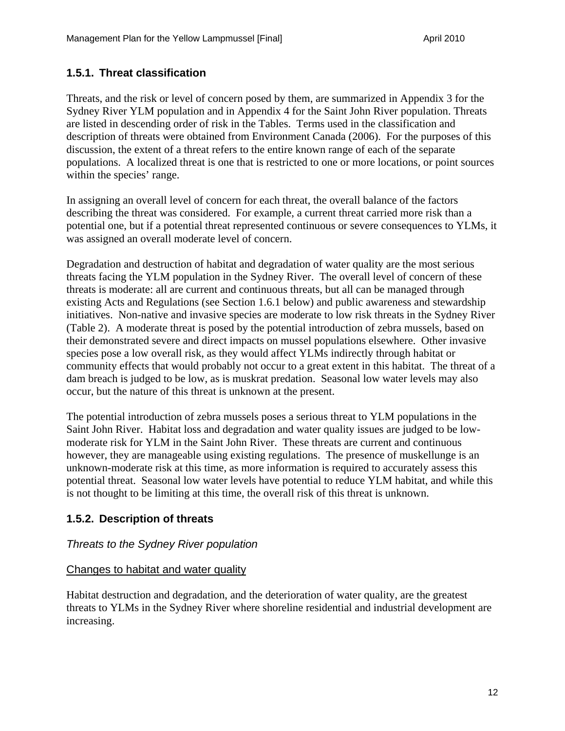### 1.5.1. Threat classification

Threats, and the risk or level of concern posed by them, are summarized in Appendix 3 for the Sydney River YLM population and in Appendix 4 for the Saint John River population. Threats are listed in descending order of risk in the Tables. Terms used in the classification and description of threats were obtained from Environment Canada (2006). For the purposes of this discussion, the extent of a threat refers to the entire known range of each of the separate populations. A localized threat is one that is restricted to one or more locations, or point sources within the species' range.

In assigning an overall level of concern for each threat, the overall balance of the factors describing the threat was considered. For example, a current threat carried more risk than a potential one, but if a potential threat represented continuous or severe consequences to YLMs, it was assigned an overall moderate level of concern.

Degradation and destruction of habitat and degradation of water quality are the most serious threats facing the YLM population in the Sydney River. The overall level of concern of these threats is moderate: all are current and continuous threats, but all can be managed through existing Acts and Regulations (see Section 1.6.1 below) and public awareness and stewardship initiatives. Non-native and invasive species are moderate to low risk threats in the Sydney River (Table 2). A moderate threat is posed by the potential introduction of zebra mussels, based on their demonstrated severe and direct impacts on mussel populations elsewhere. Other invasive species pose a low overall risk, as they would affect YLMs indirectly through habitat or community effects that would probably not occur to a great extent in this habitat. The threat of a dam breach is judged to be low, as is muskrat predation. Seasonal low water levels may also occur, but the nature of this threat is unknown at the present.

The potential introduction of zebra mussels poses a serious threat to YLM populations in the Saint John River. Habitat loss and degradation and water quality issues are judged to be low-moderate risk for YLM in the Saint John River. These threats are current and continuous however, they are manageable using existing regulations. The presence of muskellunge is an unknown-moderate risk at this time, as more information is required to accurately assess this potential threat. Seasonal low water levels have potential to reduce YLM habitat, and while this is not thought to be limiting at this time, the overall risk of this threat is unknown.

### 1.5.2. Description of threats

*Threats to the Sydney River population*

<u>Changes to habitat and water quality</u>

Habitat destruction and degradation, and the deterioration of water quality, are the greatest threats to YLMs in the Sydney River where shoreline residential and industrial development are increasing.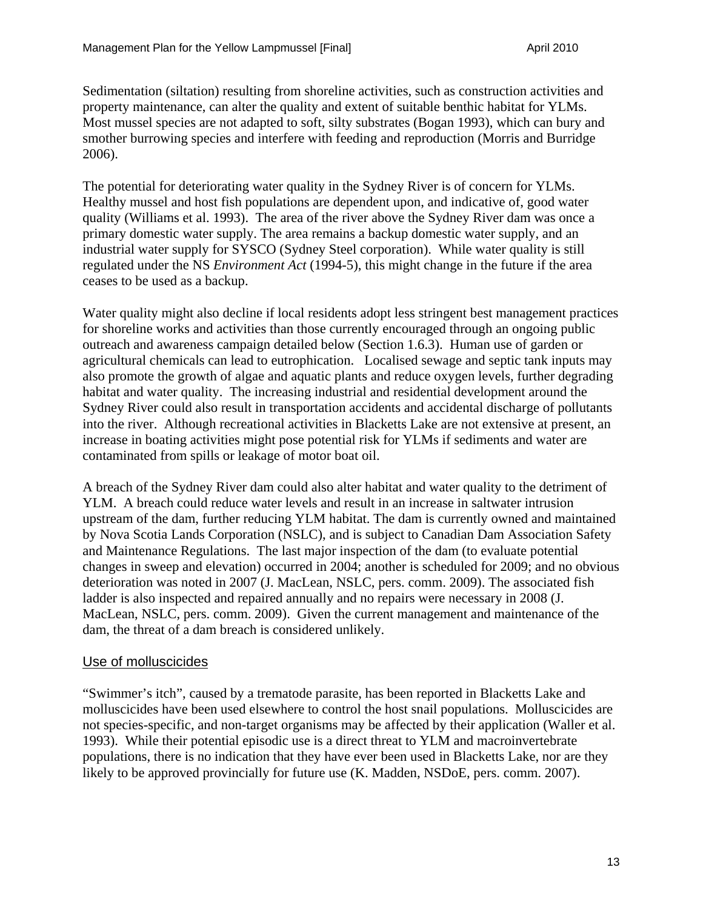Sedimentation (siltation) resulting from shoreline activities, such as construction activities and property maintenance, can alter the quality and extent of suitable benthic habitat for YLMs. Most mussel species are not adapted to soft, silty substrates (Bogan 1993), which can bury and smother burrowing species and interfere with feeding and reproduction (Morris and Burridge 2006).

The potential for deteriorating water quality in the Sydney River is of concern for YLMs. Healthy mussel and host fish populations are dependent upon, and indicative of, good water quality (Williams et al. 1993). The area of the river above the Sydney River dam was once a primary domestic water supply. The area remains a backup domestic water supply, and an industrial water supply for SYSCO (Sydney Steel corporation). While water quality is still regulated under the NS *Environment Act* (1994-5), this might change in the future if the area ceases to be used as a backup.

Water quality might also decline if local residents adopt less stringent best management practices for shoreline works and activities than those currently encouraged through an ongoing public outreach and awareness campaign detailed below (Section 1.6.3). Human use of garden or agricultural chemicals can lead to eutrophication. Localised sewage and septic tank inputs may also promote the growth of algae and aquatic plants and reduce oxygen levels, further degrading habitat and water quality. The increasing industrial and residential development around the Sydney River could also result in transportation accidents and accidental discharge of pollutants into the river. Although recreational activities in Blacketts Lake are not extensive at present, an increase in boating activities might pose potential risk for YLMs if sediments and water are contaminated from spills or leakage of motor boat oil.

A breach of the Sydney River dam could also alter habitat and water quality to the detriment of YLM. A breach could reduce water levels and result in an increase in saltwater intrusion upstream of the dam, further reducing YLM habitat. The dam is currently owned and maintained by Nova Scotia Lands Corporation (NSLC), and is subject to Canadian Dam Association Safety and Maintenance Regulations. The last major inspection of the dam (to evaluate potential changes in sweep and elevation) occurred in 2004; another is scheduled for 2009; and no obvious deterioration was noted in 2007 (J. MacLean, NSLC, pers. comm. 2009). The associated fish ladder is also inspected and repaired annually and no repairs were necessary in 2008 (J. MacLean, NSLC, pers. comm. 2009). Given the current management and maintenance of the dam, the threat of a dam breach is considered unlikely.

<u>Use of molluscicides</u>

"Swimmer's itch", caused by a trematode parasite, has been reported in Blacketts Lake and molluscicides have been used elsewhere to control the host snail populations. Molluscicides are not species-specific, and non-target organisms may be affected by their application (Waller et al. 1993). While their potential episodic use is a direct threat to YLM and macroinvertebrate populations, there is no indication that they have ever been used in Blacketts Lake, nor are they likely to be approved provincially for future use (K. Madden, NSDoE, pers. comm. 2007).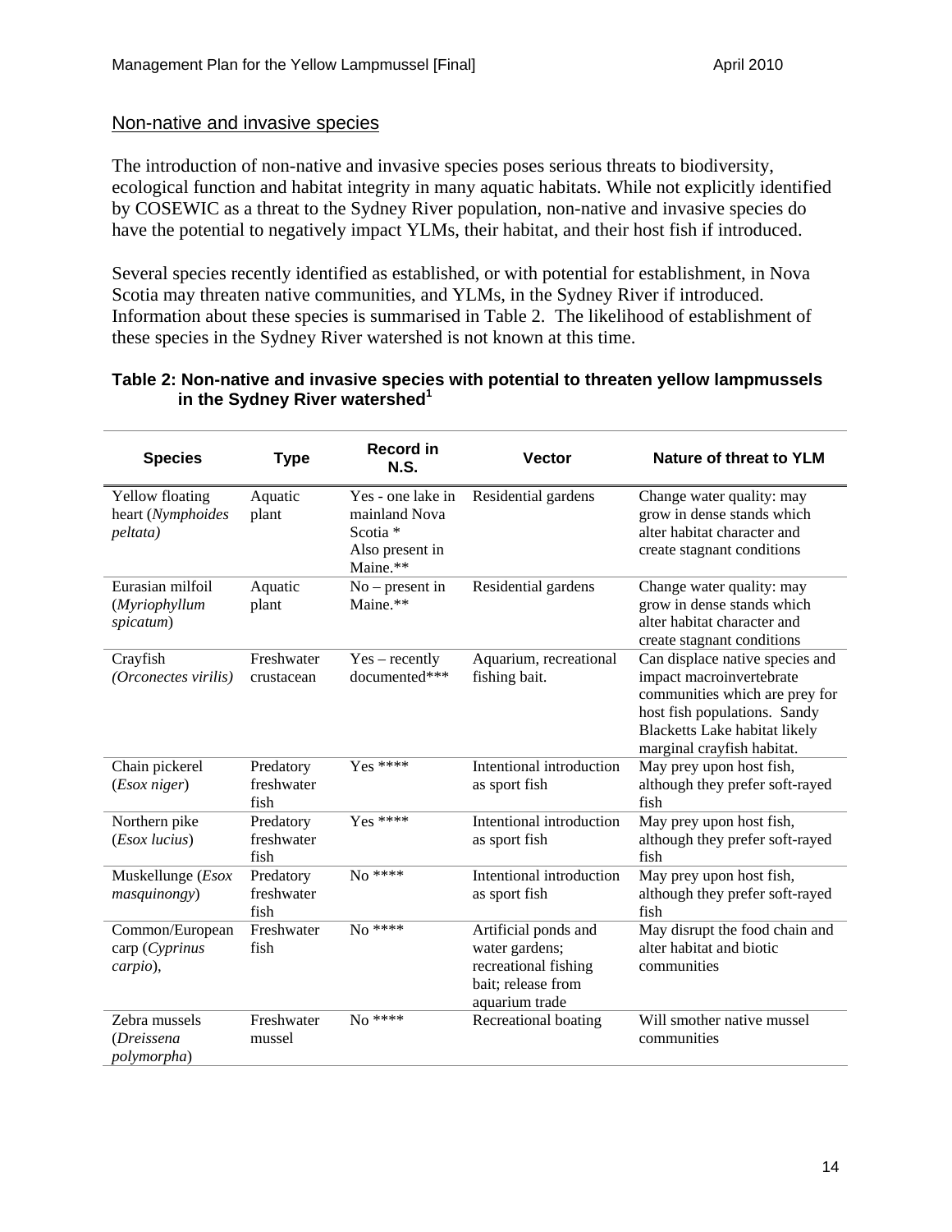## Non-native and invasive species

The introduction of non-native and invasive species poses serious threats to biodiversity, ecological function and habitat integrity in many aquatic habitats. While not explicitly identified by COSEWIC as a threat to the Sydney River population, non-native and invasive species do have the potential to negatively impact YLMs, their habitat, and their host fish if introduced.

Several species recently identified as established, or with potential for establishment, in Nova Scotia may threaten native communities, and YLMs, in the Sydney River if introduced. Information about these species is summarised in Table 2. The likelihood of establishment of these species in the Sydney River watershed is not known at this time.

**Table 2: Non-native and invasive species with potential to threaten yellow lampmussels in the Sydney River watershed[1]**

| Species | Type | Record in N.S. | Vector | Nature of threat to YLM |
|---|---|---|---|---|
| Yellow floating heart (*Nymphoides peltata)* | Aquatic plant | Yes - one lake in mainland Nova Scotia * Also present in Maine.** | Residential gardens | Change water quality: may grow in dense stands which alter habitat character and create stagnant conditions |
| Eurasian milfoil (*Myriophyllum spicatum*) | Aquatic plant | No – present in Maine.** | Residential gardens | Change water quality: may grow in dense stands which alter habitat character and create stagnant conditions |
| Crayfish *(Orconectes virilis)* | Freshwater crustacean | Yes – recently documented*** | Aquarium, recreational fishing bait. | Can displace native species and impact macroinvertebrate communities which are prey for host fish populations. Sandy Blacketts Lake habitat likely marginal crayfish habitat. |
| Chain pickerel (*Esox niger*) | Predatory freshwater fish | Yes **** | Intentional introduction as sport fish | May prey upon host fish, although they prefer soft-rayed fish |
| Northern pike (*Esox lucius*) | Predatory freshwater fish | Yes **** | Intentional introduction as sport fish | May prey upon host fish, although they prefer soft-rayed fish |
| Muskellunge (*Esox masquinongy*) | Predatory freshwater fish | No **** | Intentional introduction as sport fish | May prey upon host fish, although they prefer soft-rayed fish |
| Common/European carp (*Cyprinus carpio*), | Freshwater fish | No **** | Artificial ponds and water gardens; recreational fishing bait; release from aquarium trade | May disrupt the food chain and alter habitat and biotic communities |
| Zebra mussels (*Dreissena polymorpha*) | Freshwater mussel | No **** | Recreational boating | Will smother native mussel communities |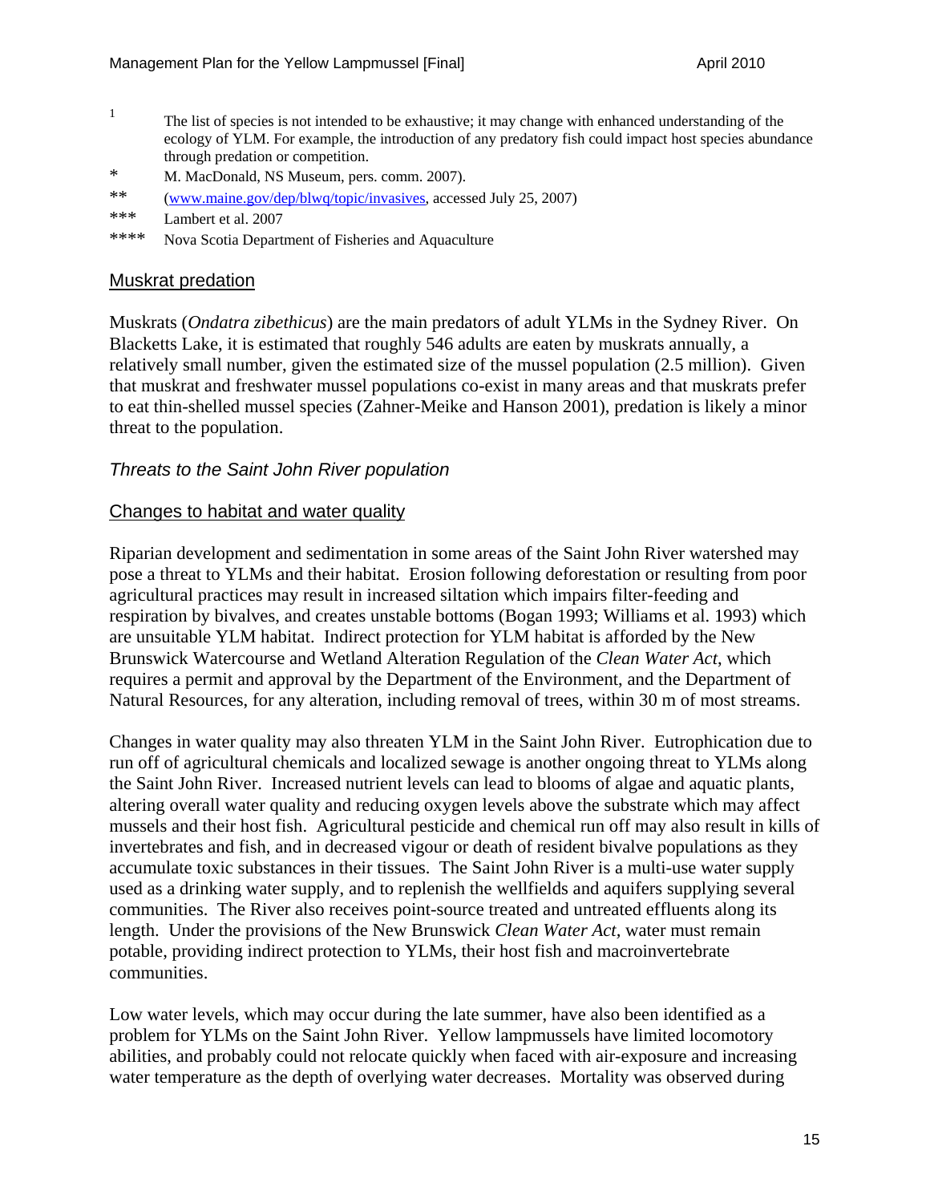[1] The list of species is not intended to be exhaustive; it may change with enhanced understanding of the ecology of YLM. For example, the introduction of any predatory fish could impact host species abundance through predation or competition.

\* M. MacDonald, NS Museum, pers. comm. 2007).

\*\* (www.maine.gov/dep/blwq/topic/invasives, accessed July 25, 2007)

\*\*\* Lambert et al. 2007

\*\*\*\* Nova Scotia Department of Fisheries and Aquaculture

#### Muskrat predation

Muskrats (*Ondatra zibethicus*) are the main predators of adult YLMs in the Sydney River. On Blacketts Lake, it is estimated that roughly 546 adults are eaten by muskrats annually, a relatively small number, given the estimated size of the mussel population (2.5 million). Given that muskrat and freshwater mussel populations co-exist in many areas and that muskrats prefer to eat thin-shelled mussel species (Zahner-Meike and Hanson 2001), predation is likely a minor threat to the population.

### *Threats to the Saint John River population*

#### Changes to habitat and water quality

Riparian development and sedimentation in some areas of the Saint John River watershed may pose a threat to YLMs and their habitat. Erosion following deforestation or resulting from poor agricultural practices may result in increased siltation which impairs filter-feeding and respiration by bivalves, and creates unstable bottoms (Bogan 1993; Williams et al. 1993) which are unsuitable YLM habitat. Indirect protection for YLM habitat is afforded by the New Brunswick Watercourse and Wetland Alteration Regulation of the *Clean Water Act*, which requires a permit and approval by the Department of the Environment, and the Department of Natural Resources, for any alteration, including removal of trees, within 30 m of most streams.

Changes in water quality may also threaten YLM in the Saint John River. Eutrophication due to run off of agricultural chemicals and localized sewage is another ongoing threat to YLMs along the Saint John River. Increased nutrient levels can lead to blooms of algae and aquatic plants, altering overall water quality and reducing oxygen levels above the substrate which may affect mussels and their host fish. Agricultural pesticide and chemical run off may also result in kills of invertebrates and fish, and in decreased vigour or death of resident bivalve populations as they accumulate toxic substances in their tissues. The Saint John River is a multi-use water supply used as a drinking water supply, and to replenish the wellfields and aquifers supplying several communities. The River also receives point-source treated and untreated effluents along its length. Under the provisions of the New Brunswick *Clean Water Act,* water must remain potable, providing indirect protection to YLMs, their host fish and macroinvertebrate communities.

Low water levels, which may occur during the late summer, have also been identified as a problem for YLMs on the Saint John River. Yellow lampmussels have limited locomotory abilities, and probably could not relocate quickly when faced with air-exposure and increasing water temperature as the depth of overlying water decreases. Mortality was observed during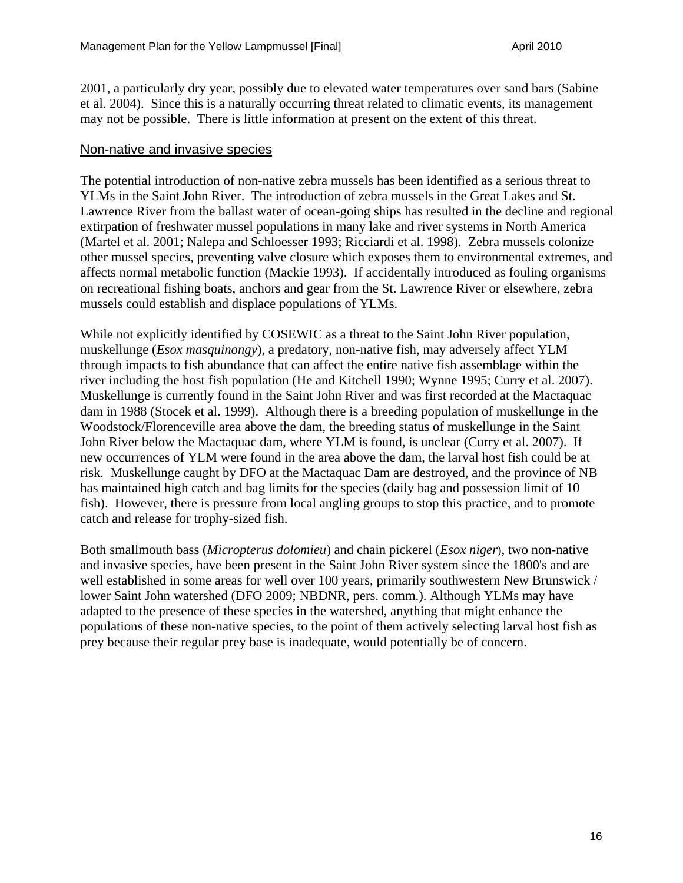2001, a particularly dry year, possibly due to elevated water temperatures over sand bars (Sabine et al. 2004). Since this is a naturally occurring threat related to climatic events, its management may not be possible. There is little information at present on the extent of this threat.

### Non-native and invasive species

The potential introduction of non-native zebra mussels has been identified as a serious threat to YLMs in the Saint John River. The introduction of zebra mussels in the Great Lakes and St. Lawrence River from the ballast water of ocean-going ships has resulted in the decline and regional extirpation of freshwater mussel populations in many lake and river systems in North America (Martel et al. 2001; Nalepa and Schloesser 1993; Ricciardi et al. 1998). Zebra mussels colonize other mussel species, preventing valve closure which exposes them to environmental extremes, and affects normal metabolic function (Mackie 1993). If accidentally introduced as fouling organisms on recreational fishing boats, anchors and gear from the St. Lawrence River or elsewhere, zebra mussels could establish and displace populations of YLMs.

While not explicitly identified by COSEWIC as a threat to the Saint John River population, muskellunge (*Esox masquinongy*), a predatory, non-native fish, may adversely affect YLM through impacts to fish abundance that can affect the entire native fish assemblage within the river including the host fish population (He and Kitchell 1990; Wynne 1995; Curry et al. 2007). Muskellunge is currently found in the Saint John River and was first recorded at the Mactaquac dam in 1988 (Stocek et al. 1999). Although there is a breeding population of muskellunge in the Woodstock/Florenceville area above the dam, the breeding status of muskellunge in the Saint John River below the Mactaquac dam, where YLM is found, is unclear (Curry et al. 2007). If new occurrences of YLM were found in the area above the dam, the larval host fish could be at risk. Muskellunge caught by DFO at the Mactaquac Dam are destroyed, and the province of NB has maintained high catch and bag limits for the species (daily bag and possession limit of 10 fish). However, there is pressure from local angling groups to stop this practice, and to promote catch and release for trophy-sized fish.

Both smallmouth bass (*Micropterus dolomieu*) and chain pickerel (*Esox niger*), two non-native and invasive species, have been present in the Saint John River system since the 1800's and are well established in some areas for well over 100 years, primarily southwestern New Brunswick / lower Saint John watershed (DFO 2009; NBDNR, pers. comm.). Although YLMs may have adapted to the presence of these species in the watershed, anything that might enhance the populations of these non-native species, to the point of them actively selecting larval host fish as prey because their regular prey base is inadequate, would potentially be of concern.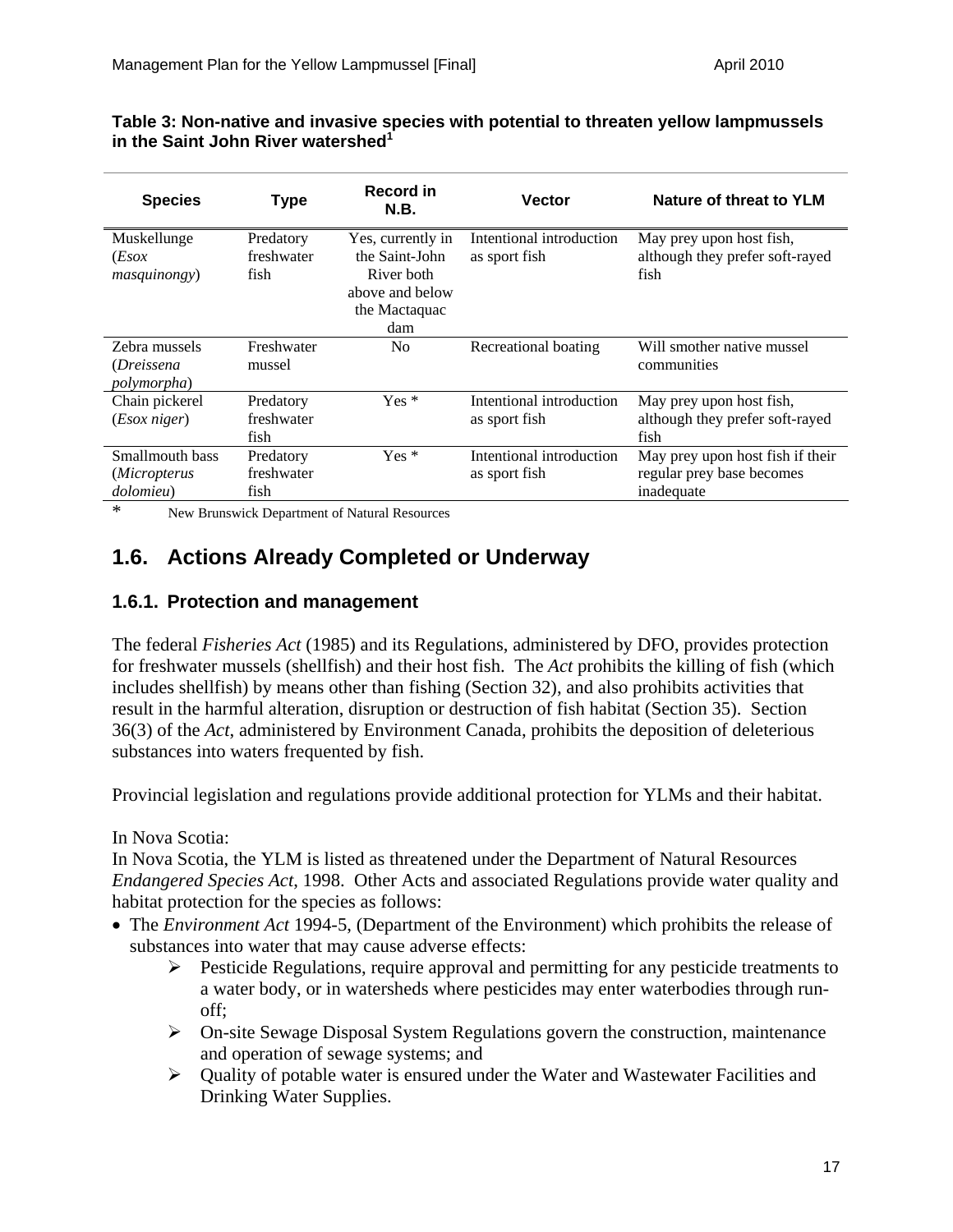**Table 3: Non-native and invasive species with potential to threaten yellow lampmussels in the Saint John River watershed[1]**

| Species | Type | Record in N.B. | Vector | Nature of threat to YLM |
|---|---|---|---|---|
| Muskellunge (*Esox masquinongy*) | Predatory freshwater fish | Yes, currently in the Saint-John River both above and below the Mactaquac dam | Intentional introduction as sport fish | May prey upon host fish, although they prefer soft-rayed fish |
| Zebra mussels (*Dreissena polymorpha*) | Freshwater mussel | No | Recreational boating | Will smother native mussel communities |
| Chain pickerel (*Esox niger*) | Predatory freshwater fish | Yes * | Intentional introduction as sport fish | May prey upon host fish, although they prefer soft-rayed fish |
| Smallmouth bass (*Micropterus dolomieu*) | Predatory freshwater fish | Yes * | Intentional introduction as sport fish | May prey upon host fish if their regular prey base becomes inadequate |

\* New Brunswick Department of Natural Resources

## 1.6. Actions Already Completed or Underway

### 1.6.1. Protection and management

The federal *Fisheries Act* (1985) and its Regulations, administered by DFO, provides protection for freshwater mussels (shellfish) and their host fish. The *Act* prohibits the killing of fish (which includes shellfish) by means other than fishing (Section 32), and also prohibits activities that result in the harmful alteration, disruption or destruction of fish habitat (Section 35). Section 36(3) of the *Act*, administered by Environment Canada, prohibits the deposition of deleterious substances into waters frequented by fish.

Provincial legislation and regulations provide additional protection for YLMs and their habitat.

In Nova Scotia:
In Nova Scotia, the YLM is listed as threatened under the Department of Natural Resources *Endangered Species Act*, 1998. Other Acts and associated Regulations provide water quality and habitat protection for the species as follows:

- The *Environment Act* 1994-5, (Department of the Environment) which prohibits the release of substances into water that may cause adverse effects:
  - Pesticide Regulations, require approval and permitting for any pesticide treatments to a water body, or in watersheds where pesticides may enter waterbodies through run-off;
  - On-site Sewage Disposal System Regulations govern the construction, maintenance and operation of sewage systems; and
  - Quality of potable water is ensured under the Water and Wastewater Facilities and Drinking Water Supplies.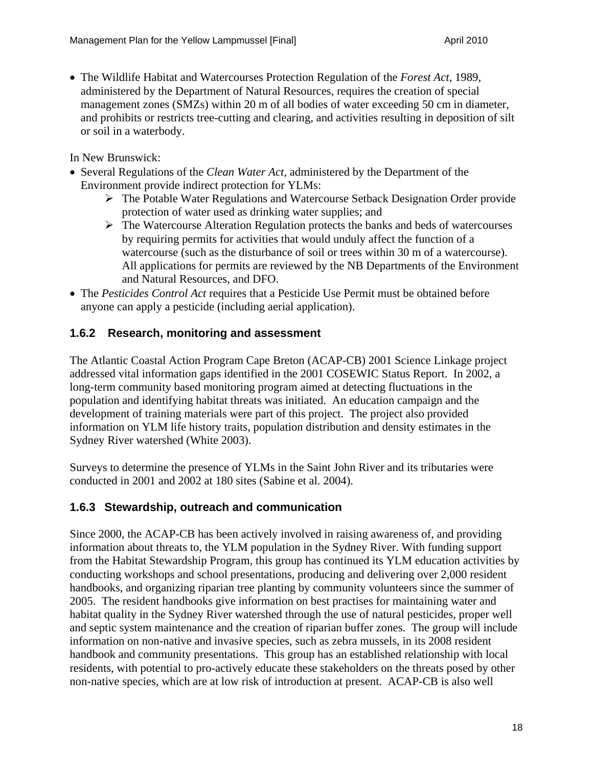- The Wildlife Habitat and Watercourses Protection Regulation of the *Forest Act*, 1989, administered by the Department of Natural Resources, requires the creation of special management zones (SMZs) within 20 m of all bodies of water exceeding 50 cm in diameter, and prohibits or restricts tree-cutting and clearing, and activities resulting in deposition of silt or soil in a waterbody.

In New Brunswick:

- Several Regulations of the *Clean Water Act,* administered by the Department of the Environment provide indirect protection for YLMs:
    - The Potable Water Regulations and Watercourse Setback Designation Order provide protection of water used as drinking water supplies; and
    - The Watercourse Alteration Regulation protects the banks and beds of watercourses by requiring permits for activities that would unduly affect the function of a watercourse (such as the disturbance of soil or trees within 30 m of a watercourse). All applications for permits are reviewed by the NB Departments of the Environment and Natural Resources, and DFO.
- The *Pesticides Control Act* requires that a Pesticide Use Permit must be obtained before anyone can apply a pesticide (including aerial application).

### 1.6.2 Research, monitoring and assessment

The Atlantic Coastal Action Program Cape Breton (ACAP-CB) 2001 Science Linkage project addressed vital information gaps identified in the 2001 COSEWIC Status Report. In 2002, a long-term community based monitoring program aimed at detecting fluctuations in the population and identifying habitat threats was initiated. An education campaign and the development of training materials were part of this project. The project also provided information on YLM life history traits, population distribution and density estimates in the Sydney River watershed (White 2003).

Surveys to determine the presence of YLMs in the Saint John River and its tributaries were conducted in 2001 and 2002 at 180 sites (Sabine et al. 2004).

### 1.6.3 Stewardship, outreach and communication

Since 2000, the ACAP-CB has been actively involved in raising awareness of, and providing information about threats to, the YLM population in the Sydney River. With funding support from the Habitat Stewardship Program, this group has continued its YLM education activities by conducting workshops and school presentations, producing and delivering over 2,000 resident handbooks, and organizing riparian tree planting by community volunteers since the summer of 2005. The resident handbooks give information on best practises for maintaining water and habitat quality in the Sydney River watershed through the use of natural pesticides, proper well and septic system maintenance and the creation of riparian buffer zones. The group will include information on non-native and invasive species, such as zebra mussels, in its 2008 resident handbook and community presentations. This group has an established relationship with local residents, with potential to pro-actively educate these stakeholders on the threats posed by other non-native species, which are at low risk of introduction at present. ACAP-CB is also well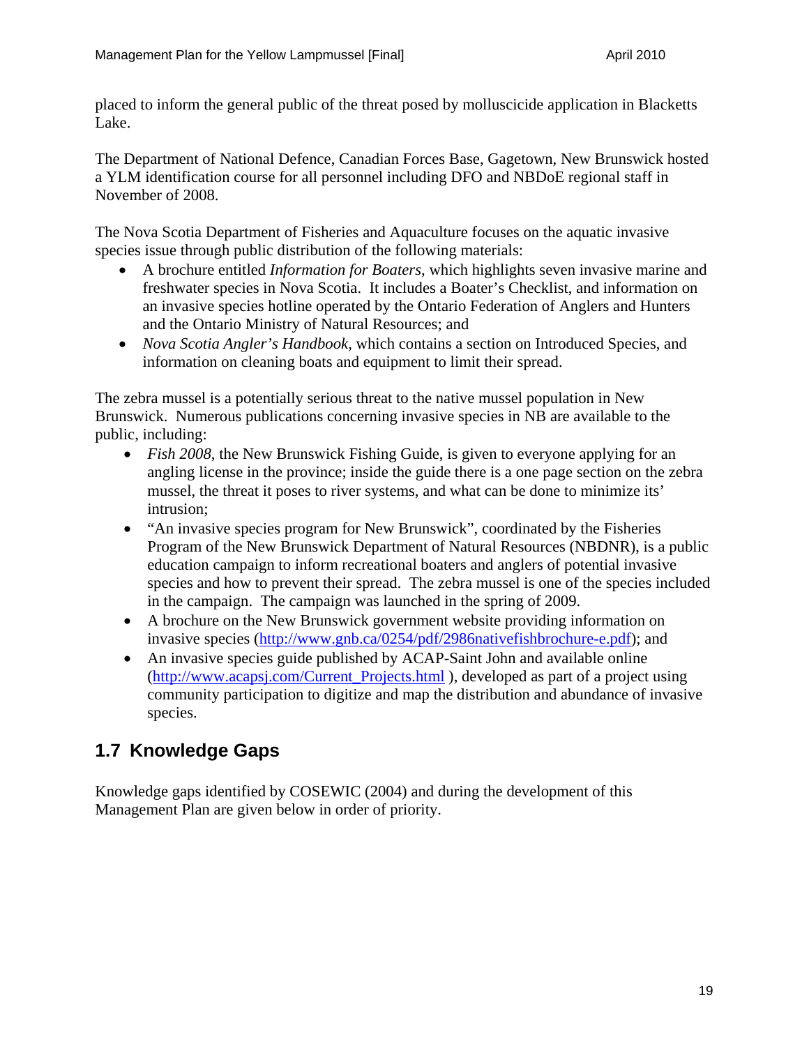placed to inform the general public of the threat posed by molluscicide application in Blacketts Lake.

The Department of National Defence, Canadian Forces Base, Gagetown, New Brunswick hosted a YLM identification course for all personnel including DFO and NBDoE regional staff in November of 2008.

The Nova Scotia Department of Fisheries and Aquaculture focuses on the aquatic invasive species issue through public distribution of the following materials:

- A brochure entitled *Information for Boaters*, which highlights seven invasive marine and freshwater species in Nova Scotia. It includes a Boater's Checklist, and information on an invasive species hotline operated by the Ontario Federation of Anglers and Hunters and the Ontario Ministry of Natural Resources; and
- *Nova Scotia Angler's Handbook*, which contains a section on Introduced Species, and information on cleaning boats and equipment to limit their spread.

The zebra mussel is a potentially serious threat to the native mussel population in New Brunswick. Numerous publications concerning invasive species in NB are available to the public, including:

- *Fish 2008*, the New Brunswick Fishing Guide, is given to everyone applying for an angling license in the province; inside the guide there is a one page section on the zebra mussel, the threat it poses to river systems, and what can be done to minimize its' intrusion;
- "An invasive species program for New Brunswick", coordinated by the Fisheries Program of the New Brunswick Department of Natural Resources (NBDNR), is a public education campaign to inform recreational boaters and anglers of potential invasive species and how to prevent their spread. The zebra mussel is one of the species included in the campaign. The campaign was launched in the spring of 2009.
- A brochure on the New Brunswick government website providing information on invasive species (http://www.gnb.ca/0254/pdf/2986nativefishbrochure-e.pdf); and
- An invasive species guide published by ACAP-Saint John and available online (http://www.acapsj.com/Current_Projects.html ), developed as part of a project using community participation to digitize and map the distribution and abundance of invasive species.

## 1.7 Knowledge Gaps

Knowledge gaps identified by COSEWIC (2004) and during the development of this Management Plan are given below in order of priority.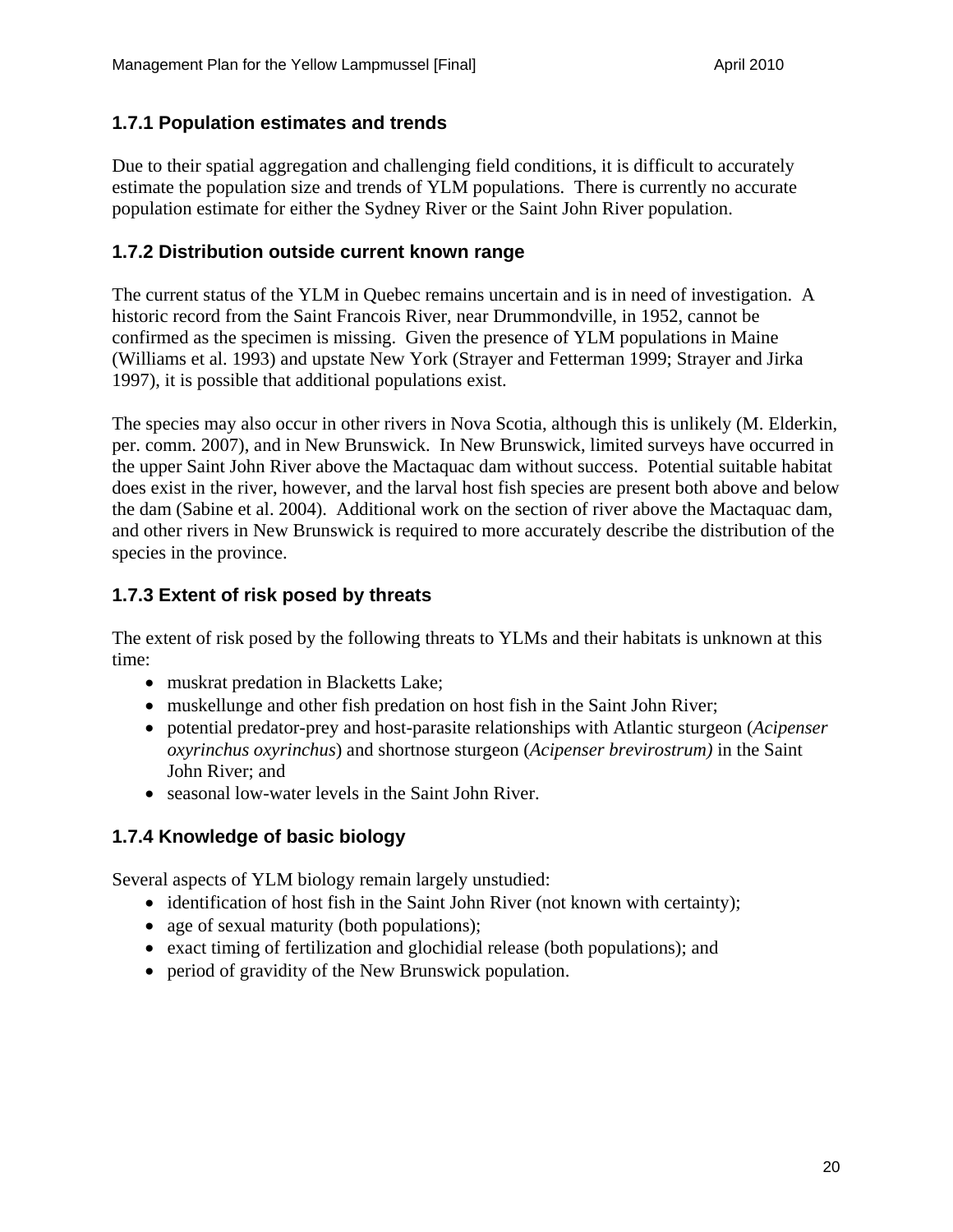### 1.7.1 Population estimates and trends

Due to their spatial aggregation and challenging field conditions, it is difficult to accurately estimate the population size and trends of YLM populations. There is currently no accurate population estimate for either the Sydney River or the Saint John River population.

### 1.7.2 Distribution outside current known range

The current status of the YLM in Quebec remains uncertain and is in need of investigation. A historic record from the Saint Francois River, near Drummondville, in 1952, cannot be confirmed as the specimen is missing. Given the presence of YLM populations in Maine (Williams et al. 1993) and upstate New York (Strayer and Fetterman 1999; Strayer and Jirka 1997), it is possible that additional populations exist.

The species may also occur in other rivers in Nova Scotia, although this is unlikely (M. Elderkin, per. comm. 2007), and in New Brunswick. In New Brunswick, limited surveys have occurred in the upper Saint John River above the Mactaquac dam without success. Potential suitable habitat does exist in the river, however, and the larval host fish species are present both above and below the dam (Sabine et al. 2004). Additional work on the section of river above the Mactaquac dam, and other rivers in New Brunswick is required to more accurately describe the distribution of the species in the province.

### 1.7.3 Extent of risk posed by threats

The extent of risk posed by the following threats to YLMs and their habitats is unknown at this time:

- muskrat predation in Blacketts Lake;
- muskellunge and other fish predation on host fish in the Saint John River;
- potential predator-prey and host-parasite relationships with Atlantic sturgeon (*Acipenser oxyrinchus oxyrinchus*) and shortnose sturgeon (*Acipenser brevirostrum)* in the Saint John River; and
- seasonal low-water levels in the Saint John River.

### 1.7.4 Knowledge of basic biology

Several aspects of YLM biology remain largely unstudied:

- identification of host fish in the Saint John River (not known with certainty);
- age of sexual maturity (both populations);
- exact timing of fertilization and glochidial release (both populations); and
- period of gravidity of the New Brunswick population.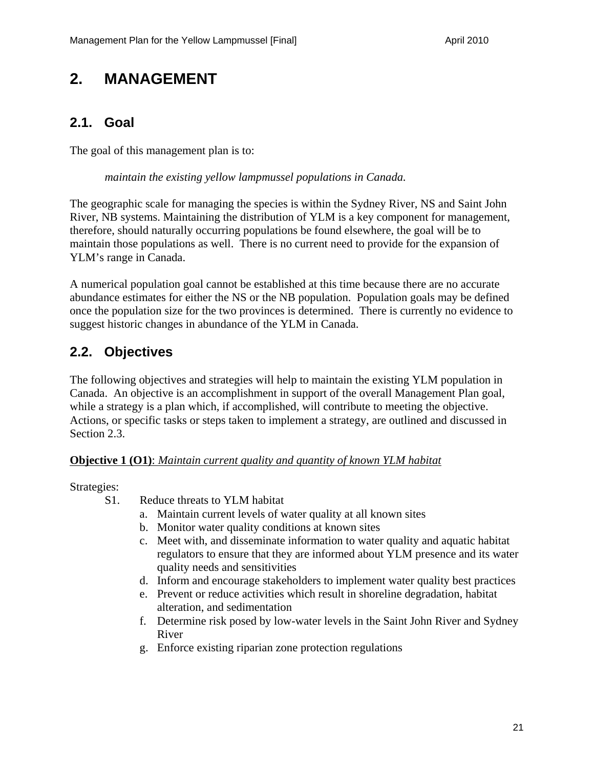# 2. MANAGEMENT

## 2.1. Goal

The goal of this management plan is to:

> *maintain the existing yellow lampmussel populations in Canada.*

The geographic scale for managing the species is within the Sydney River, NS and Saint John River, NB systems. Maintaining the distribution of YLM is a key component for management, therefore, should naturally occurring populations be found elsewhere, the goal will be to maintain those populations as well. There is no current need to provide for the expansion of YLM's range in Canada.

A numerical population goal cannot be established at this time because there are no accurate abundance estimates for either the NS or the NB population. Population goals may be defined once the population size for the two provinces is determined. There is currently no evidence to suggest historic changes in abundance of the YLM in Canada.

## 2.2. Objectives

The following objectives and strategies will help to maintain the existing YLM population in Canada. An objective is an accomplishment in support of the overall Management Plan goal, while a strategy is a plan which, if accomplished, will contribute to meeting the objective. Actions, or specific tasks or steps taken to implement a strategy, are outlined and discussed in Section 2.3.

**Objective 1 (O1)**: *Maintain current quality and quantity of known YLM habitat*

Strategies:

- S1. Reduce threats to YLM habitat
  - a. Maintain current levels of water quality at all known sites
  - b. Monitor water quality conditions at known sites
  - c. Meet with, and disseminate information to water quality and aquatic habitat regulators to ensure that they are informed about YLM presence and its water quality needs and sensitivities
  - d. Inform and encourage stakeholders to implement water quality best practices
  - e. Prevent or reduce activities which result in shoreline degradation, habitat alteration, and sedimentation
  - f. Determine risk posed by low-water levels in the Saint John River and Sydney River
  - g. Enforce existing riparian zone protection regulations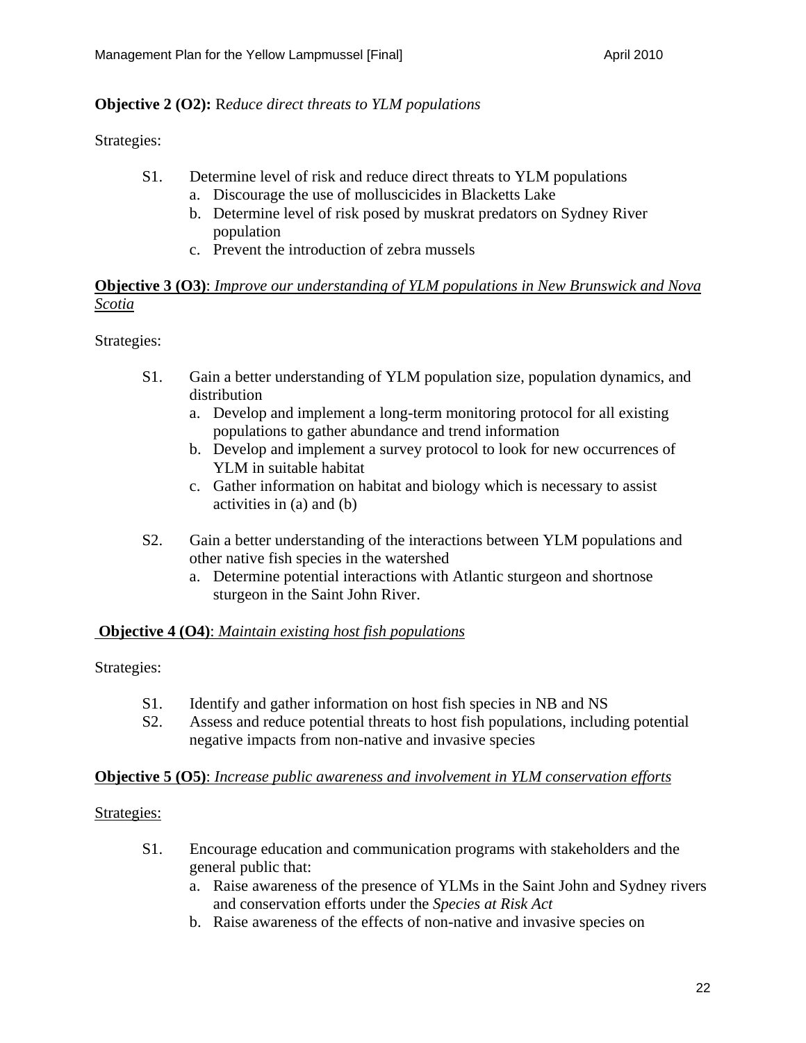**Objective 2 (O2):** R*educe direct threats to YLM populations*

Strategies:

- S1. Determine level of risk and reduce direct threats to YLM populations
  - a. Discourage the use of molluscicides in Blacketts Lake
  - b. Determine level of risk posed by muskrat predators on Sydney River population
  - c. Prevent the introduction of zebra mussels

**Objective 3 (O3)**: *Improve our understanding of YLM populations in New Brunswick and Nova Scotia*

Strategies:

- S1. Gain a better understanding of YLM population size, population dynamics, and distribution
  - a. Develop and implement a long-term monitoring protocol for all existing populations to gather abundance and trend information
  - b. Develop and implement a survey protocol to look for new occurrences of YLM in suitable habitat
  - c. Gather information on habitat and biology which is necessary to assist activities in (a) and (b)

- S2. Gain a better understanding of the interactions between YLM populations and other native fish species in the watershed
  - a. Determine potential interactions with Atlantic sturgeon and shortnose sturgeon in the Saint John River.

**Objective 4 (O4)**: *Maintain existing host fish populations*

Strategies:

- S1. Identify and gather information on host fish species in NB and NS
- S2. Assess and reduce potential threats to host fish populations, including potential negative impacts from non-native and invasive species

**Objective 5 (O5)**: *Increase public awareness and involvement in YLM conservation efforts*

Strategies:

- S1. Encourage education and communication programs with stakeholders and the general public that:
  - a. Raise awareness of the presence of YLMs in the Saint John and Sydney rivers and conservation efforts under the *Species at Risk Act*
  - b. Raise awareness of the effects of non-native and invasive species on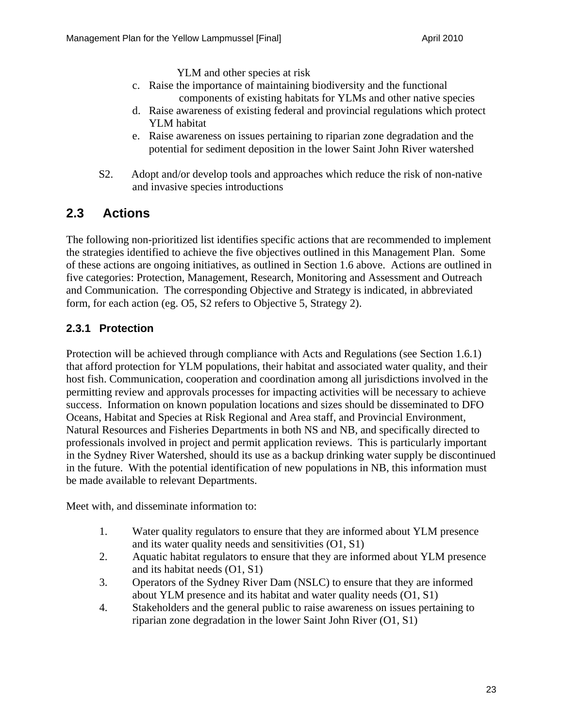YLM and other species at risk

c. Raise the importance of maintaining biodiversity and the functional components of existing habitats for YLMs and other native species
d. Raise awareness of existing federal and provincial regulations which protect YLM habitat
e. Raise awareness on issues pertaining to riparian zone degradation and the potential for sediment deposition in the lower Saint John River watershed

S2. Adopt and/or develop tools and approaches which reduce the risk of non-native and invasive species introductions

## 2.3 Actions

The following non-prioritized list identifies specific actions that are recommended to implement the strategies identified to achieve the five objectives outlined in this Management Plan. Some of these actions are ongoing initiatives, as outlined in Section 1.6 above. Actions are outlined in five categories: Protection, Management, Research, Monitoring and Assessment and Outreach and Communication. The corresponding Objective and Strategy is indicated, in abbreviated form, for each action (eg. O5, S2 refers to Objective 5, Strategy 2).

### 2.3.1 Protection

Protection will be achieved through compliance with Acts and Regulations (see Section 1.6.1) that afford protection for YLM populations, their habitat and associated water quality, and their host fish. Communication, cooperation and coordination among all jurisdictions involved in the permitting review and approvals processes for impacting activities will be necessary to achieve success. Information on known population locations and sizes should be disseminated to DFO Oceans, Habitat and Species at Risk Regional and Area staff, and Provincial Environment, Natural Resources and Fisheries Departments in both NS and NB, and specifically directed to professionals involved in project and permit application reviews. This is particularly important in the Sydney River Watershed, should its use as a backup drinking water supply be discontinued in the future. With the potential identification of new populations in NB, this information must be made available to relevant Departments.

Meet with, and disseminate information to:

1. Water quality regulators to ensure that they are informed about YLM presence and its water quality needs and sensitivities (O1, S1)
2. Aquatic habitat regulators to ensure that they are informed about YLM presence and its habitat needs (O1, S1)
3. Operators of the Sydney River Dam (NSLC) to ensure that they are informed about YLM presence and its habitat and water quality needs (O1, S1)
4. Stakeholders and the general public to raise awareness on issues pertaining to riparian zone degradation in the lower Saint John River (O1, S1)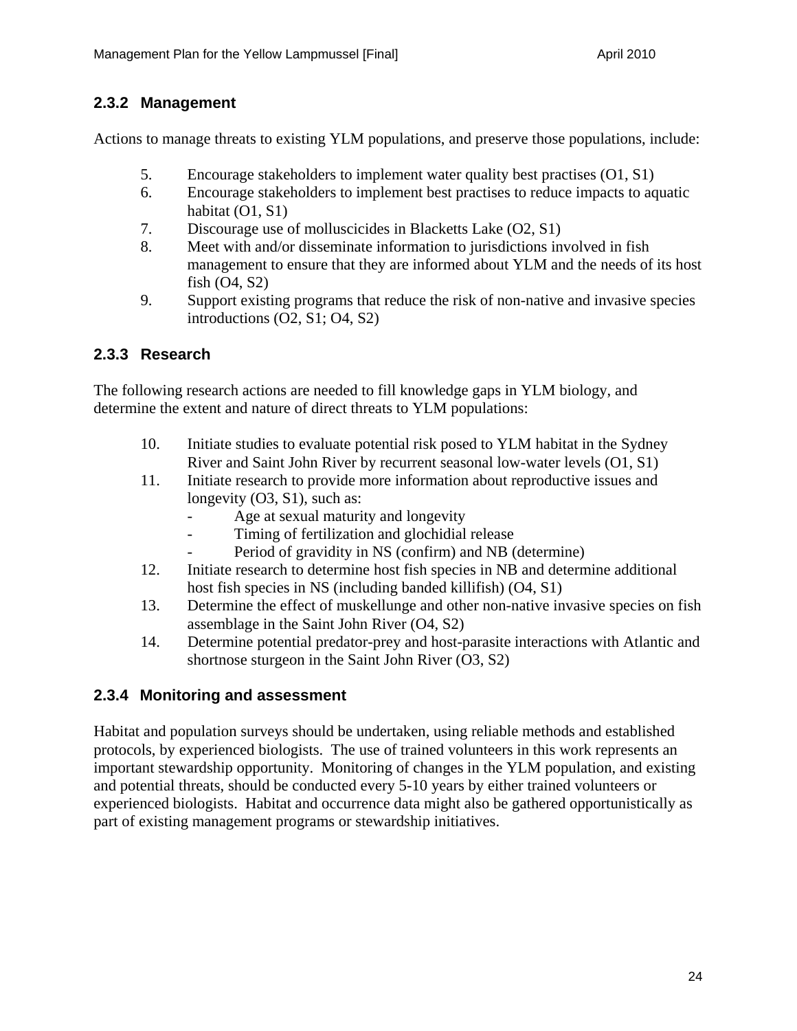### 2.3.2 Management

Actions to manage threats to existing YLM populations, and preserve those populations, include:

5. Encourage stakeholders to implement water quality best practises (O1, S1)
6. Encourage stakeholders to implement best practises to reduce impacts to aquatic habitat (O1, S1)
7. Discourage use of molluscicides in Blacketts Lake (O2, S1)
8. Meet with and/or disseminate information to jurisdictions involved in fish management to ensure that they are informed about YLM and the needs of its host fish (O4, S2)
9. Support existing programs that reduce the risk of non-native and invasive species introductions (O2, S1; O4, S2)

### 2.3.3 Research

The following research actions are needed to fill knowledge gaps in YLM biology, and determine the extent and nature of direct threats to YLM populations:

10. Initiate studies to evaluate potential risk posed to YLM habitat in the Sydney River and Saint John River by recurrent seasonal low-water levels (O1, S1)
11. Initiate research to provide more information about reproductive issues and longevity (O3, S1), such as:
    - Age at sexual maturity and longevity
    - Timing of fertilization and glochidial release
    - Period of gravidity in NS (confirm) and NB (determine)
12. Initiate research to determine host fish species in NB and determine additional host fish species in NS (including banded killifish) (O4, S1)
13. Determine the effect of muskellunge and other non-native invasive species on fish assemblage in the Saint John River (O4, S2)
14. Determine potential predator-prey and host-parasite interactions with Atlantic and shortnose sturgeon in the Saint John River (O3, S2)

### 2.3.4 Monitoring and assessment

Habitat and population surveys should be undertaken, using reliable methods and established protocols, by experienced biologists. The use of trained volunteers in this work represents an important stewardship opportunity. Monitoring of changes in the YLM population, and existing and potential threats, should be conducted every 5-10 years by either trained volunteers or experienced biologists. Habitat and occurrence data might also be gathered opportunistically as part of existing management programs or stewardship initiatives.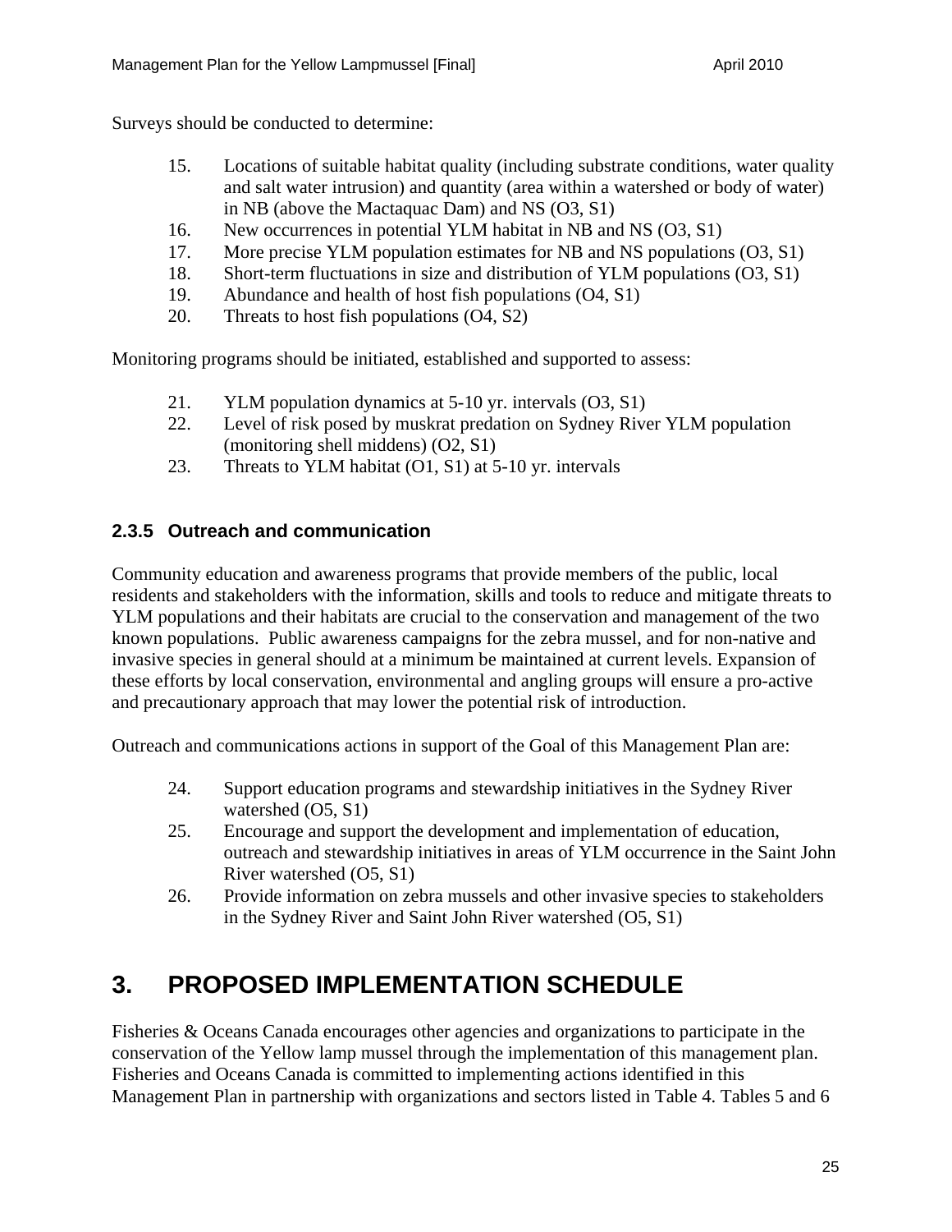Surveys should be conducted to determine:

15. Locations of suitable habitat quality (including substrate conditions, water quality and salt water intrusion) and quantity (area within a watershed or body of water) in NB (above the Mactaquac Dam) and NS (O3, S1)
16. New occurrences in potential YLM habitat in NB and NS (O3, S1)
17. More precise YLM population estimates for NB and NS populations (O3, S1)
18. Short-term fluctuations in size and distribution of YLM populations (O3, S1)
19. Abundance and health of host fish populations (O4, S1)
20. Threats to host fish populations (O4, S2)

Monitoring programs should be initiated, established and supported to assess:

21. YLM population dynamics at 5-10 yr. intervals (O3, S1)
22. Level of risk posed by muskrat predation on Sydney River YLM population (monitoring shell middens) (O2, S1)
23. Threats to YLM habitat (O1, S1) at 5-10 yr. intervals

### 2.3.5 Outreach and communication

Community education and awareness programs that provide members of the public, local residents and stakeholders with the information, skills and tools to reduce and mitigate threats to YLM populations and their habitats are crucial to the conservation and management of the two known populations. Public awareness campaigns for the zebra mussel, and for non-native and invasive species in general should at a minimum be maintained at current levels. Expansion of these efforts by local conservation, environmental and angling groups will ensure a pro-active and precautionary approach that may lower the potential risk of introduction.

Outreach and communications actions in support of the Goal of this Management Plan are:

24. Support education programs and stewardship initiatives in the Sydney River watershed (O5, S1)
25. Encourage and support the development and implementation of education, outreach and stewardship initiatives in areas of YLM occurrence in the Saint John River watershed (O5, S1)
26. Provide information on zebra mussels and other invasive species to stakeholders in the Sydney River and Saint John River watershed (O5, S1)

# 3. PROPOSED IMPLEMENTATION SCHEDULE

Fisheries & Oceans Canada encourages other agencies and organizations to participate in the conservation of the Yellow lamp mussel through the implementation of this management plan. Fisheries and Oceans Canada is committed to implementing actions identified in this Management Plan in partnership with organizations and sectors listed in Table 4. Tables 5 and 6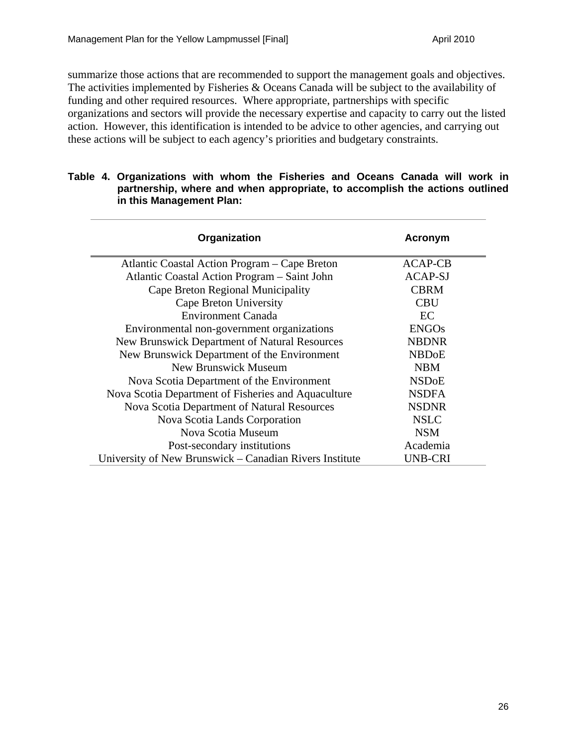summarize those actions that are recommended to support the management goals and objectives. The activities implemented by Fisheries & Oceans Canada will be subject to the availability of funding and other required resources. Where appropriate, partnerships with specific organizations and sectors will provide the necessary expertise and capacity to carry out the listed action. However, this identification is intended to be advice to other agencies, and carrying out these actions will be subject to each agency's priorities and budgetary constraints.

**Table 4. Organizations with whom the Fisheries and Oceans Canada will work in partnership, where and when appropriate, to accomplish the actions outlined in this Management Plan:**

| Organization | Acronym |
|---|---|
| Atlantic Coastal Action Program – Cape Breton | ACAP-CB |
| Atlantic Coastal Action Program – Saint John | ACAP-SJ |
| Cape Breton Regional Municipality | CBRM |
| Cape Breton University | CBU |
| Environment Canada | EC |
| Environmental non-government organizations | ENGOs |
| New Brunswick Department of Natural Resources | NBDNR |
| New Brunswick Department of the Environment | NBDoE |
| New Brunswick Museum | NBM |
| Nova Scotia Department of the Environment | NSDoE |
| Nova Scotia Department of Fisheries and Aquaculture | NSDFA |
| Nova Scotia Department of Natural Resources | NSDNR |
| Nova Scotia Lands Corporation | NSLC |
| Nova Scotia Museum | NSM |
| Post-secondary institutions | Academia |
| University of New Brunswick – Canadian Rivers Institute | UNB-CRI |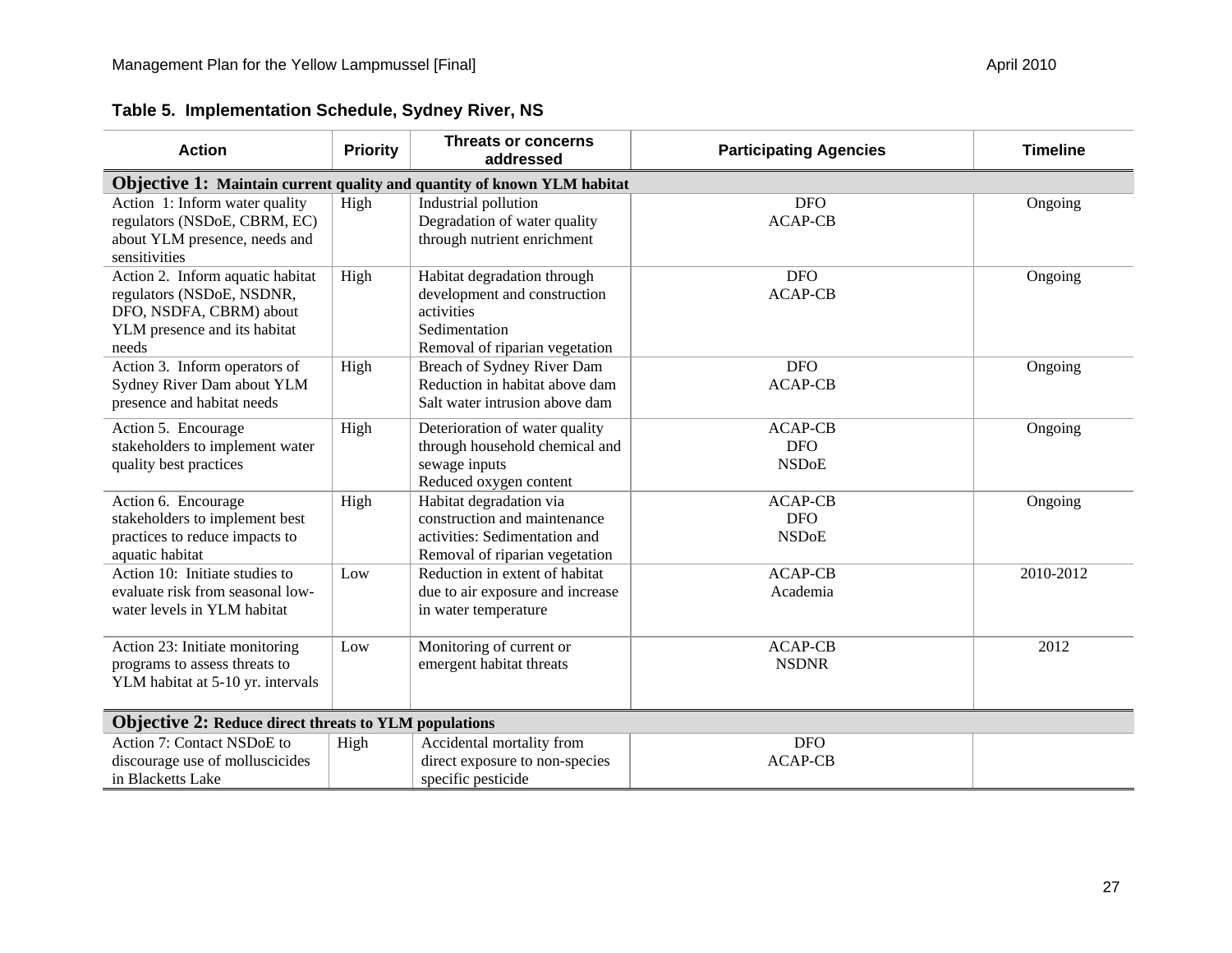**Table 5. Implementation Schedule, Sydney River, NS**

| Action | Priority | Threats or concerns addressed | Participating Agencies | Timeline |
|---|---|---|---|---|
| **Objective 1: Maintain current quality and quantity of known YLM habitat** | | | | |
| Action 1: Inform water quality regulators (NSDoE, CBRM, EC) about YLM presence, needs and sensitivities | High | Industrial pollution<br>Degradation of water quality through nutrient enrichment | DFO<br>ACAP-CB | Ongoing |
| Action 2. Inform aquatic habitat regulators (NSDoE, NSDNR, DFO, NSDFA, CBRM) about YLM presence and its habitat needs | High | Habitat degradation through development and construction activities<br>Sedimentation<br>Removal of riparian vegetation | DFO<br>ACAP-CB | Ongoing |
| Action 3. Inform operators of Sydney River Dam about YLM presence and habitat needs | High | Breach of Sydney River Dam<br>Reduction in habitat above dam<br>Salt water intrusion above dam | DFO<br>ACAP-CB | Ongoing |
| Action 5. Encourage stakeholders to implement water quality best practices | High | Deterioration of water quality through household chemical and sewage inputs<br>Reduced oxygen content | ACAP-CB<br>DFO<br>NSDoE | Ongoing |
| Action 6. Encourage stakeholders to implement best practices to reduce impacts to aquatic habitat | High | Habitat degradation via construction and maintenance activities: Sedimentation and Removal of riparian vegetation | ACAP-CB<br>DFO<br>NSDoE | Ongoing |
| Action 10: Initiate studies to evaluate risk from seasonal low-water levels in YLM habitat | Low | Reduction in extent of habitat due to air exposure and increase in water temperature | ACAP-CB<br>Academia | 2010-2012 |
| Action 23: Initiate monitoring programs to assess threats to YLM habitat at 5-10 yr. intervals | Low | Monitoring of current or emergent habitat threats | ACAP-CB<br>NSDNR | 2012 |
| **Objective 2: Reduce direct threats to YLM populations** | | | | |
| Action 7: Contact NSDoE to discourage use of molluscicides in Blacketts Lake | High | Accidental mortality from direct exposure to non-species specific pesticide | DFO<br>ACAP-CB | |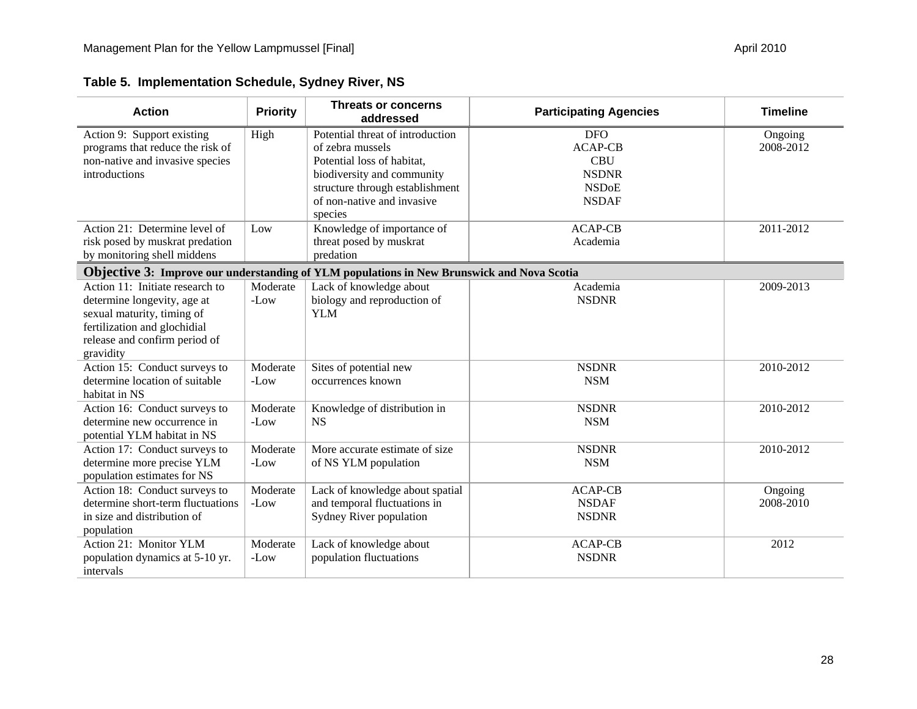**Table 5. Implementation Schedule, Sydney River, NS**

| Action | Priority | Threats or concerns addressed | Participating Agencies | Timeline |
|---|---|---|---|---|
| Action 9: Support existing programs that reduce the risk of non-native and invasive species introductions | High | Potential threat of introduction of zebra mussels<br>Potential loss of habitat, biodiversity and community structure through establishment of non-native and invasive species | DFO<br>ACAP-CB<br>CBU<br>NSDNR<br>NSDoE<br>NSDAF | Ongoing<br>2008-2012 |
| Action 21: Determine level of risk posed by muskrat predation by monitoring shell middens | Low | Knowledge of importance of threat posed by muskrat predation | ACAP-CB<br>Academia | 2011-2012 |
| **Objective 3: Improve our understanding of YLM populations in New Brunswick and Nova Scotia** | | | | |
| Action 11: Initiate research to determine longevity, age at sexual maturity, timing of fertilization and glochidial release and confirm period of gravidity | Moderate-Low | Lack of knowledge about biology and reproduction of YLM | Academia<br>NSDNR | 2009-2013 |
| Action 15: Conduct surveys to determine location of suitable habitat in NS | Moderate-Low | Sites of potential new occurrences known | NSDNR<br>NSM | 2010-2012 |
| Action 16: Conduct surveys to determine new occurrence in potential YLM habitat in NS | Moderate-Low | Knowledge of distribution in NS | NSDNR<br>NSM | 2010-2012 |
| Action 17: Conduct surveys to determine more precise YLM population estimates for NS | Moderate-Low | More accurate estimate of size of NS YLM population | NSDNR<br>NSM | 2010-2012 |
| Action 18: Conduct surveys to determine short-term fluctuations in size and distribution of population | Moderate-Low | Lack of knowledge about spatial and temporal fluctuations in Sydney River population | ACAP-CB<br>NSDAF<br>NSDNR | Ongoing<br>2008-2010 |
| Action 21: Monitor YLM population dynamics at 5-10 yr. intervals | Moderate-Low | Lack of knowledge about population fluctuations | ACAP-CB<br>NSDNR | 2012 |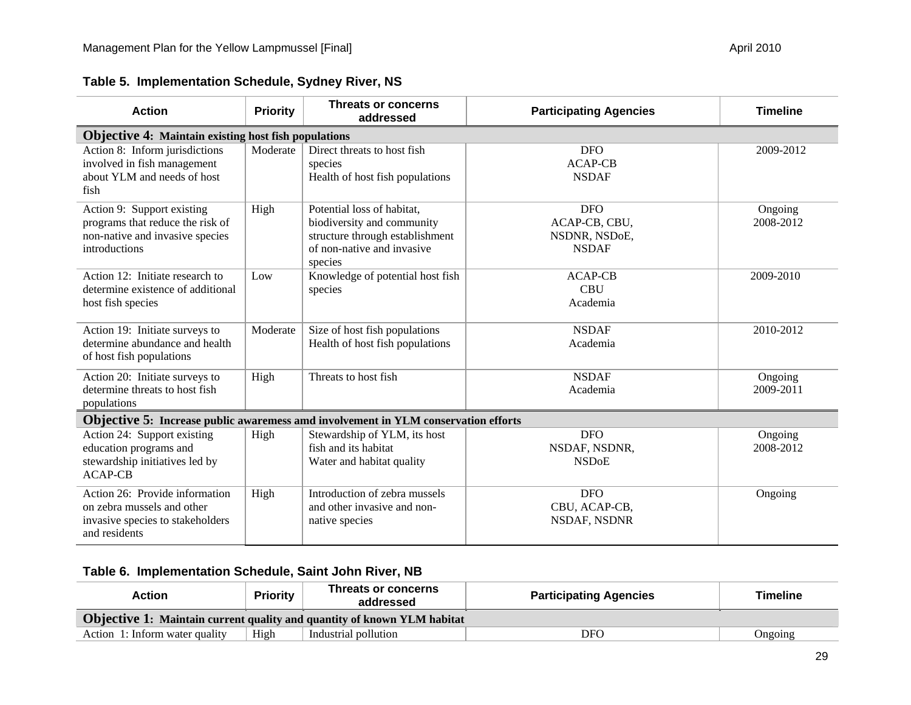**Table 5. Implementation Schedule, Sydney River, NS**

| Action | Priority | Threats or concerns addressed | Participating Agencies | Timeline |
|---|---|---|---|---|
| **Objective 4: Maintain existing host fish populations** | | | | |
| Action 8: Inform jurisdictions involved in fish management about YLM and needs of host fish | Moderate | Direct threats to host fish species<br>Health of host fish populations | DFO<br>ACAP-CB<br>NSDAF | 2009-2012 |
| Action 9: Support existing programs that reduce the risk of non-native and invasive species introductions | High | Potential loss of habitat, biodiversity and community structure through establishment of non-native and invasive species | DFO<br>ACAP-CB, CBU,<br>NSDNR, NSDoE,<br>NSDAF | Ongoing<br>2008-2012 |
| Action 12: Initiate research to determine existence of additional host fish species | Low | Knowledge of potential host fish species | ACAP-CB<br>CBU<br>Academia | 2009-2010 |
| Action 19: Initiate surveys to determine abundance and health of host fish populations | Moderate | Size of host fish populations<br>Health of host fish populations | NSDAF<br>Academia | 2010-2012 |
| Action 20: Initiate surveys to determine threats to host fish populations | High | Threats to host fish | NSDAF<br>Academia | Ongoing<br>2009-2011 |
| **Objective 5: Increase public awaremess amd involvement in YLM conservation efforts** | | | | |
| Action 24: Support existing education programs and stewardship initiatives led by ACAP-CB | High | Stewardship of YLM, its host fish and its habitat<br>Water and habitat quality | DFO<br>NSDAF, NSDNR,<br>NSDoE | Ongoing<br>2008-2012 |
| Action 26: Provide information on zebra mussels and other invasive species to stakeholders and residents | High | Introduction of zebra mussels and other invasive and non-native species | DFO<br>CBU, ACAP-CB,<br>NSDAF, NSDNR | Ongoing |

**Table 6. Implementation Schedule, Saint John River, NB**

| Action | Priority | Threats or concerns addressed | Participating Agencies | Timeline |
|---|---|---|---|---|
| **Objective 1: Maintain current quality and quantity of known YLM habitat** | | | | |
| Action 1: Inform water quality | High | Industrial pollution | DFO | Ongoing |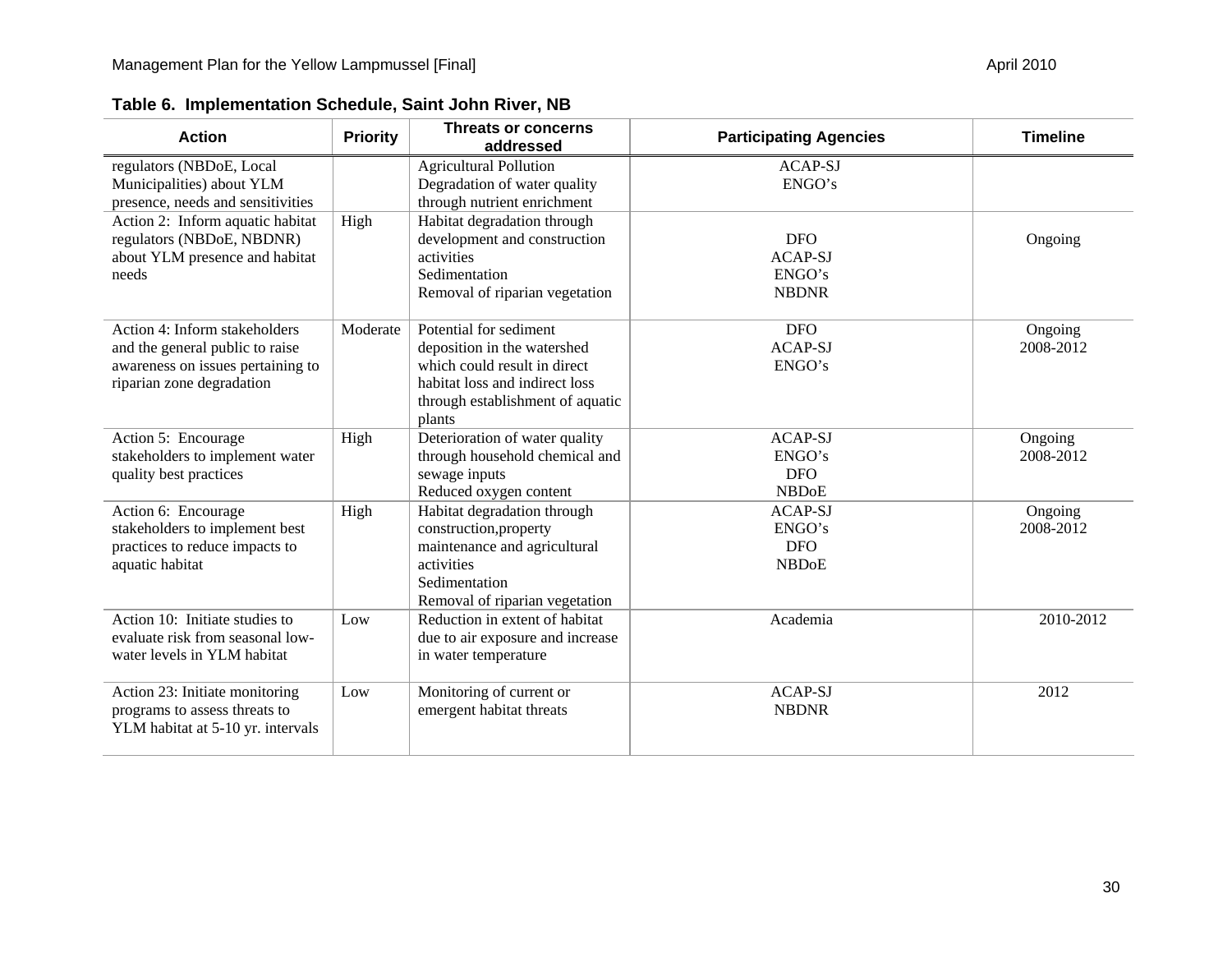**Table 6. Implementation Schedule, Saint John River, NB**

| Action | Priority | Threats or concerns addressed | Participating Agencies | Timeline |
|---|---|---|---|---|
| regulators (NBDoE, Local Municipalities) about YLM presence, needs and sensitivities | | Agricultural Pollution<br>Degradation of water quality through nutrient enrichment | ACAP-SJ<br>ENGO's | |
| Action 2: Inform aquatic habitat regulators (NBDoE, NBDNR) about YLM presence and habitat needs | High | Habitat degradation through development and construction activities<br>Sedimentation<br>Removal of riparian vegetation | DFO<br>ACAP-SJ<br>ENGO's<br>NBDNR | Ongoing |
| Action 4: Inform stakeholders and the general public to raise awareness on issues pertaining to riparian zone degradation | Moderate | Potential for sediment deposition in the watershed which could result in direct habitat loss and indirect loss through establishment of aquatic plants | DFO<br>ACAP-SJ<br>ENGO's | Ongoing<br>2008-2012 |
| Action 5: Encourage stakeholders to implement water quality best practices | High | Deterioration of water quality through household chemical and sewage inputs<br>Reduced oxygen content | ACAP-SJ<br>ENGO's<br>DFO<br>NBDoE | Ongoing<br>2008-2012 |
| Action 6: Encourage stakeholders to implement best practices to reduce impacts to aquatic habitat | High | Habitat degradation through construction,property maintenance and agricultural activities<br>Sedimentation<br>Removal of riparian vegetation | ACAP-SJ<br>ENGO's<br>DFO<br>NBDoE | Ongoing<br>2008-2012 |
| Action 10: Initiate studies to evaluate risk from seasonal low-water levels in YLM habitat | Low | Reduction in extent of habitat due to air exposure and increase in water temperature | Academia | 2010-2012 |
| Action 23: Initiate monitoring programs to assess threats to YLM habitat at 5-10 yr. intervals | Low | Monitoring of current or emergent habitat threats | ACAP-SJ<br>NBDNR | 2012 |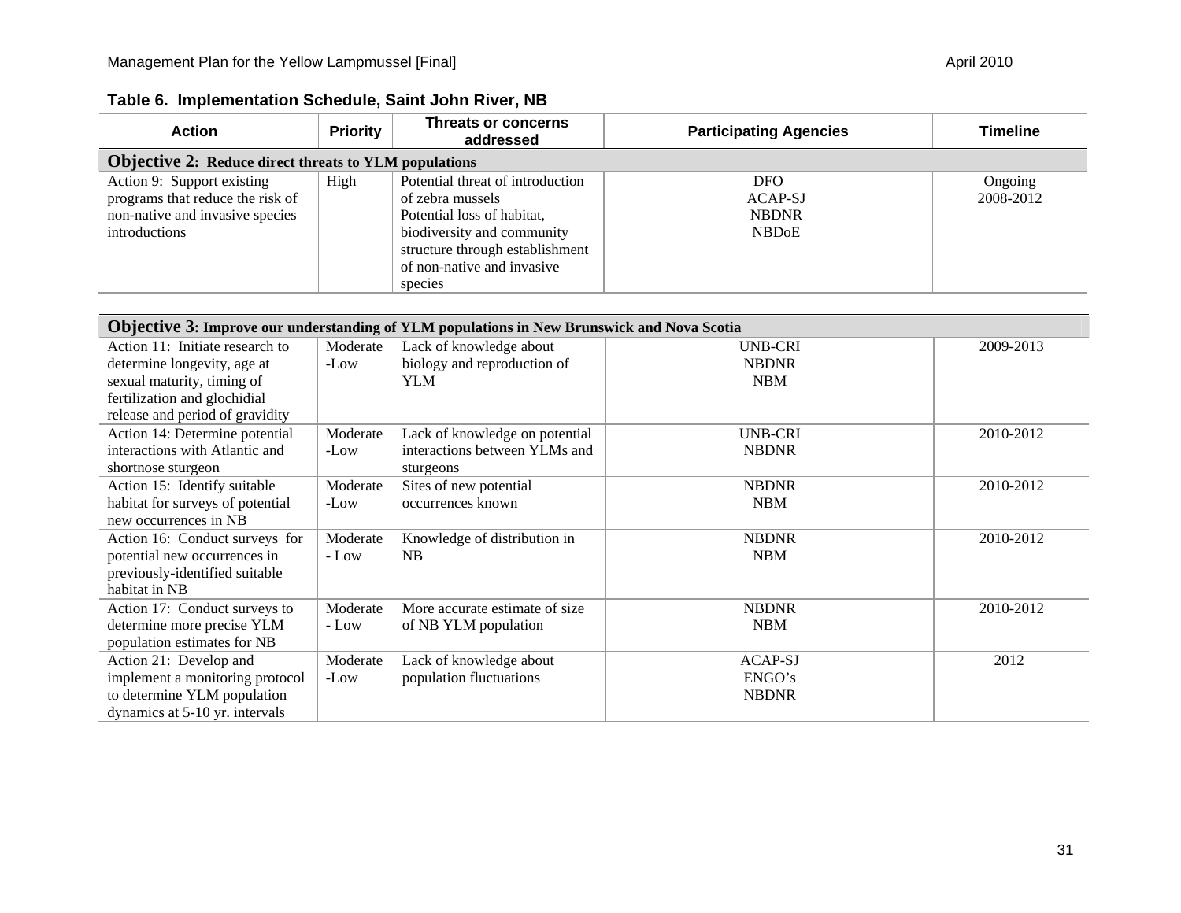**Table 6. Implementation Schedule, Saint John River, NB**

| Action | Priority | Threats or concerns addressed | Participating Agencies | Timeline |
|---|---|---|---|---|
| **Objective 2: Reduce direct threats to YLM populations** | | | | |
| Action 9: Support existing programs that reduce the risk of non-native and invasive species introductions | High | Potential threat of introduction of zebra mussels<br>Potential loss of habitat, biodiversity and community structure through establishment of non-native and invasive species | DFO<br>ACAP-SJ<br>NBDNR<br>NBDoE | Ongoing<br>2008-2012 |

| Action | Priority | Threats or concerns addressed | Participating Agencies | Timeline |
|---|---|---|---|---|
| **Objective 3: Improve our understanding of YLM populations in New Brunswick and Nova Scotia** | | | | |
| Action 11: Initiate research to determine longevity, age at sexual maturity, timing of fertilization and glochidial release and period of gravidity | Moderate -Low | Lack of knowledge about biology and reproduction of YLM | UNB-CRI<br>NBDNR<br>NBM | 2009-2013 |
| Action 14: Determine potential interactions with Atlantic and shortnose sturgeon | Moderate -Low | Lack of knowledge on potential interactions between YLMs and sturgeons | UNB-CRI<br>NBDNR | 2010-2012 |
| Action 15: Identify suitable habitat for surveys of potential new occurrences in NB | Moderate -Low | Sites of new potential occurrences known | NBDNR<br>NBM | 2010-2012 |
| Action 16: Conduct surveys for potential new occurrences in previously-identified suitable habitat in NB | Moderate - Low | Knowledge of distribution in NB | NBDNR<br>NBM | 2010-2012 |
| Action 17: Conduct surveys to determine more precise YLM population estimates for NB | Moderate - Low | More accurate estimate of size of NB YLM population | NBDNR<br>NBM | 2010-2012 |
| Action 21: Develop and implement a monitoring protocol to determine YLM population dynamics at 5-10 yr. intervals | Moderate -Low | Lack of knowledge about population fluctuations | ACAP-SJ<br>ENGO's<br>NBDNR | 2012 |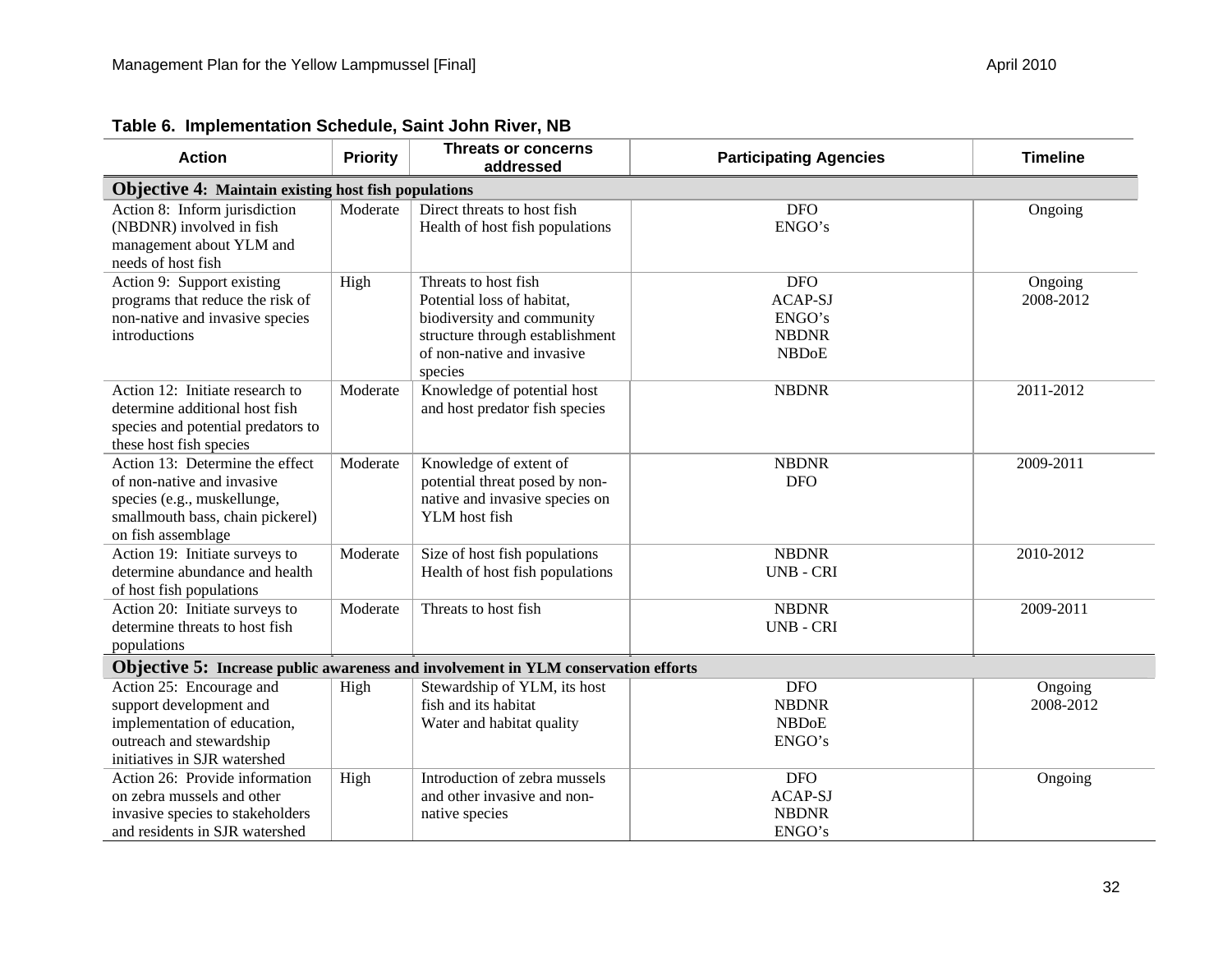**Table 6. Implementation Schedule, Saint John River, NB**

| Action | Priority | Threats or concerns addressed | Participating Agencies | Timeline |
|---|---|---|---|---|
| **Objective 4: Maintain existing host fish populations** | | | | |
| Action 8: Inform jurisdiction (NBDNR) involved in fish management about YLM and needs of host fish | Moderate | Direct threats to host fish<br>Health of host fish populations | DFO<br>ENGO's | Ongoing |
| Action 9: Support existing programs that reduce the risk of non-native and invasive species introductions | High | Threats to host fish<br>Potential loss of habitat, biodiversity and community structure through establishment of non-native and invasive species | DFO<br>ACAP-SJ<br>ENGO's<br>NBDNR<br>NBDoE | Ongoing<br>2008-2012 |
| Action 12: Initiate research to determine additional host fish species and potential predators to these host fish species | Moderate | Knowledge of potential host and host predator fish species | NBDNR | 2011-2012 |
| Action 13: Determine the effect of non-native and invasive species (e.g., muskellunge, smallmouth bass, chain pickerel) on fish assemblage | Moderate | Knowledge of extent of potential threat posed by non-native and invasive species on YLM host fish | NBDNR<br>DFO | 2009-2011 |
| Action 19: Initiate surveys to determine abundance and health of host fish populations | Moderate | Size of host fish populations<br>Health of host fish populations | NBDNR<br>UNB - CRI | 2010-2012 |
| Action 20: Initiate surveys to determine threats to host fish populations | Moderate | Threats to host fish | NBDNR<br>UNB - CRI | 2009-2011 |
| **Objective 5: Increase public awareness and involvement in YLM conservation efforts** | | | | |
| Action 25: Encourage and support development and implementation of education, outreach and stewardship initiatives in SJR watershed | High | Stewardship of YLM, its host fish and its habitat<br>Water and habitat quality | DFO<br>NBDNR<br>NBDoE<br>ENGO's | Ongoing<br>2008-2012 |
| Action 26: Provide information on zebra mussels and other invasive species to stakeholders and residents in SJR watershed | High | Introduction of zebra mussels and other invasive and non-native species | DFO<br>ACAP-SJ<br>NBDNR<br>ENGO's | Ongoing |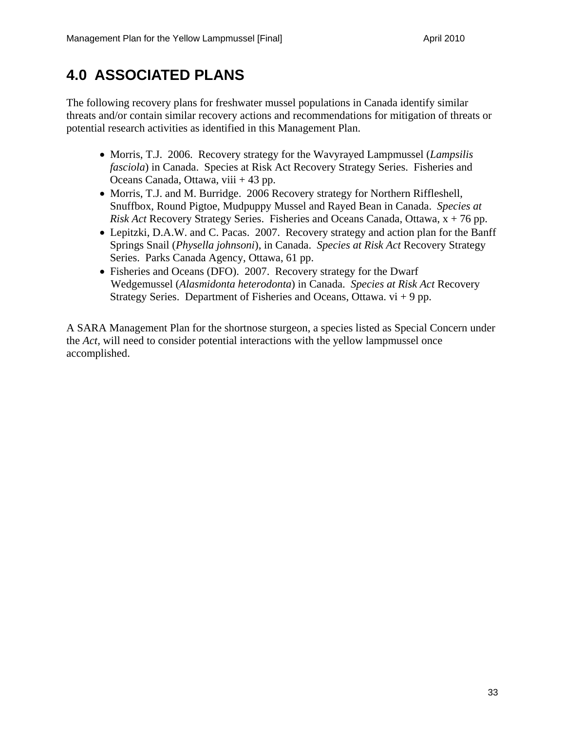# 4.0 ASSOCIATED PLANS

The following recovery plans for freshwater mussel populations in Canada identify similar threats and/or contain similar recovery actions and recommendations for mitigation of threats or potential research activities as identified in this Management Plan.

- Morris, T.J. 2006. Recovery strategy for the Wavyrayed Lampmussel (*Lampsilis fasciola*) in Canada. Species at Risk Act Recovery Strategy Series. Fisheries and Oceans Canada, Ottawa, viii + 43 pp.
- Morris, T.J. and M. Burridge. 2006 Recovery strategy for Northern Riffleshell, Snuffbox, Round Pigtoe, Mudpuppy Mussel and Rayed Bean in Canada. *Species at Risk Act* Recovery Strategy Series. Fisheries and Oceans Canada, Ottawa, x + 76 pp.
- Lepitzki, D.A.W. and C. Pacas. 2007. Recovery strategy and action plan for the Banff Springs Snail (*Physella johnsoni*), in Canada. *Species at Risk Act* Recovery Strategy Series. Parks Canada Agency, Ottawa, 61 pp.
- Fisheries and Oceans (DFO). 2007. Recovery strategy for the Dwarf Wedgemussel (*Alasmidonta heterodonta*) in Canada. *Species at Risk Act* Recovery Strategy Series. Department of Fisheries and Oceans, Ottawa. vi + 9 pp.

A SARA Management Plan for the shortnose sturgeon, a species listed as Special Concern under the *Act,* will need to consider potential interactions with the yellow lampmussel once accomplished.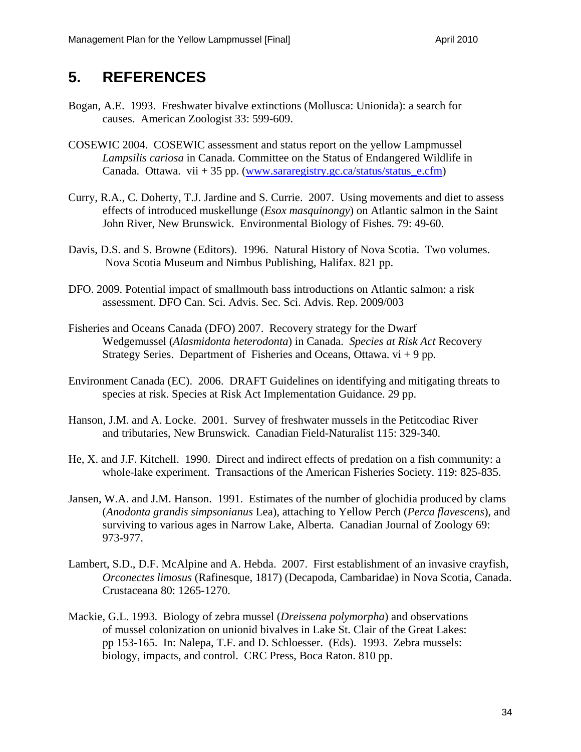# 5. REFERENCES

Bogan, A.E. 1993. Freshwater bivalve extinctions (Mollusca: Unionida): a search for causes. American Zoologist 33: 599-609.

COSEWIC 2004. COSEWIC assessment and status report on the yellow Lampmussel *Lampsilis cariosa* in Canada. Committee on the Status of Endangered Wildlife in Canada. Ottawa. vii + 35 pp. (www.sararegistry.gc.ca/status/status_e.cfm)

Curry, R.A., C. Doherty, T.J. Jardine and S. Currie. 2007. Using movements and diet to assess effects of introduced muskellunge (*Esox masquinongy*) on Atlantic salmon in the Saint John River, New Brunswick. Environmental Biology of Fishes. 79: 49-60.

Davis, D.S. and S. Browne (Editors). 1996. Natural History of Nova Scotia. Two volumes. Nova Scotia Museum and Nimbus Publishing, Halifax. 821 pp.

DFO. 2009. Potential impact of smallmouth bass introductions on Atlantic salmon: a risk assessment. DFO Can. Sci. Advis. Sec. Sci. Advis. Rep. 2009/003

Fisheries and Oceans Canada (DFO) 2007. Recovery strategy for the Dwarf Wedgemussel (*Alasmidonta heterodonta*) in Canada. *Species at Risk Act* Recovery Strategy Series. Department of Fisheries and Oceans, Ottawa. vi + 9 pp.

Environment Canada (EC). 2006. DRAFT Guidelines on identifying and mitigating threats to species at risk. Species at Risk Act Implementation Guidance. 29 pp.

Hanson, J.M. and A. Locke. 2001. Survey of freshwater mussels in the Petitcodiac River and tributaries, New Brunswick. Canadian Field-Naturalist 115: 329-340.

He, X. and J.F. Kitchell. 1990. Direct and indirect effects of predation on a fish community: a whole-lake experiment. Transactions of the American Fisheries Society. 119: 825-835.

Jansen, W.A. and J.M. Hanson. 1991. Estimates of the number of glochidia produced by clams (*Anodonta grandis simpsonianus* Lea), attaching to Yellow Perch (*Perca flavescens*), and surviving to various ages in Narrow Lake, Alberta. Canadian Journal of Zoology 69: 973-977.

Lambert, S.D., D.F. McAlpine and A. Hebda. 2007. First establishment of an invasive crayfish, *Orconectes limosus* (Rafinesque, 1817) (Decapoda, Cambaridae) in Nova Scotia, Canada. Crustaceana 80: 1265-1270.

Mackie, G.L. 1993. Biology of zebra mussel (*Dreissena polymorpha*) and observations of mussel colonization on unionid bivalves in Lake St. Clair of the Great Lakes: pp 153-165. In: Nalepa, T.F. and D. Schloesser. (Eds). 1993. Zebra mussels: biology, impacts, and control. CRC Press, Boca Raton. 810 pp.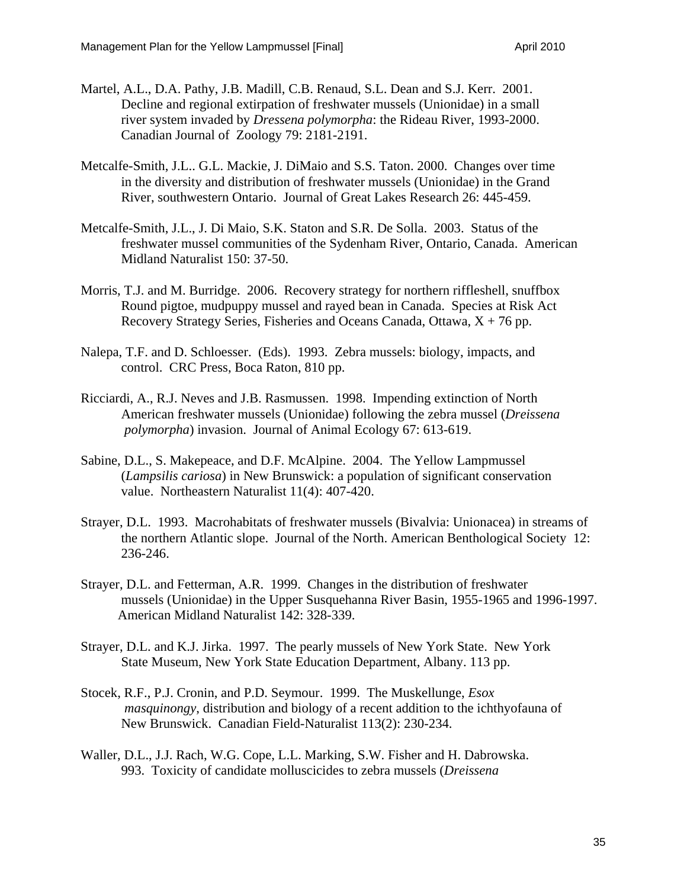Martel, A.L., D.A. Pathy, J.B. Madill, C.B. Renaud, S.L. Dean and S.J. Kerr. 2001. Decline and regional extirpation of freshwater mussels (Unionidae) in a small river system invaded by *Dressena polymorpha*: the Rideau River, 1993-2000. Canadian Journal of Zoology 79: 2181-2191.

Metcalfe-Smith, J.L.. G.L. Mackie, J. DiMaio and S.S. Taton. 2000. Changes over time in the diversity and distribution of freshwater mussels (Unionidae) in the Grand River, southwestern Ontario. Journal of Great Lakes Research 26: 445-459.

Metcalfe-Smith, J.L., J. Di Maio, S.K. Staton and S.R. De Solla. 2003. Status of the freshwater mussel communities of the Sydenham River, Ontario, Canada. American Midland Naturalist 150: 37-50.

Morris, T.J. and M. Burridge. 2006. Recovery strategy for northern riffleshell, snuffbox Round pigtoe, mudpuppy mussel and rayed bean in Canada. Species at Risk Act Recovery Strategy Series, Fisheries and Oceans Canada, Ottawa, X + 76 pp.

Nalepa, T.F. and D. Schloesser. (Eds). 1993. Zebra mussels: biology, impacts, and control. CRC Press, Boca Raton, 810 pp.

Ricciardi, A., R.J. Neves and J.B. Rasmussen. 1998. Impending extinction of North American freshwater mussels (Unionidae) following the zebra mussel (*Dreissena polymorpha*) invasion. Journal of Animal Ecology 67: 613-619.

Sabine, D.L., S. Makepeace, and D.F. McAlpine. 2004. The Yellow Lampmussel (*Lampsilis cariosa*) in New Brunswick: a population of significant conservation value. Northeastern Naturalist 11(4): 407-420.

Strayer, D.L. 1993. Macrohabitats of freshwater mussels (Bivalvia: Unionacea) in streams of the northern Atlantic slope. Journal of the North. American Benthological Society 12: 236-246.

Strayer, D.L. and Fetterman, A.R. 1999. Changes in the distribution of freshwater mussels (Unionidae) in the Upper Susquehanna River Basin, 1955-1965 and 1996-1997. American Midland Naturalist 142: 328-339.

Strayer, D.L. and K.J. Jirka. 1997. The pearly mussels of New York State. New York State Museum, New York State Education Department, Albany. 113 pp.

Stocek, R.F., P.J. Cronin, and P.D. Seymour. 1999. The Muskellunge, *Esox masquinongy*, distribution and biology of a recent addition to the ichthyofauna of New Brunswick. Canadian Field-Naturalist 113(2): 230-234.

Waller, D.L., J.J. Rach, W.G. Cope, L.L. Marking, S.W. Fisher and H. Dabrowska. 993. Toxicity of candidate molluscicides to zebra mussels (*Dreissena*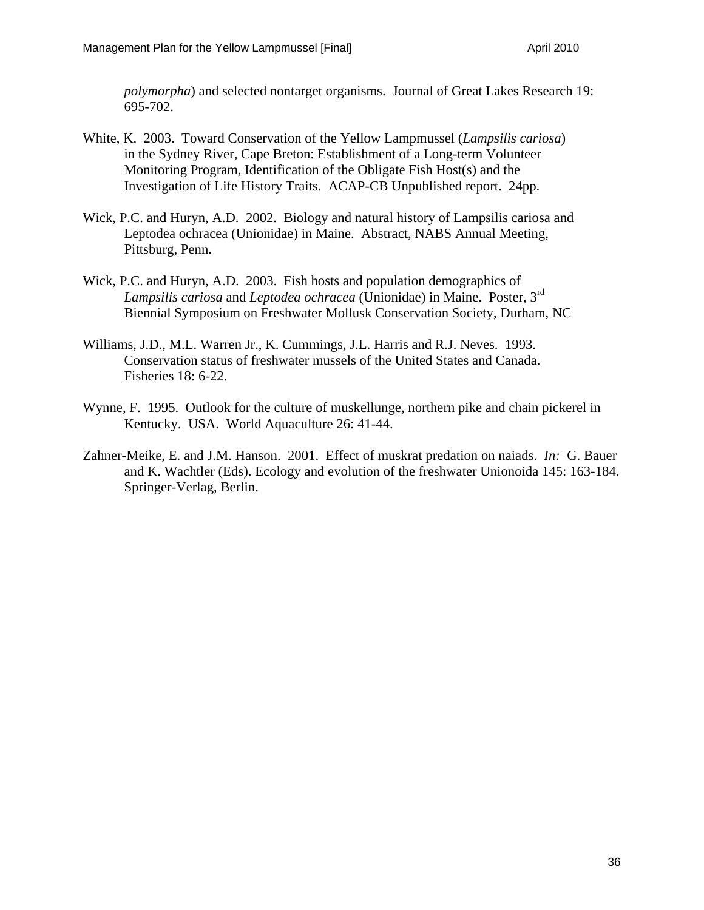*polymorpha*) and selected nontarget organisms. Journal of Great Lakes Research 19: 695-702.

White, K. 2003. Toward Conservation of the Yellow Lampmussel (*Lampsilis cariosa*) in the Sydney River, Cape Breton: Establishment of a Long-term Volunteer Monitoring Program, Identification of the Obligate Fish Host(s) and the Investigation of Life History Traits. ACAP-CB Unpublished report. 24pp.

Wick, P.C. and Huryn, A.D. 2002. Biology and natural history of Lampsilis cariosa and Leptodea ochracea (Unionidae) in Maine. Abstract, NABS Annual Meeting, Pittsburg, Penn.

Wick, P.C. and Huryn, A.D. 2003. Fish hosts and population demographics of *Lampsilis cariosa* and *Leptodea ochracea* (Unionidae) in Maine. Poster, 3rd Biennial Symposium on Freshwater Mollusk Conservation Society, Durham, NC

Williams, J.D., M.L. Warren Jr., K. Cummings, J.L. Harris and R.J. Neves. 1993. Conservation status of freshwater mussels of the United States and Canada. Fisheries 18: 6-22.

Wynne, F. 1995. Outlook for the culture of muskellunge, northern pike and chain pickerel in Kentucky. USA. World Aquaculture 26: 41-44.

Zahner-Meike, E. and J.M. Hanson. 2001. Effect of muskrat predation on naiads. *In:* G. Bauer and K. Wachtler (Eds). Ecology and evolution of the freshwater Unionoida 145: 163-184. Springer-Verlag, Berlin.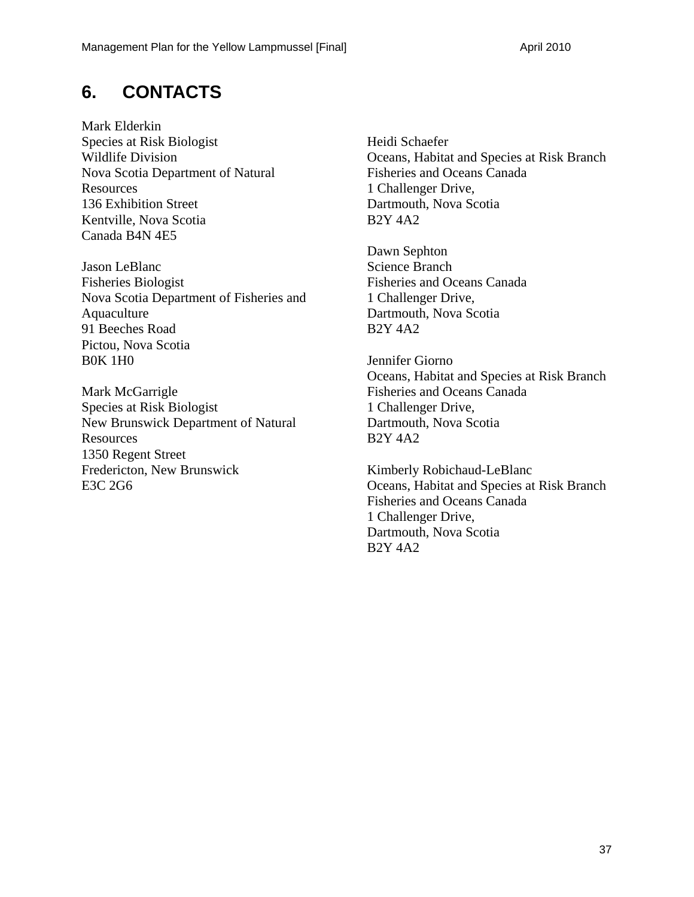# 6. CONTACTS

Mark Elderkin
Species at Risk Biologist
Wildlife Division
Nova Scotia Department of Natural Resources
136 Exhibition Street
Kentville, Nova Scotia
Canada B4N 4E5

Jason LeBlanc
Fisheries Biologist
Nova Scotia Department of Fisheries and Aquaculture
91 Beeches Road
Pictou, Nova Scotia
B0K 1H0

Mark McGarrigle
Species at Risk Biologist
New Brunswick Department of Natural Resources
1350 Regent Street
Fredericton, New Brunswick
E3C 2G6

Heidi Schaefer
Oceans, Habitat and Species at Risk Branch
Fisheries and Oceans Canada
1 Challenger Drive,
Dartmouth, Nova Scotia
B2Y 4A2

Dawn Sephton
Science Branch
Fisheries and Oceans Canada
1 Challenger Drive,
Dartmouth, Nova Scotia
B2Y 4A2

Jennifer Giorno
Oceans, Habitat and Species at Risk Branch
Fisheries and Oceans Canada
1 Challenger Drive,
Dartmouth, Nova Scotia
B2Y 4A2

Kimberly Robichaud-LeBlanc
Oceans, Habitat and Species at Risk Branch
Fisheries and Oceans Canada
1 Challenger Drive,
Dartmouth, Nova Scotia
B2Y 4A2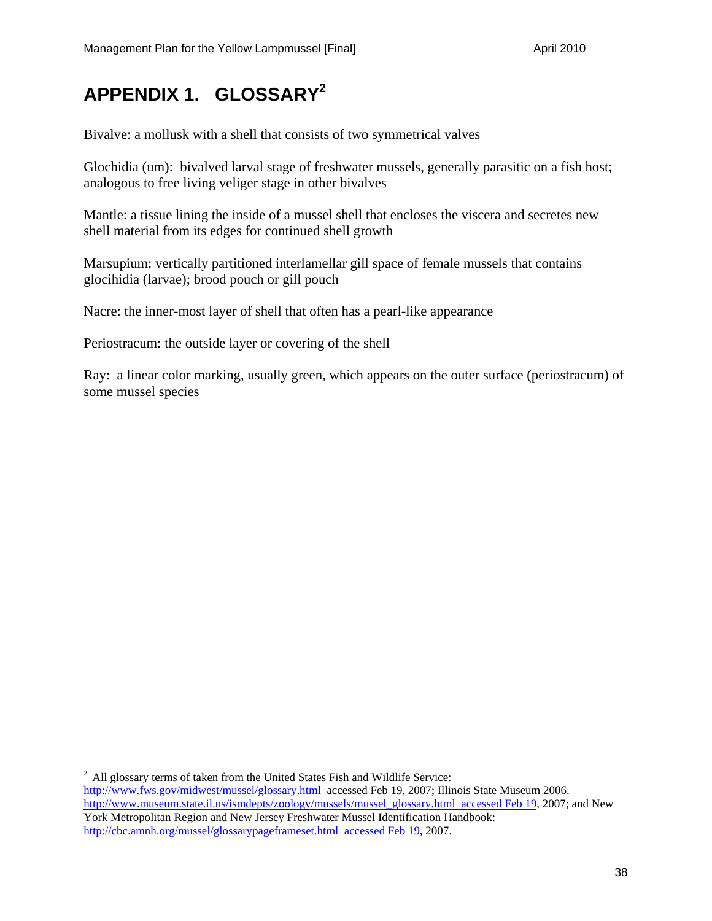# APPENDIX 1. GLOSSARY[2]

Bivalve: a mollusk with a shell that consists of two symmetrical valves

Glochidia (um): bivalved larval stage of freshwater mussels, generally parasitic on a fish host; analogous to free living veliger stage in other bivalves

Mantle: a tissue lining the inside of a mussel shell that encloses the viscera and secretes new shell material from its edges for continued shell growth

Marsupium: vertically partitioned interlamellar gill space of female mussels that contains glocihidia (larvae); brood pouch or gill pouch

Nacre: the inner-most layer of shell that often has a pearl-like appearance

Periostracum: the outside layer or covering of the shell

Ray: a linear color marking, usually green, which appears on the outer surface (periostracum) of some mussel species

---

[2] All glossary terms of taken from the United States Fish and Wildlife Service: http://www.fws.gov/midwest/mussel/glossary.html accessed Feb 19, 2007; Illinois State Museum 2006. http://www.museum.state.il.us/ismdepts/zoology/mussels/mussel_glossary.html accessed Feb 19, 2007; and New York Metropolitan Region and New Jersey Freshwater Mussel Identification Handbook: http://cbc.amnh.org/mussel/glossarypageframeset.html accessed Feb 19, 2007.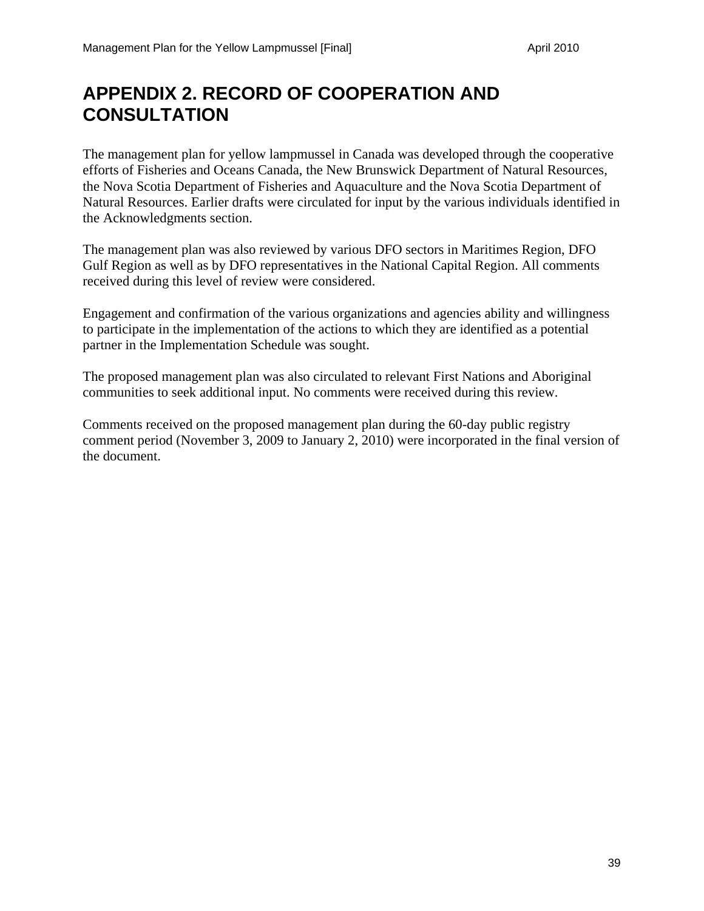# APPENDIX 2. RECORD OF COOPERATION AND CONSULTATION

The management plan for yellow lampmussel in Canada was developed through the cooperative efforts of Fisheries and Oceans Canada, the New Brunswick Department of Natural Resources, the Nova Scotia Department of Fisheries and Aquaculture and the Nova Scotia Department of Natural Resources. Earlier drafts were circulated for input by the various individuals identified in the Acknowledgments section.

The management plan was also reviewed by various DFO sectors in Maritimes Region, DFO Gulf Region as well as by DFO representatives in the National Capital Region. All comments received during this level of review were considered.

Engagement and confirmation of the various organizations and agencies ability and willingness to participate in the implementation of the actions to which they are identified as a potential partner in the Implementation Schedule was sought.

The proposed management plan was also circulated to relevant First Nations and Aboriginal communities to seek additional input. No comments were received during this review.

Comments received on the proposed management plan during the 60-day public registry comment period (November 3, 2009 to January 2, 2010) were incorporated in the final version of the document.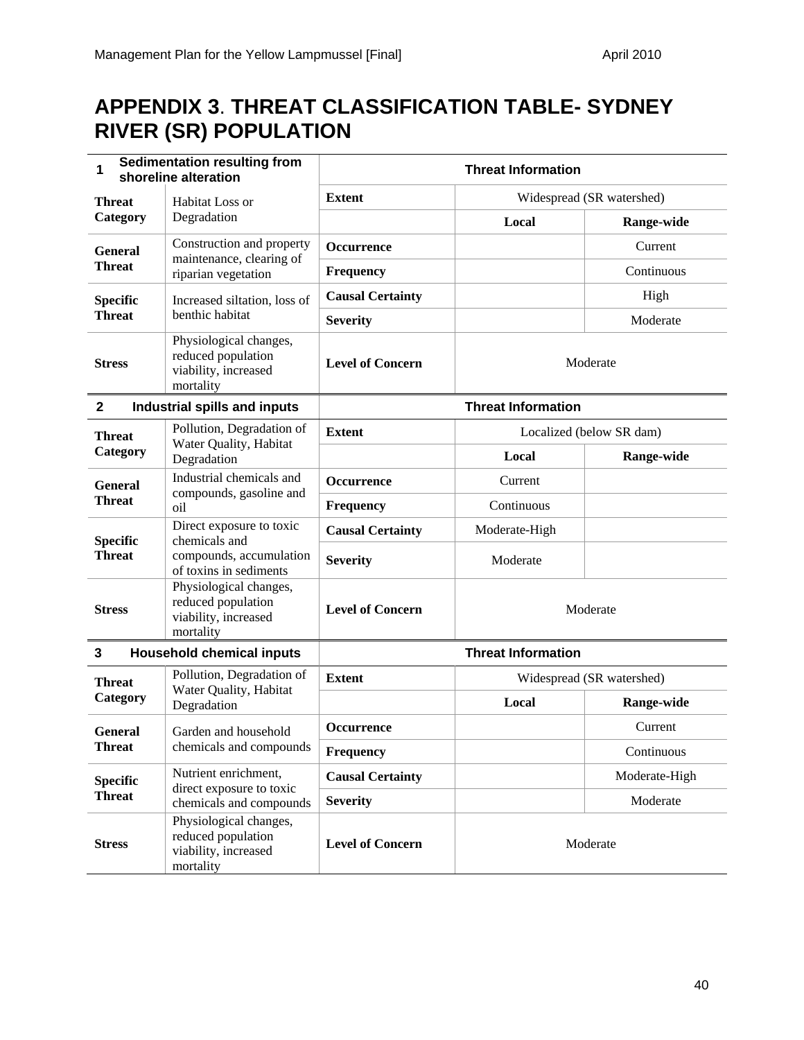# APPENDIX 3. THREAT CLASSIFICATION TABLE- SYDNEY RIVER (SR) POPULATION

| 1 Sedimentation resulting from shoreline alteration | | Threat Information | | |
|---|---|---|---|---|
| **Threat Category** | Habitat Loss or Degradation | **Extent** | Widespread (SR watershed) | |
| | | | **Local** | **Range-wide** |
| **General Threat** | Construction and property maintenance, clearing of riparian vegetation | **Occurrence** | | Current |
| | | **Frequency** | | Continuous |
| **Specific Threat** | Increased siltation, loss of benthic habitat | **Causal Certainty** | | High |
| | | **Severity** | | Moderate |
| **Stress** | Physiological changes, reduced population viability, increased mortality | **Level of Concern** | Moderate | |

| 2 Industrial spills and inputs | | Threat Information | | |
|---|---|---|---|---|
| **Threat Category** | Pollution, Degradation of Water Quality, Habitat Degradation | **Extent** | Localized (below SR dam) | |
| | | | **Local** | **Range-wide** |
| **General Threat** | Industrial chemicals and compounds, gasoline and oil | **Occurrence** | Current | |
| | | **Frequency** | Continuous | |
| **Specific Threat** | Direct exposure to toxic chemicals and compounds, accumulation of toxins in sediments | **Causal Certainty** | Moderate-High | |
| | | **Severity** | Moderate | |
| **Stress** | Physiological changes, reduced population viability, increased mortality | **Level of Concern** | Moderate | |

| 3 Household chemical inputs | | Threat Information | | |
|---|---|---|---|---|
| **Threat Category** | Pollution, Degradation of Water Quality, Habitat Degradation | **Extent** | Widespread (SR watershed) | |
| | | | **Local** | **Range-wide** |
| **General Threat** | Garden and household chemicals and compounds | **Occurrence** | | Current |
| | | **Frequency** | | Continuous |
| **Specific Threat** | Nutrient enrichment, direct exposure to toxic chemicals and compounds | **Causal Certainty** | | Moderate-High |
| | | **Severity** | | Moderate |
| **Stress** | Physiological changes, reduced population viability, increased mortality | **Level of Concern** | Moderate | |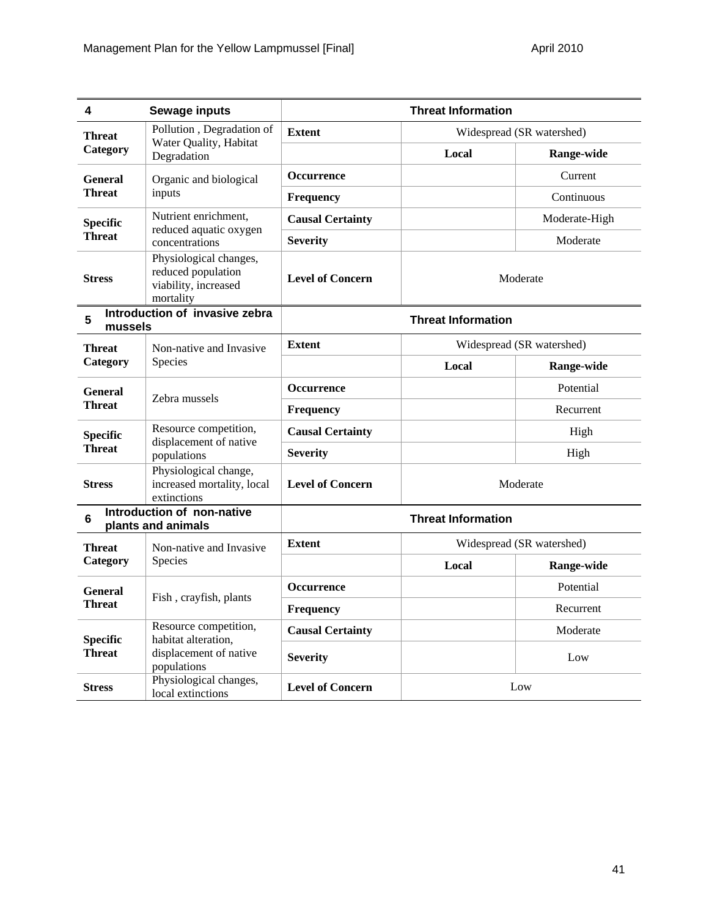| 4 | Sewage inputs | Threat Information | | |
|---|---|---|---|---|
| **Threat Category** | Pollution , Degradation of Water Quality, Habitat Degradation | **Extent** | Widespread (SR watershed) | |
| | | | **Local** | **Range-wide** |
| **General Threat** | Organic and biological inputs | **Occurrence** | | Current |
| | | **Frequency** | | Continuous |
| **Specific Threat** | Nutrient enrichment, reduced aquatic oxygen concentrations | **Causal Certainty** | | Moderate-High |
| | | **Severity** | | Moderate |
| **Stress** | Physiological changes, reduced population viability, increased mortality | **Level of Concern** | Moderate | |

| 5 | Introduction of invasive zebra mussels | Threat Information | | |
|---|---|---|---|---|
| **Threat Category** | Non-native and Invasive Species | **Extent** | Widespread (SR watershed) | |
| | | | **Local** | **Range-wide** |
| **General Threat** | Zebra mussels | **Occurrence** | | Potential |
| | | **Frequency** | | Recurrent |
| **Specific Threat** | Resource competition, displacement of native populations | **Causal Certainty** | | High |
| | | **Severity** | | High |
| **Stress** | Physiological change, increased mortality, local extinctions | **Level of Concern** | Moderate | |

| 6 | Introduction of non-native plants and animals | Threat Information | | |
|---|---|---|---|---|
| **Threat Category** | Non-native and Invasive Species | **Extent** | Widespread (SR watershed) | |
| | | | **Local** | **Range-wide** |
| **General Threat** | Fish , crayfish, plants | **Occurrence** | | Potential |
| | | **Frequency** | | Recurrent |
| **Specific Threat** | Resource competition, habitat alteration, displacement of native populations | **Causal Certainty** | | Moderate |
| | | **Severity** | | Low |
| **Stress** | Physiological changes, local extinctions | **Level of Concern** | Low | |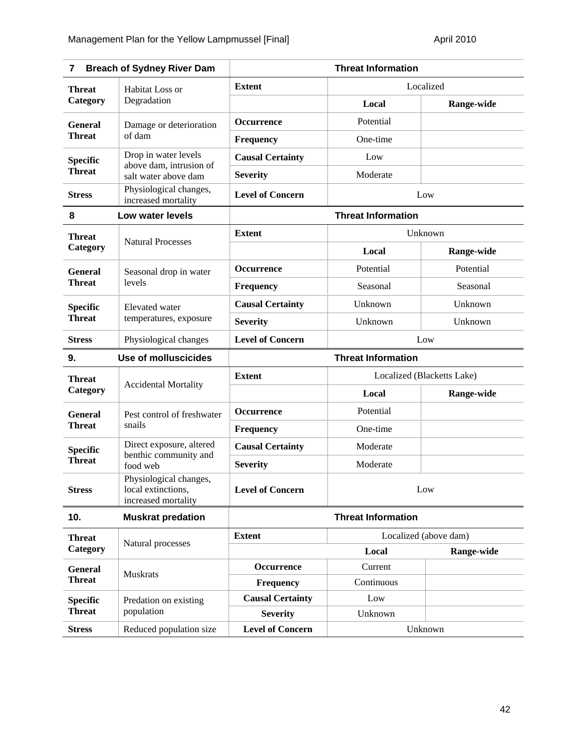| 7 Breach of Sydney River Dam | | Threat Information | | |
|---|---|---|---|---|
| **Threat Category** | Habitat Loss or Degradation | **Extent** | Localized | |
| | | | **Local** | **Range-wide** |
| **General Threat** | Damage or deterioration of dam | **Occurrence** | Potential | |
| | | **Frequency** | One-time | |
| **Specific Threat** | Drop in water levels above dam, intrusion of salt water above dam | **Causal Certainty** | Low | |
| | | **Severity** | Moderate | |
| **Stress** | Physiological changes, increased mortality | **Level of Concern** | Low | |

| 8 Low water levels | | Threat Information | | |
|---|---|---|---|---|
| **Threat Category** | Natural Processes | **Extent** | Unknown | |
| | | | **Local** | **Range-wide** |
| **General Threat** | Seasonal drop in water levels | **Occurrence** | Potential | Potential |
| | | **Frequency** | Seasonal | Seasonal |
| **Specific Threat** | Elevated water temperatures, exposure | **Causal Certainty** | Unknown | Unknown |
| | | **Severity** | Unknown | Unknown |
| **Stress** | Physiological changes | **Level of Concern** | Low | |

| 9. Use of molluscicides | | Threat Information | | |
|---|---|---|---|---|
| **Threat Category** | Accidental Mortality | **Extent** | Localized (Blacketts Lake) | |
| | | | **Local** | **Range-wide** |
| **General Threat** | Pest control of freshwater snails | **Occurrence** | Potential | |
| | | **Frequency** | One-time | |
| **Specific Threat** | Direct exposure, altered benthic community and food web | **Causal Certainty** | Moderate | |
| | | **Severity** | Moderate | |
| **Stress** | Physiological changes, local extinctions, increased mortality | **Level of Concern** | Low | |

| 10. Muskrat predation | | Threat Information | | |
|---|---|---|---|---|
| **Threat Category** | Natural processes | **Extent** | Localized (above dam) | |
| | | | **Local** | **Range-wide** |
| **General Threat** | Muskrats | **Occurrence** | Current | |
| | | **Frequency** | Continuous | |
| **Specific Threat** | Predation on existing population | **Causal Certainty** | Low | |
| | | **Severity** | Unknown | |
| **Stress** | Reduced population size | **Level of Concern** | Unknown | |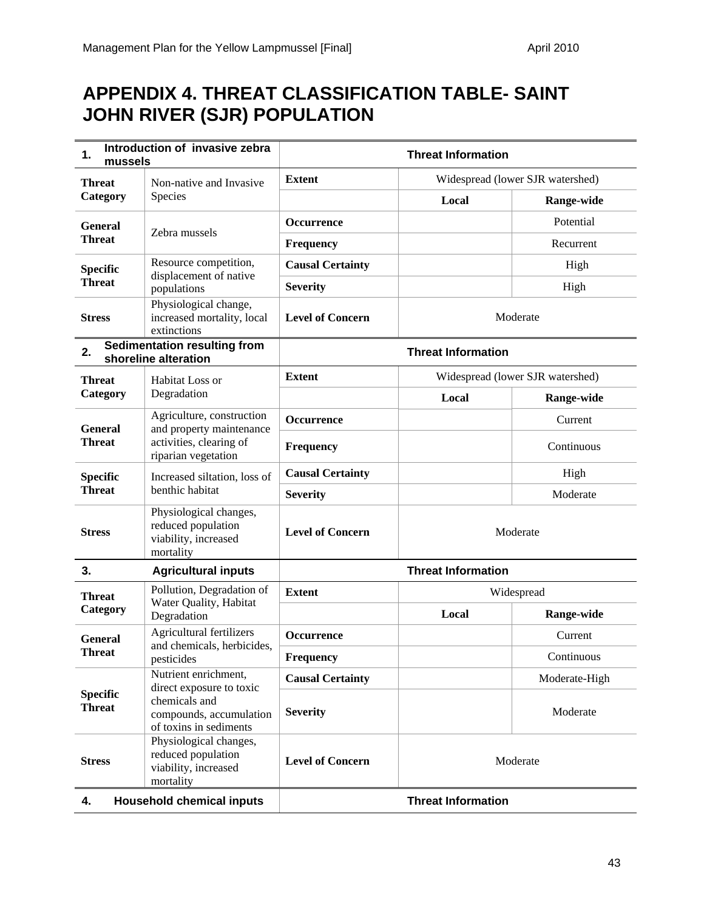# APPENDIX 4. THREAT CLASSIFICATION TABLE- SAINT JOHN RIVER (SJR) POPULATION

| **1. Introduction of invasive zebra mussels** | | **Threat Information** | | |
|---|---|---|---|---|
| **Threat Category** | Non-native and Invasive Species | **Extent** | Widespread (lower SJR watershed) | |
| | | | **Local** | **Range-wide** |
| **General Threat** | Zebra mussels | **Occurrence** | | Potential |
| | | **Frequency** | | Recurrent |
| **Specific Threat** | Resource competition, displacement of native populations | **Causal Certainty** | | High |
| | | **Severity** | | High |
| **Stress** | Physiological change, increased mortality, local extinctions | **Level of Concern** | Moderate | |

| **2. Sedimentation resulting from shoreline alteration** | | **Threat Information** | | |
|---|---|---|---|---|
| **Threat Category** | Habitat Loss or Degradation | **Extent** | Widespread (lower SJR watershed) | |
| | | | **Local** | **Range-wide** |
| **General Threat** | Agriculture, construction and property maintenance activities, clearing of riparian vegetation | **Occurrence** | | Current |
| | | **Frequency** | | Continuous |
| **Specific Threat** | Increased siltation, loss of benthic habitat | **Causal Certainty** | | High |
| | | **Severity** | | Moderate |
| **Stress** | Physiological changes, reduced population viability, increased mortality | **Level of Concern** | Moderate | |

| **3. Agricultural inputs** | | **Threat Information** | | |
|---|---|---|---|---|
| **Threat Category** | Pollution, Degradation of Water Quality, Habitat Degradation | **Extent** | Widespread | |
| | | | **Local** | **Range-wide** |
| **General Threat** | Agricultural fertilizers and chemicals, herbicides, pesticides | **Occurrence** | | Current |
| | | **Frequency** | | Continuous |
| **Specific Threat** | Nutrient enrichment, direct exposure to toxic chemicals and compounds, accumulation of toxins in sediments | **Causal Certainty** | | Moderate-High |
| | | **Severity** | | Moderate |
| **Stress** | Physiological changes, reduced population viability, increased mortality | **Level of Concern** | Moderate | |

| **4. Household chemical inputs** | | **Threat Information** | | |
|---|---|---|---|---|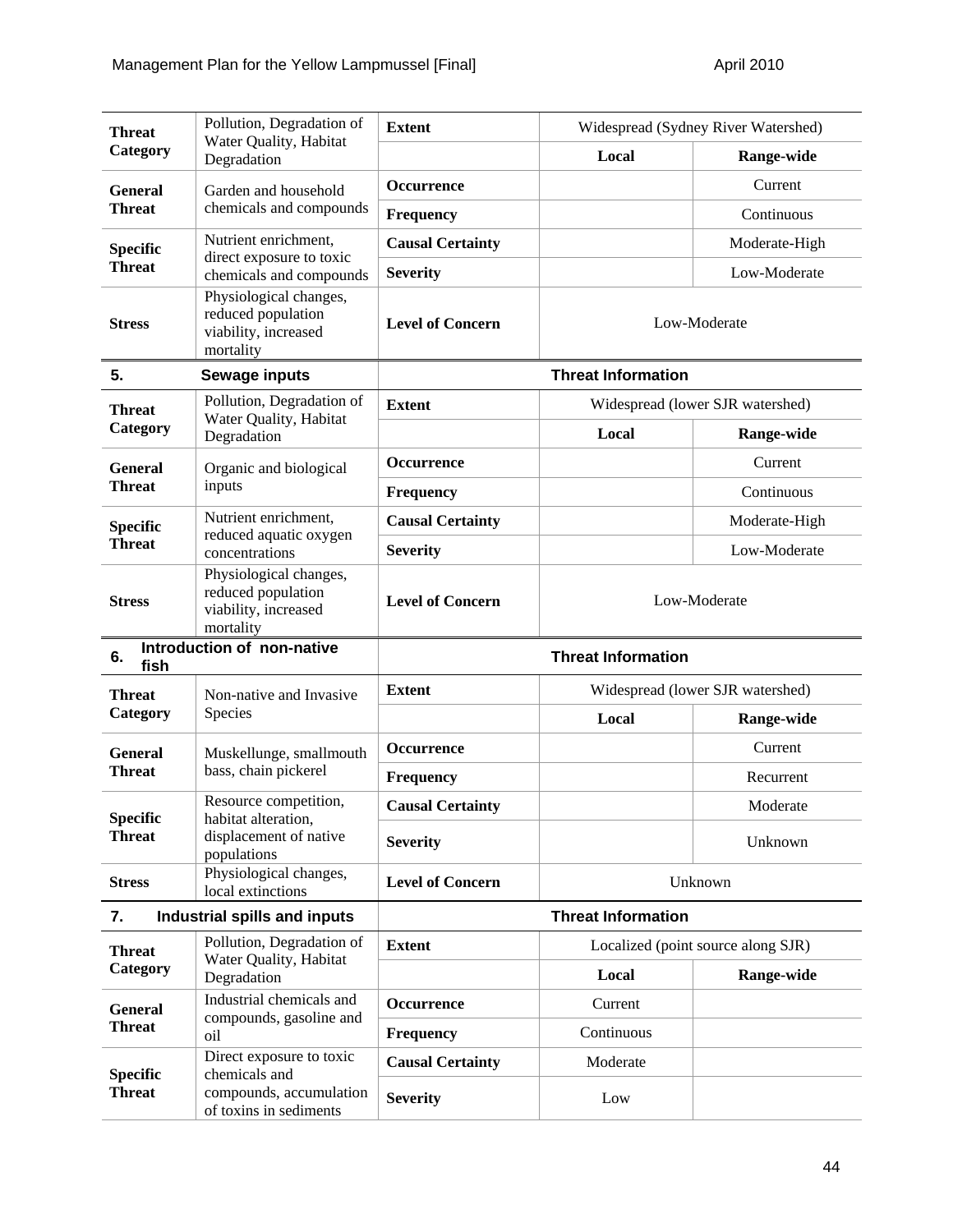| | | | | |
|---|---|---|---|---|
| **Threat Category** | Pollution, Degradation of Water Quality, Habitat Degradation | **Extent** | Widespread (Sydney River Watershed) | |
| | | | **Local** | **Range-wide** |
| **General Threat** | Garden and household chemicals and compounds | **Occurrence** | | Current |
| | | **Frequency** | | Continuous |
| **Specific Threat** | Nutrient enrichment, direct exposure to toxic chemicals and compounds | **Causal Certainty** | | Moderate-High |
| | | **Severity** | | Low-Moderate |
| **Stress** | Physiological changes, reduced population viability, increased mortality | **Level of Concern** | Low-Moderate | |

| **5.** | **Sewage inputs** | **Threat Information** | | |
|---|---|---|---|---|
| **Threat Category** | Pollution, Degradation of Water Quality, Habitat Degradation | **Extent** | Widespread (lower SJR watershed) | |
| | | | **Local** | **Range-wide** |
| **General Threat** | Organic and biological inputs | **Occurrence** | | Current |
| | | **Frequency** | | Continuous |
| **Specific Threat** | Nutrient enrichment, reduced aquatic oxygen concentrations | **Causal Certainty** | | Moderate-High |
| | | **Severity** | | Low-Moderate |
| **Stress** | Physiological changes, reduced population viability, increased mortality | **Level of Concern** | Low-Moderate | |

| **6.** | **Introduction of non-native fish** | **Threat Information** | | |
|---|---|---|---|---|
| **Threat Category** | Non-native and Invasive Species | **Extent** | Widespread (lower SJR watershed) | |
| | | | **Local** | **Range-wide** |
| **General Threat** | Muskellunge, smallmouth bass, chain pickerel | **Occurrence** | | Current |
| | | **Frequency** | | Recurrent |
| **Specific Threat** | Resource competition, habitat alteration, displacement of native populations | **Causal Certainty** | | Moderate |
| | | **Severity** | | Unknown |
| **Stress** | Physiological changes, local extinctions | **Level of Concern** | Unknown | |

| **7.** | **Industrial spills and inputs** | **Threat Information** | | |
|---|---|---|---|---|
| **Threat Category** | Pollution, Degradation of Water Quality, Habitat Degradation | **Extent** | Localized (point source along SJR) | |
| | | | **Local** | **Range-wide** |
| **General Threat** | Industrial chemicals and compounds, gasoline and oil | **Occurrence** | Current | |
| | | **Frequency** | Continuous | |
| **Specific Threat** | Direct exposure to toxic chemicals and compounds, accumulation of toxins in sediments | **Causal Certainty** | Moderate | |
| | | **Severity** | Low | |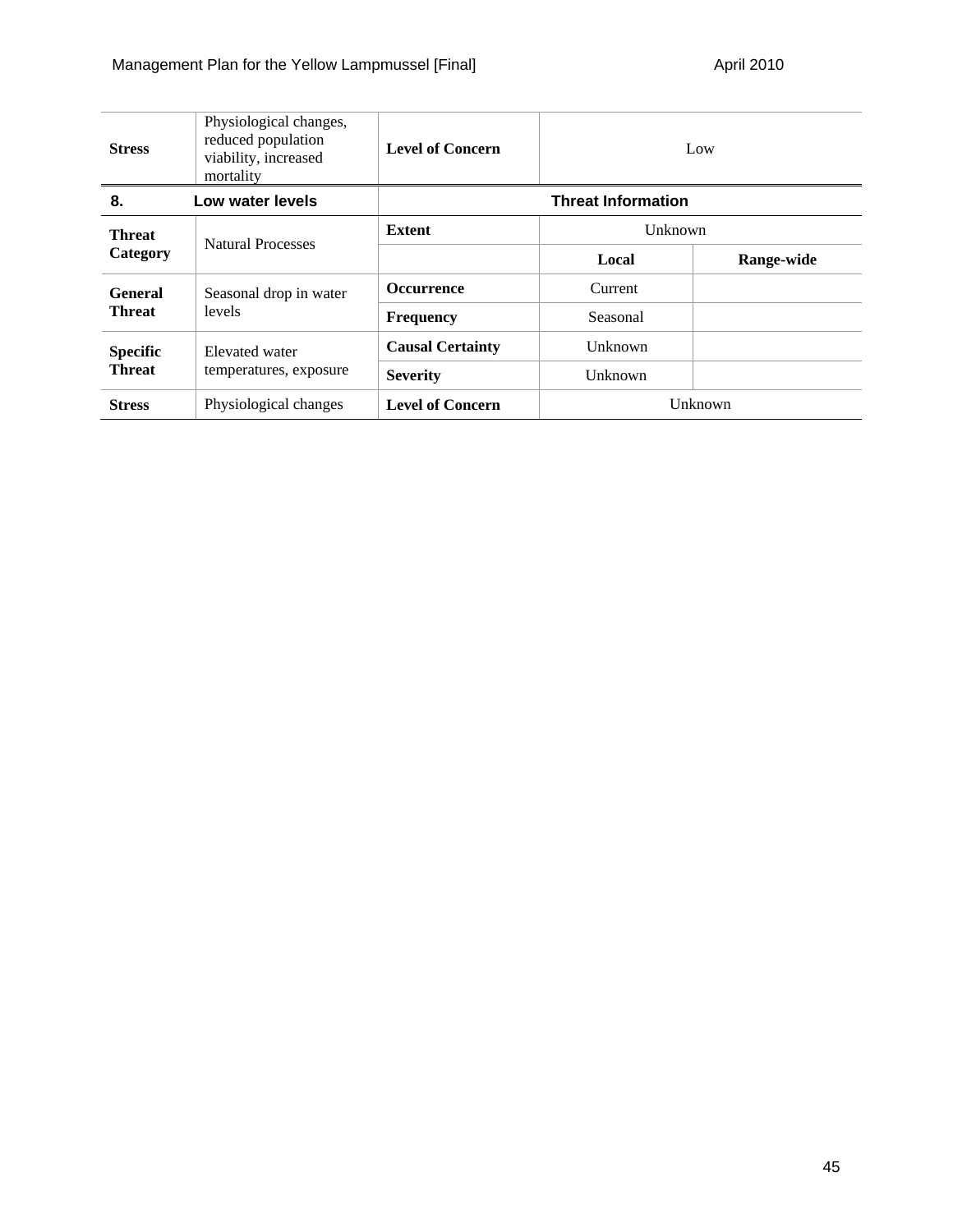| | | | | |
|---|---|---|---|---|
| **Stress** | Physiological changes, reduced population viability, increased mortality | **Level of Concern** | Low | |

| **8.** | **Low water levels** | **Threat Information** | | |
|---|---|---|---|---|
| **Threat Category** | Natural Processes | **Extent** | Unknown | |
| | | | **Local** | **Range-wide** |
| **General Threat** | Seasonal drop in water levels | **Occurrence** | Current | |
| | | **Frequency** | Seasonal | |
| **Specific Threat** | Elevated water temperatures, exposure | **Causal Certainty** | Unknown | |
| | | **Severity** | Unknown | |
| **Stress** | Physiological changes | **Level of Concern** | Unknown | |